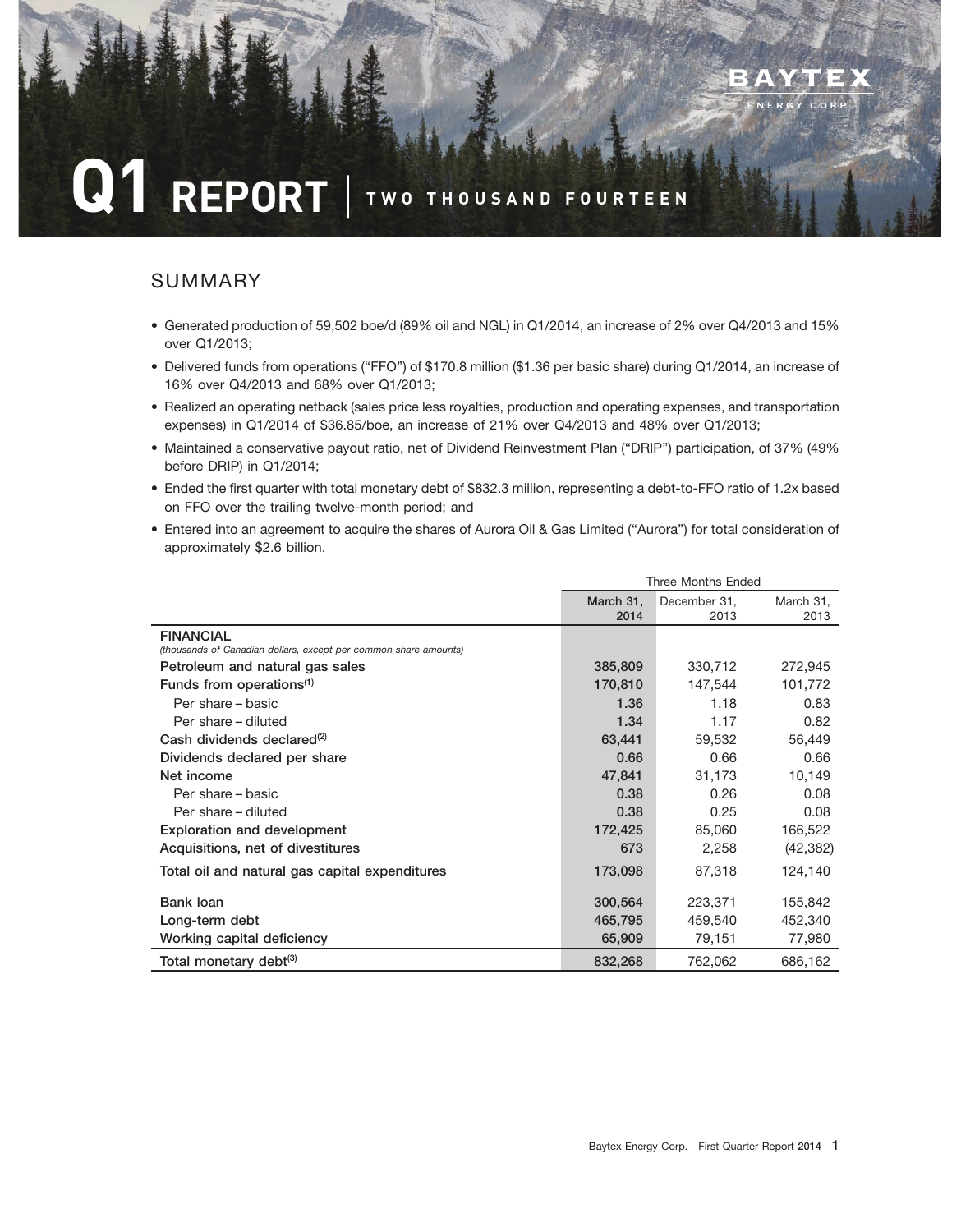# Q1 REPORT | TWO THOUSAND FOURTEEN

BAYTEX ENERGY CORP

## SUMMARY

- Generated production of 59,502 boe/d (89% oil and NGL) in Q1/2014, an increase of 2% over Q4/2013 and 15% over Q1/2013;
- Delivered funds from operations ("FFO") of $170.8 million ($1.36 per basic share) during Q1/2014, an increase of 16% over Q4/2013 and 68% over Q1/2013;
- Realized an operating netback (sales price less royalties, production and operating expenses, and transportation expenses) in Q1/2014 of $36.85/boe, an increase of 21% over Q4/2013 and 48% over Q1/2013;
- Maintained a conservative payout ratio, net of Dividend Reinvestment Plan ("DRIP") participation, of 37% (49% before DRIP) in Q1/2014;
- Ended the first quarter with total monetary debt of $832.3 million, representing a debt-to-FFO ratio of 1.2x based on FFO over the trailing twelve-month period; and
- Entered into an agreement to acquire the shares of Aurora Oil & Gas Limited ("Aurora") for total consideration of approximately $2.6 billion.

| | Three Months Ended | | |
|---|---|---|---|
| | March 31, 2014 | December 31, 2013 | March 31, 2013 |
| **FINANCIAL** *(thousands of Canadian dollars, except per common share amounts)* | | | |
| Petroleum and natural gas sales | 385,809 | 330,712 | 272,945 |
| Funds from operations[(1)] | 170,810 | 147,544 | 101,772 |
| Per share – basic | 1.36 | 1.18 | 0.83 |
| Per share – diluted | 1.34 | 1.17 | 0.82 |
| Cash dividends declared[(2)] | 63,441 | 59,532 | 56,449 |
| Dividends declared per share | 0.66 | 0.66 | 0.66 |
| Net income | 47,841 | 31,173 | 10,149 |
| Per share – basic | 0.38 | 0.26 | 0.08 |
| Per share – diluted | 0.38 | 0.25 | 0.08 |
| Exploration and development | 172,425 | 85,060 | 166,522 |
| Acquisitions, net of divestitures | 673 | 2,258 | (42,382) |
| Total oil and natural gas capital expenditures | 173,098 | 87,318 | 124,140 |
| Bank loan | 300,564 | 223,371 | 155,842 |
| Long-term debt | 465,795 | 459,540 | 452,340 |
| Working capital deficiency | 65,909 | 79,151 | 77,980 |
| Total monetary debt[(3)] | 832,268 | 762,062 | 686,162 |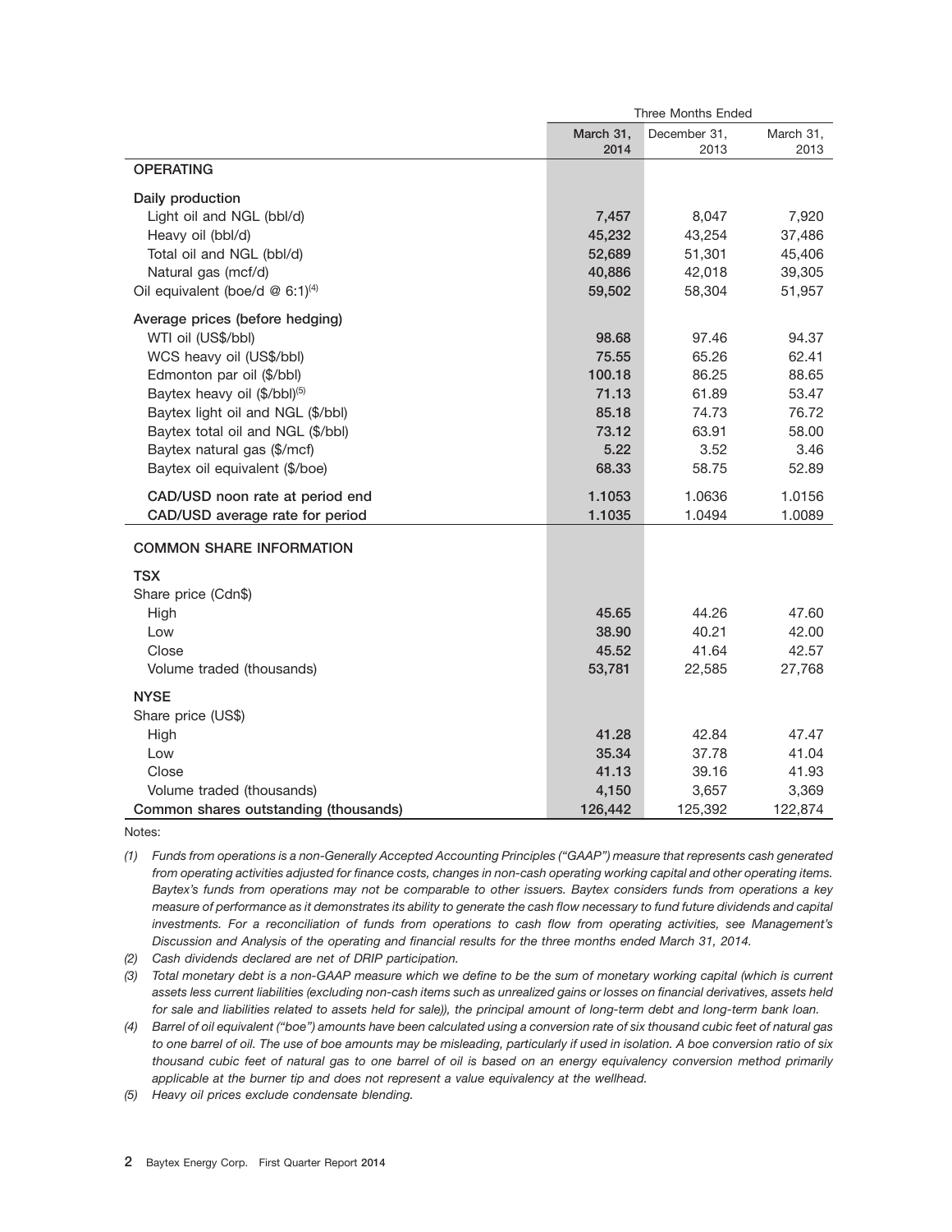| | Three Months Ended | | |
|---|---|---|---|
| | **March 31, 2014** | December 31, 2013 | March 31, 2013 |
| **OPERATING** | | | |
| Daily production | | | |
| Light oil and NGL (bbl/d) | **7,457** | 8,047 | 7,920 |
| Heavy oil (bbl/d) | **45,232** | 43,254 | 37,486 |
| Total oil and NGL (bbl/d) | **52,689** | 51,301 | 45,406 |
| Natural gas (mcf/d) | **40,886** | 42,018 | 39,305 |
| Oil equivalent (boe/d @ 6:1)[(4)] | **59,502** | 58,304 | 51,957 |
| Average prices (before hedging) | | | |
| WTI oil (US$/bbl) | **98.68** | 97.46 | 94.37 |
| WCS heavy oil (US$/bbl) | **75.55** | 65.26 | 62.41 |
| Edmonton par oil ($/bbl) | **100.18** | 86.25 | 88.65 |
| Baytex heavy oil ($/bbl)[(5)] | **71.13** | 61.89 | 53.47 |
| Baytex light oil and NGL ($/bbl) | **85.18** | 74.73 | 76.72 |
| Baytex total oil and NGL ($/bbl) | **73.12** | 63.91 | 58.00 |
| Baytex natural gas ($/mcf) | **5.22** | 3.52 | 3.46 |
| Baytex oil equivalent ($/boe) | **68.33** | 58.75 | 52.89 |
| CAD/USD noon rate at period end | **1.1053** | 1.0636 | 1.0156 |
| CAD/USD average rate for period | **1.1035** | 1.0494 | 1.0089 |
| **COMMON SHARE INFORMATION** | | | |
| **TSX** | | | |
| Share price (Cdn$) | | | |
| High | **45.65** | 44.26 | 47.60 |
| Low | **38.90** | 40.21 | 42.00 |
| Close | **45.52** | 41.64 | 42.57 |
| Volume traded (thousands) | **53,781** | 22,585 | 27,768 |
| **NYSE** | | | |
| Share price (US$) | | | |
| High | **41.28** | 42.84 | 47.47 |
| Low | **35.34** | 37.78 | 41.04 |
| Close | **41.13** | 39.16 | 41.93 |
| Volume traded (thousands) | **4,150** | 3,657 | 3,369 |
| Common shares outstanding (thousands) | **126,442** | 125,392 | 122,874 |

Notes:

*(1) Funds from operations is a non-Generally Accepted Accounting Principles ("GAAP") measure that represents cash generated from operating activities adjusted for finance costs, changes in non-cash operating working capital and other operating items. Baytex's funds from operations may not be comparable to other issuers. Baytex considers funds from operations a key measure of performance as it demonstrates its ability to generate the cash flow necessary to fund future dividends and capital investments. For a reconciliation of funds from operations to cash flow from operating activities, see Management's Discussion and Analysis of the operating and financial results for the three months ended March 31, 2014.*

*(2) Cash dividends declared are net of DRIP participation.*

*(3) Total monetary debt is a non-GAAP measure which we define to be the sum of monetary working capital (which is current assets less current liabilities (excluding non-cash items such as unrealized gains or losses on financial derivatives, assets held for sale and liabilities related to assets held for sale)), the principal amount of long-term debt and long-term bank loan.*

*(4) Barrel of oil equivalent ("boe") amounts have been calculated using a conversion rate of six thousand cubic feet of natural gas to one barrel of oil. The use of boe amounts may be misleading, particularly if used in isolation. A boe conversion ratio of six thousand cubic feet of natural gas to one barrel of oil is based on an energy equivalency conversion method primarily applicable at the burner tip and does not represent a value equivalency at the wellhead.*

*(5) Heavy oil prices exclude condensate blending.*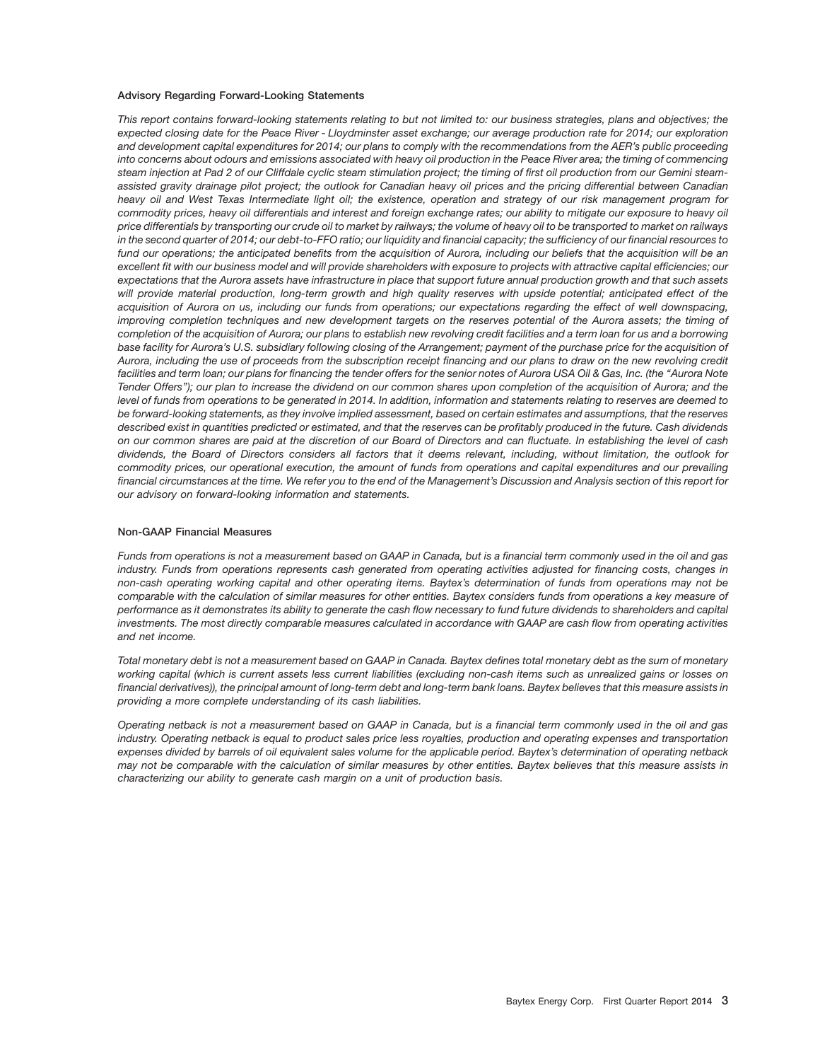**Advisory Regarding Forward-Looking Statements**

*This report contains forward-looking statements relating to but not limited to: our business strategies, plans and objectives; the expected closing date for the Peace River - Lloydminster asset exchange; our average production rate for 2014; our exploration and development capital expenditures for 2014; our plans to comply with the recommendations from the AER's public proceeding into concerns about odours and emissions associated with heavy oil production in the Peace River area; the timing of commencing steam injection at Pad 2 of our Cliffdale cyclic steam stimulation project; the timing of first oil production from our Gemini steam-assisted gravity drainage pilot project; the outlook for Canadian heavy oil prices and the pricing differential between Canadian heavy oil and West Texas Intermediate light oil; the existence, operation and strategy of our risk management program for commodity prices, heavy oil differentials and interest and foreign exchange rates; our ability to mitigate our exposure to heavy oil price differentials by transporting our crude oil to market by railways; the volume of heavy oil to be transported to market on railways in the second quarter of 2014; our debt-to-FFO ratio; our liquidity and financial capacity; the sufficiency of our financial resources to fund our operations; the anticipated benefits from the acquisition of Aurora, including our beliefs that the acquisition will be an excellent fit with our business model and will provide shareholders with exposure to projects with attractive capital efficiencies; our expectations that the Aurora assets have infrastructure in place that support future annual production growth and that such assets will provide material production, long-term growth and high quality reserves with upside potential; anticipated effect of the acquisition of Aurora on us, including our funds from operations; our expectations regarding the effect of well downspacing, improving completion techniques and new development targets on the reserves potential of the Aurora assets; the timing of completion of the acquisition of Aurora; our plans to establish new revolving credit facilities and a term loan for us and a borrowing base facility for Aurora's U.S. subsidiary following closing of the Arrangement; payment of the purchase price for the acquisition of Aurora, including the use of proceeds from the subscription receipt financing and our plans to draw on the new revolving credit facilities and term loan; our plans for financing the tender offers for the senior notes of Aurora USA Oil & Gas, Inc. (the "Aurora Note Tender Offers"); our plan to increase the dividend on our common shares upon completion of the acquisition of Aurora; and the level of funds from operations to be generated in 2014. In addition, information and statements relating to reserves are deemed to be forward-looking statements, as they involve implied assessment, based on certain estimates and assumptions, that the reserves described exist in quantities predicted or estimated, and that the reserves can be profitably produced in the future. Cash dividends on our common shares are paid at the discretion of our Board of Directors and can fluctuate. In establishing the level of cash dividends, the Board of Directors considers all factors that it deems relevant, including, without limitation, the outlook for commodity prices, our operational execution, the amount of funds from operations and capital expenditures and our prevailing financial circumstances at the time. We refer you to the end of the Management's Discussion and Analysis section of this report for our advisory on forward-looking information and statements.*

**Non-GAAP Financial Measures**

*Funds from operations is not a measurement based on GAAP in Canada, but is a financial term commonly used in the oil and gas industry. Funds from operations represents cash generated from operating activities adjusted for financing costs, changes in non-cash operating working capital and other operating items. Baytex's determination of funds from operations may not be comparable with the calculation of similar measures for other entities. Baytex considers funds from operations a key measure of performance as it demonstrates its ability to generate the cash flow necessary to fund future dividends to shareholders and capital investments. The most directly comparable measures calculated in accordance with GAAP are cash flow from operating activities and net income.*

*Total monetary debt is not a measurement based on GAAP in Canada. Baytex defines total monetary debt as the sum of monetary working capital (which is current assets less current liabilities (excluding non-cash items such as unrealized gains or losses on financial derivatives)), the principal amount of long-term debt and long-term bank loans. Baytex believes that this measure assists in providing a more complete understanding of its cash liabilities.*

*Operating netback is not a measurement based on GAAP in Canada, but is a financial term commonly used in the oil and gas industry. Operating netback is equal to product sales price less royalties, production and operating expenses and transportation expenses divided by barrels of oil equivalent sales volume for the applicable period. Baytex's determination of operating netback may not be comparable with the calculation of similar measures by other entities. Baytex believes that this measure assists in characterizing our ability to generate cash margin on a unit of production basis.*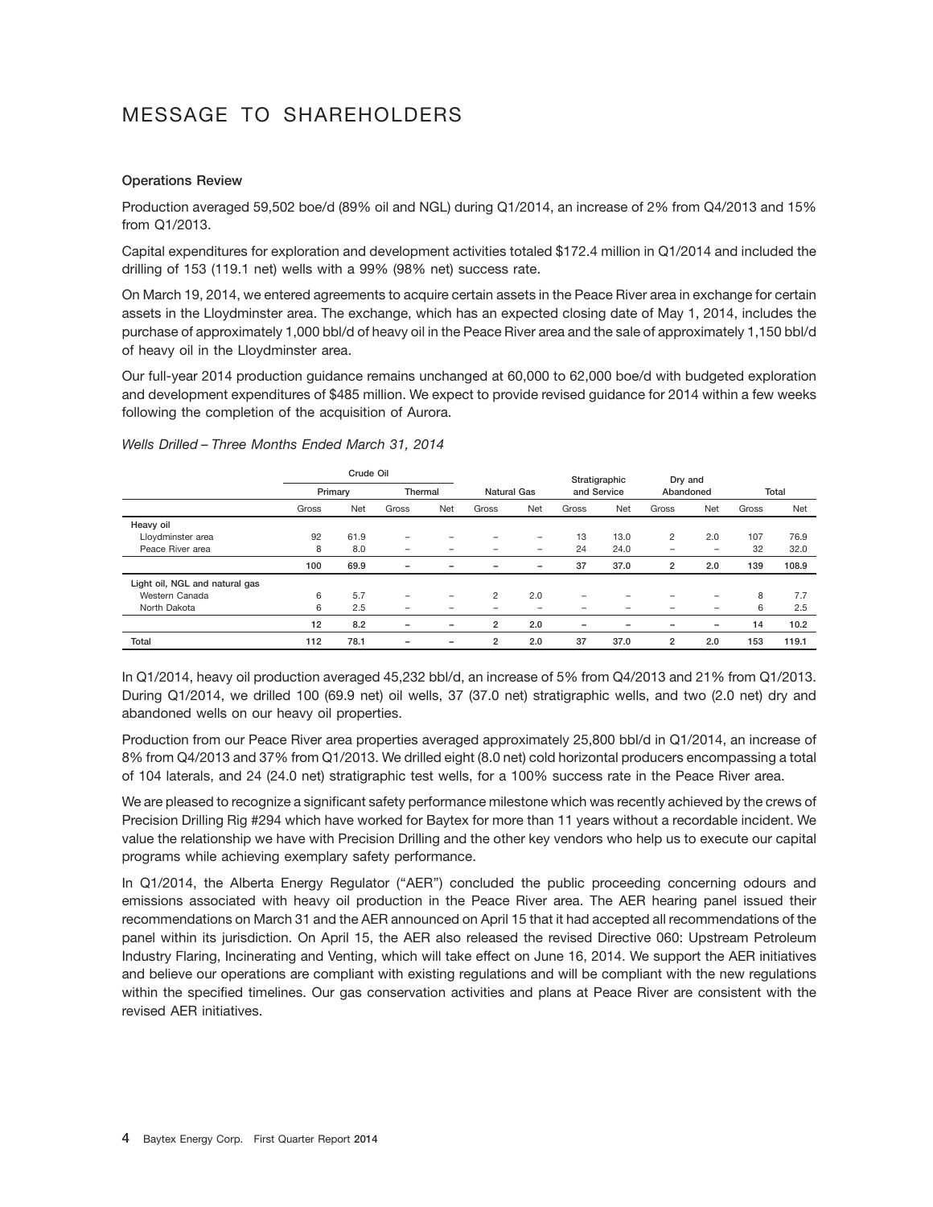# MESSAGE TO SHAREHOLDERS

**Operations Review**

Production averaged 59,502 boe/d (89% oil and NGL) during Q1/2014, an increase of 2% from Q4/2013 and 15% from Q1/2013.

Capital expenditures for exploration and development activities totaled $172.4 million in Q1/2014 and included the drilling of 153 (119.1 net) wells with a 99% (98% net) success rate.

On March 19, 2014, we entered agreements to acquire certain assets in the Peace River area in exchange for certain assets in the Lloydminster area. The exchange, which has an expected closing date of May 1, 2014, includes the purchase of approximately 1,000 bbl/d of heavy oil in the Peace River area and the sale of approximately 1,150 bbl/d of heavy oil in the Lloydminster area.

Our full-year 2014 production guidance remains unchanged at 60,000 to 62,000 boe/d with budgeted exploration and development expenditures of $485 million. We expect to provide revised guidance for 2014 within a few weeks following the completion of the acquisition of Aurora.

*Wells Drilled – Three Months Ended March 31, 2014*

| | Crude Oil | | | | | | | | | | | |
|---|---|---|---|---|---|---|---|---|---|---|---|---|
| | Primary | | Thermal | | Natural Gas | | Stratigraphic and Service | | Dry and Abandoned | | Total | |
| | Gross | Net | Gross | Net | Gross | Net | Gross | Net | Gross | Net | Gross | Net |
| **Heavy oil** | | | | | | | | | | | | |
| Lloydminster area | 92 | 61.9 | – | – | – | – | 13 | 13.0 | 2 | 2.0 | 107 | 76.9 |
| Peace River area | 8 | 8.0 | – | – | – | – | 24 | 24.0 | – | – | 32 | 32.0 |
| | **100** | **69.9** | **–** | **–** | **–** | **–** | **37** | **37.0** | **2** | **2.0** | **139** | **108.9** |
| **Light oil, NGL and natural gas** | | | | | | | | | | | | |
| Western Canada | 6 | 5.7 | – | – | 2 | 2.0 | – | – | – | – | 8 | 7.7 |
| North Dakota | 6 | 2.5 | – | – | – | – | – | – | – | – | 6 | 2.5 |
| | **12** | **8.2** | **–** | **–** | **2** | **2.0** | **–** | **–** | **–** | **–** | **14** | **10.2** |
| **Total** | **112** | **78.1** | **–** | **–** | **2** | **2.0** | **37** | **37.0** | **2** | **2.0** | **153** | **119.1** |

In Q1/2014, heavy oil production averaged 45,232 bbl/d, an increase of 5% from Q4/2013 and 21% from Q1/2013. During Q1/2014, we drilled 100 (69.9 net) oil wells, 37 (37.0 net) stratigraphic wells, and two (2.0 net) dry and abandoned wells on our heavy oil properties.

Production from our Peace River area properties averaged approximately 25,800 bbl/d in Q1/2014, an increase of 8% from Q4/2013 and 37% from Q1/2013. We drilled eight (8.0 net) cold horizontal producers encompassing a total of 104 laterals, and 24 (24.0 net) stratigraphic test wells, for a 100% success rate in the Peace River area.

We are pleased to recognize a significant safety performance milestone which was recently achieved by the crews of Precision Drilling Rig #294 which have worked for Baytex for more than 11 years without a recordable incident. We value the relationship we have with Precision Drilling and the other key vendors who help us to execute our capital programs while achieving exemplary safety performance.

In Q1/2014, the Alberta Energy Regulator ("AER") concluded the public proceeding concerning odours and emissions associated with heavy oil production in the Peace River area. The AER hearing panel issued their recommendations on March 31 and the AER announced on April 15 that it had accepted all recommendations of the panel within its jurisdiction. On April 15, the AER also released the revised Directive 060: Upstream Petroleum Industry Flaring, Incinerating and Venting, which will take effect on June 16, 2014. We support the AER initiatives and believe our operations are compliant with existing regulations and will be compliant with the new regulations within the specified timelines. Our gas conservation activities and plans at Peace River are consistent with the revised AER initiatives.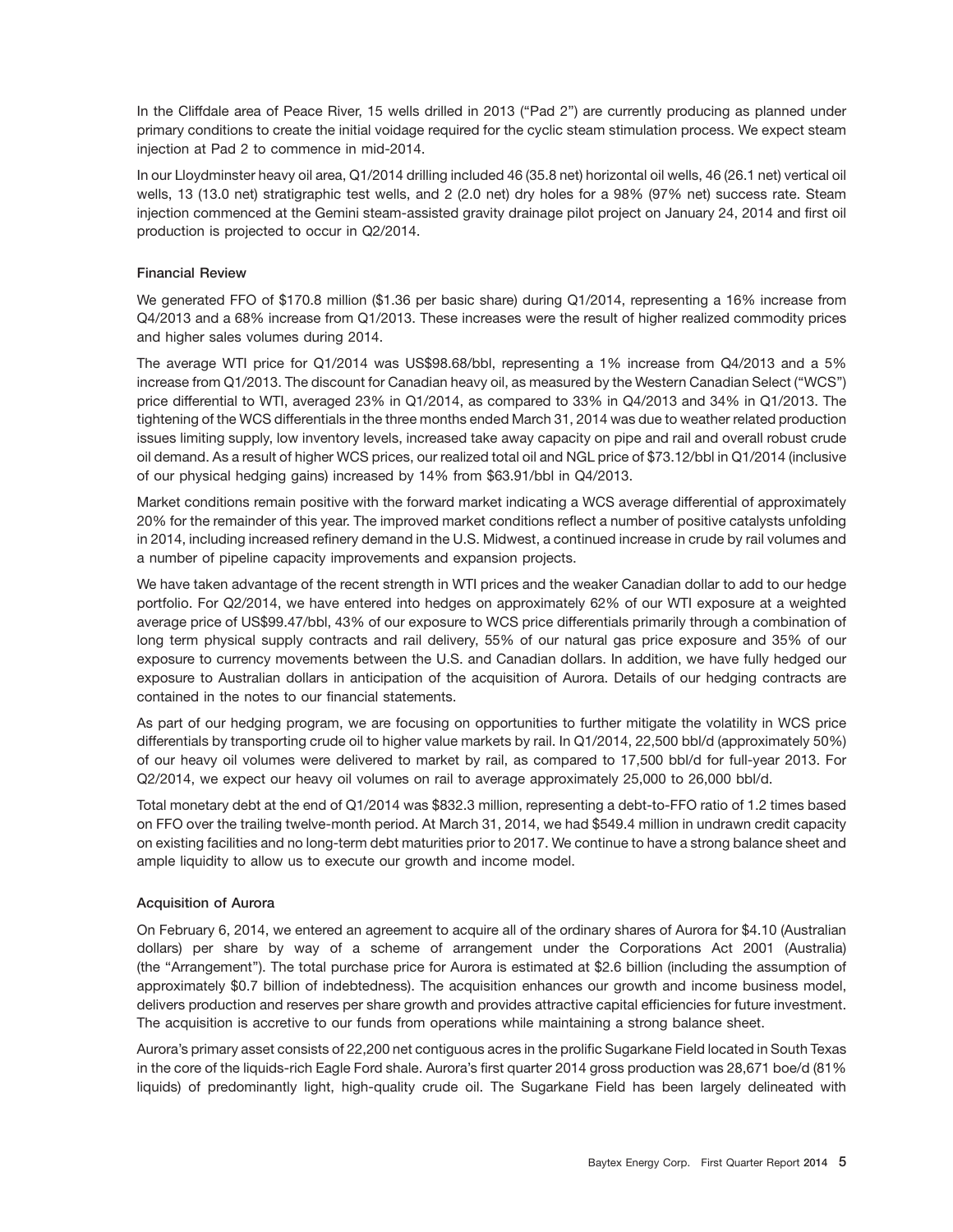In the Cliffdale area of Peace River, 15 wells drilled in 2013 ("Pad 2") are currently producing as planned under primary conditions to create the initial voidage required for the cyclic steam stimulation process. We expect steam injection at Pad 2 to commence in mid-2014.

In our Lloydminster heavy oil area, Q1/2014 drilling included 46 (35.8 net) horizontal oil wells, 46 (26.1 net) vertical oil wells, 13 (13.0 net) stratigraphic test wells, and 2 (2.0 net) dry holes for a 98% (97% net) success rate. Steam injection commenced at the Gemini steam-assisted gravity drainage pilot project on January 24, 2014 and first oil production is projected to occur in Q2/2014.

### Financial Review

We generated FFO of $170.8 million ($1.36 per basic share) during Q1/2014, representing a 16% increase from Q4/2013 and a 68% increase from Q1/2013. These increases were the result of higher realized commodity prices and higher sales volumes during 2014.

The average WTI price for Q1/2014 was US$98.68/bbl, representing a 1% increase from Q4/2013 and a 5% increase from Q1/2013. The discount for Canadian heavy oil, as measured by the Western Canadian Select ("WCS") price differential to WTI, averaged 23% in Q1/2014, as compared to 33% in Q4/2013 and 34% in Q1/2013. The tightening of the WCS differentials in the three months ended March 31, 2014 was due to weather related production issues limiting supply, low inventory levels, increased take away capacity on pipe and rail and overall robust crude oil demand. As a result of higher WCS prices, our realized total oil and NGL price of $73.12/bbl in Q1/2014 (inclusive of our physical hedging gains) increased by 14% from $63.91/bbl in Q4/2013.

Market conditions remain positive with the forward market indicating a WCS average differential of approximately 20% for the remainder of this year. The improved market conditions reflect a number of positive catalysts unfolding in 2014, including increased refinery demand in the U.S. Midwest, a continued increase in crude by rail volumes and a number of pipeline capacity improvements and expansion projects.

We have taken advantage of the recent strength in WTI prices and the weaker Canadian dollar to add to our hedge portfolio. For Q2/2014, we have entered into hedges on approximately 62% of our WTI exposure at a weighted average price of US$99.47/bbl, 43% of our exposure to WCS price differentials primarily through a combination of long term physical supply contracts and rail delivery, 55% of our natural gas price exposure and 35% of our exposure to currency movements between the U.S. and Canadian dollars. In addition, we have fully hedged our exposure to Australian dollars in anticipation of the acquisition of Aurora. Details of our hedging contracts are contained in the notes to our financial statements.

As part of our hedging program, we are focusing on opportunities to further mitigate the volatility in WCS price differentials by transporting crude oil to higher value markets by rail. In Q1/2014, 22,500 bbl/d (approximately 50%) of our heavy oil volumes were delivered to market by rail, as compared to 17,500 bbl/d for full-year 2013. For Q2/2014, we expect our heavy oil volumes on rail to average approximately 25,000 to 26,000 bbl/d.

Total monetary debt at the end of Q1/2014 was $832.3 million, representing a debt-to-FFO ratio of 1.2 times based on FFO over the trailing twelve-month period. At March 31, 2014, we had $549.4 million in undrawn credit capacity on existing facilities and no long-term debt maturities prior to 2017. We continue to have a strong balance sheet and ample liquidity to allow us to execute our growth and income model.

### Acquisition of Aurora

On February 6, 2014, we entered an agreement to acquire all of the ordinary shares of Aurora for $4.10 (Australian dollars) per share by way of a scheme of arrangement under the Corporations Act 2001 (Australia) (the "Arrangement"). The total purchase price for Aurora is estimated at $2.6 billion (including the assumption of approximately $0.7 billion of indebtedness). The acquisition enhances our growth and income business model, delivers production and reserves per share growth and provides attractive capital efficiencies for future investment. The acquisition is accretive to our funds from operations while maintaining a strong balance sheet.

Aurora's primary asset consists of 22,200 net contiguous acres in the prolific Sugarkane Field located in South Texas in the core of the liquids-rich Eagle Ford shale. Aurora's first quarter 2014 gross production was 28,671 boe/d (81% liquids) of predominantly light, high-quality crude oil. The Sugarkane Field has been largely delineated with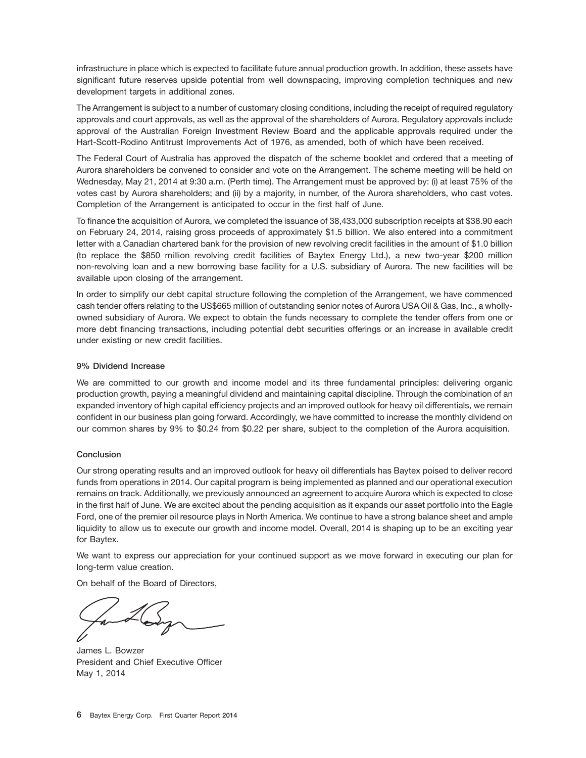infrastructure in place which is expected to facilitate future annual production growth. In addition, these assets have significant future reserves upside potential from well downspacing, improving completion techniques and new development targets in additional zones.

The Arrangement is subject to a number of customary closing conditions, including the receipt of required regulatory approvals and court approvals, as well as the approval of the shareholders of Aurora. Regulatory approvals include approval of the Australian Foreign Investment Review Board and the applicable approvals required under the Hart-Scott-Rodino Antitrust Improvements Act of 1976, as amended, both of which have been received.

The Federal Court of Australia has approved the dispatch of the scheme booklet and ordered that a meeting of Aurora shareholders be convened to consider and vote on the Arrangement. The scheme meeting will be held on Wednesday, May 21, 2014 at 9:30 a.m. (Perth time). The Arrangement must be approved by: (i) at least 75% of the votes cast by Aurora shareholders; and (ii) by a majority, in number, of the Aurora shareholders, who cast votes. Completion of the Arrangement is anticipated to occur in the first half of June.

To finance the acquisition of Aurora, we completed the issuance of 38,433,000 subscription receipts at $38.90 each on February 24, 2014, raising gross proceeds of approximately $1.5 billion. We also entered into a commitment letter with a Canadian chartered bank for the provision of new revolving credit facilities in the amount of $1.0 billion (to replace the $850 million revolving credit facilities of Baytex Energy Ltd.), a new two-year $200 million non-revolving loan and a new borrowing base facility for a U.S. subsidiary of Aurora. The new facilities will be available upon closing of the arrangement.

In order to simplify our debt capital structure following the completion of the Arrangement, we have commenced cash tender offers relating to the US$665 million of outstanding senior notes of Aurora USA Oil & Gas, Inc., a wholly-owned subsidiary of Aurora. We expect to obtain the funds necessary to complete the tender offers from one or more debt financing transactions, including potential debt securities offerings or an increase in available credit under existing or new credit facilities.

### 9% Dividend Increase

We are committed to our growth and income model and its three fundamental principles: delivering organic production growth, paying a meaningful dividend and maintaining capital discipline. Through the combination of an expanded inventory of high capital efficiency projects and an improved outlook for heavy oil differentials, we remain confident in our business plan going forward. Accordingly, we have committed to increase the monthly dividend on our common shares by 9% to $0.24 from $0.22 per share, subject to the completion of the Aurora acquisition.

### Conclusion

Our strong operating results and an improved outlook for heavy oil differentials has Baytex poised to deliver record funds from operations in 2014. Our capital program is being implemented as planned and our operational execution remains on track. Additionally, we previously announced an agreement to acquire Aurora which is expected to close in the first half of June. We are excited about the pending acquisition as it expands our asset portfolio into the Eagle Ford, one of the premier oil resource plays in North America. We continue to have a strong balance sheet and ample liquidity to allow us to execute our growth and income model. Overall, 2014 is shaping up to be an exciting year for Baytex.

We want to express our appreciation for your continued support as we move forward in executing our plan for long-term value creation.

On behalf of the Board of Directors,

James L. Bowzer
President and Chief Executive Officer
May 1, 2014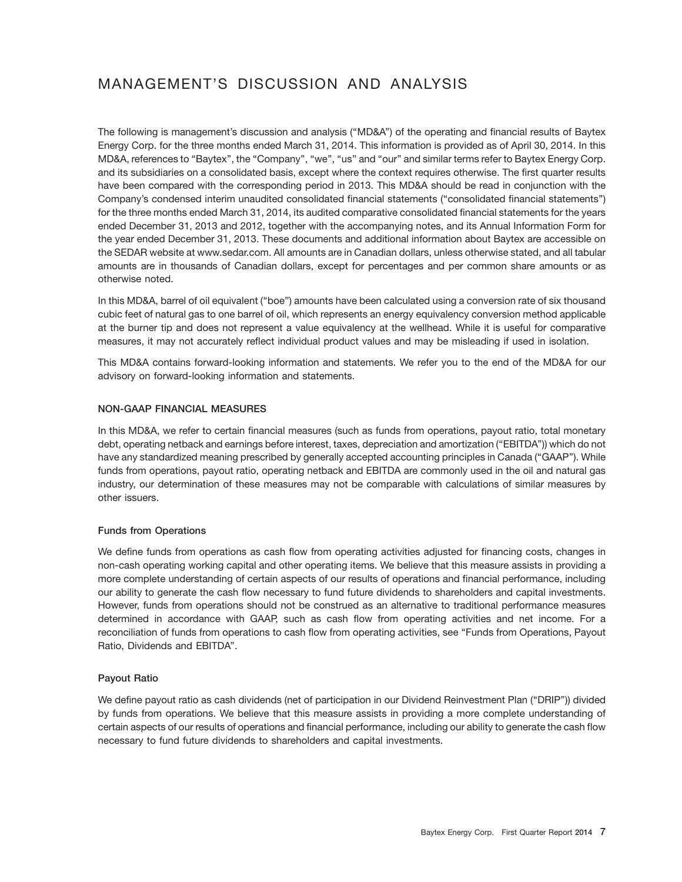# MANAGEMENT'S DISCUSSION AND ANALYSIS

The following is management's discussion and analysis ("MD&A") of the operating and financial results of Baytex Energy Corp. for the three months ended March 31, 2014. This information is provided as of April 30, 2014. In this MD&A, references to "Baytex", the "Company", "we", "us" and "our" and similar terms refer to Baytex Energy Corp. and its subsidiaries on a consolidated basis, except where the context requires otherwise. The first quarter results have been compared with the corresponding period in 2013. This MD&A should be read in conjunction with the Company's condensed interim unaudited consolidated financial statements ("consolidated financial statements") for the three months ended March 31, 2014, its audited comparative consolidated financial statements for the years ended December 31, 2013 and 2012, together with the accompanying notes, and its Annual Information Form for the year ended December 31, 2013. These documents and additional information about Baytex are accessible on the SEDAR website at www.sedar.com. All amounts are in Canadian dollars, unless otherwise stated, and all tabular amounts are in thousands of Canadian dollars, except for percentages and per common share amounts or as otherwise noted.

In this MD&A, barrel of oil equivalent ("boe") amounts have been calculated using a conversion rate of six thousand cubic feet of natural gas to one barrel of oil, which represents an energy equivalency conversion method applicable at the burner tip and does not represent a value equivalency at the wellhead. While it is useful for comparative measures, it may not accurately reflect individual product values and may be misleading if used in isolation.

This MD&A contains forward-looking information and statements. We refer you to the end of the MD&A for our advisory on forward-looking information and statements.

### NON-GAAP FINANCIAL MEASURES

In this MD&A, we refer to certain financial measures (such as funds from operations, payout ratio, total monetary debt, operating netback and earnings before interest, taxes, depreciation and amortization ("EBITDA")) which do not have any standardized meaning prescribed by generally accepted accounting principles in Canada ("GAAP"). While funds from operations, payout ratio, operating netback and EBITDA are commonly used in the oil and natural gas industry, our determination of these measures may not be comparable with calculations of similar measures by other issuers.

#### Funds from Operations

We define funds from operations as cash flow from operating activities adjusted for financing costs, changes in non-cash operating working capital and other operating items. We believe that this measure assists in providing a more complete understanding of certain aspects of our results of operations and financial performance, including our ability to generate the cash flow necessary to fund future dividends to shareholders and capital investments. However, funds from operations should not be construed as an alternative to traditional performance measures determined in accordance with GAAP, such as cash flow from operating activities and net income. For a reconciliation of funds from operations to cash flow from operating activities, see "Funds from Operations, Payout Ratio, Dividends and EBITDA".

#### Payout Ratio

We define payout ratio as cash dividends (net of participation in our Dividend Reinvestment Plan ("DRIP")) divided by funds from operations. We believe that this measure assists in providing a more complete understanding of certain aspects of our results of operations and financial performance, including our ability to generate the cash flow necessary to fund future dividends to shareholders and capital investments.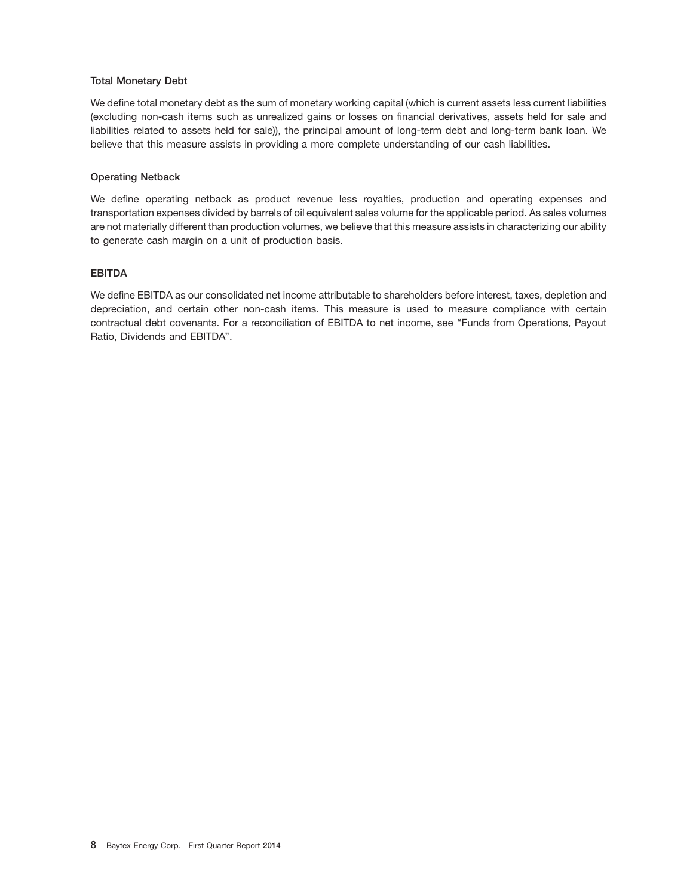### Total Monetary Debt

We define total monetary debt as the sum of monetary working capital (which is current assets less current liabilities (excluding non-cash items such as unrealized gains or losses on financial derivatives, assets held for sale and liabilities related to assets held for sale)), the principal amount of long-term debt and long-term bank loan. We believe that this measure assists in providing a more complete understanding of our cash liabilities.

### Operating Netback

We define operating netback as product revenue less royalties, production and operating expenses and transportation expenses divided by barrels of oil equivalent sales volume for the applicable period. As sales volumes are not materially different than production volumes, we believe that this measure assists in characterizing our ability to generate cash margin on a unit of production basis.

### EBITDA

We define EBITDA as our consolidated net income attributable to shareholders before interest, taxes, depletion and depreciation, and certain other non-cash items. This measure is used to measure compliance with certain contractual debt covenants. For a reconciliation of EBITDA to net income, see "Funds from Operations, Payout Ratio, Dividends and EBITDA".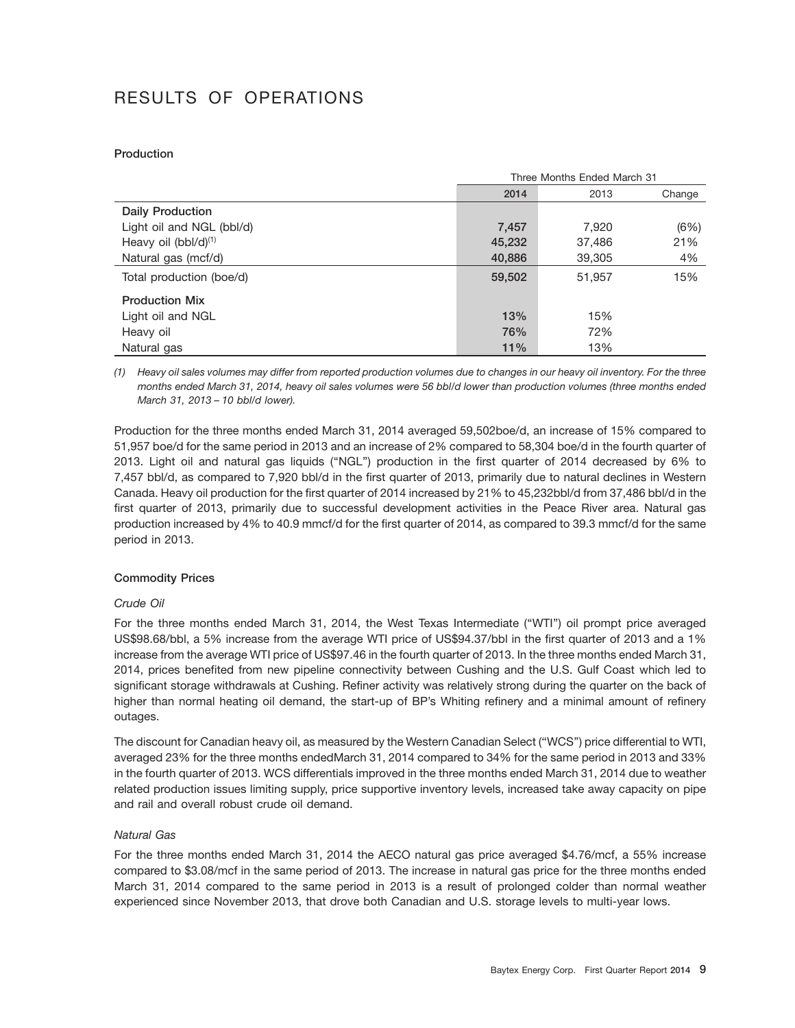# RESULTS OF OPERATIONS

### Production

| | Three Months Ended March 31 | | |
|---|---|---|---|
| | 2014 | 2013 | Change |
| **Daily Production** | | | |
| Light oil and NGL (bbl/d) | **7,457** | 7,920 | (6%) |
| Heavy oil (bbl/d)[(1)] | **45,232** | 37,486 | 21% |
| Natural gas (mcf/d) | **40,886** | 39,305 | 4% |
| Total production (boe/d) | **59,502** | 51,957 | 15% |
| **Production Mix** | | | |
| Light oil and NGL | **13%** | 15% | |
| Heavy oil | **76%** | 72% | |
| Natural gas | **11%** | 13% | |

*(1) Heavy oil sales volumes may differ from reported production volumes due to changes in our heavy oil inventory. For the three months ended March 31, 2014, heavy oil sales volumes were 56 bbl/d lower than production volumes (three months ended March 31, 2013 – 10 bbl/d lower).*

Production for the three months ended March 31, 2014 averaged 59,502boe/d, an increase of 15% compared to 51,957 boe/d for the same period in 2013 and an increase of 2% compared to 58,304 boe/d in the fourth quarter of 2013. Light oil and natural gas liquids ("NGL") production in the first quarter of 2014 decreased by 6% to 7,457 bbl/d, as compared to 7,920 bbl/d in the first quarter of 2013, primarily due to natural declines in Western Canada. Heavy oil production for the first quarter of 2014 increased by 21% to 45,232bbl/d from 37,486 bbl/d in the first quarter of 2013, primarily due to successful development activities in the Peace River area. Natural gas production increased by 4% to 40.9 mmcf/d for the first quarter of 2014, as compared to 39.3 mmcf/d for the same period in 2013.

### Commodity Prices

*Crude Oil*

For the three months ended March 31, 2014, the West Texas Intermediate ("WTI") oil prompt price averaged US$98.68/bbl, a 5% increase from the average WTI price of US$94.37/bbl in the first quarter of 2013 and a 1% increase from the average WTI price of US$97.46 in the fourth quarter of 2013. In the three months ended March 31, 2014, prices benefited from new pipeline connectivity between Cushing and the U.S. Gulf Coast which led to significant storage withdrawals at Cushing. Refiner activity was relatively strong during the quarter on the back of higher than normal heating oil demand, the start-up of BP's Whiting refinery and a minimal amount of refinery outages.

The discount for Canadian heavy oil, as measured by the Western Canadian Select ("WCS") price differential to WTI, averaged 23% for the three months endedMarch 31, 2014 compared to 34% for the same period in 2013 and 33% in the fourth quarter of 2013. WCS differentials improved in the three months ended March 31, 2014 due to weather related production issues limiting supply, price supportive inventory levels, increased take away capacity on pipe and rail and overall robust crude oil demand.

*Natural Gas*

For the three months ended March 31, 2014 the AECO natural gas price averaged $4.76/mcf, a 55% increase compared to $3.08/mcf in the same period of 2013. The increase in natural gas price for the three months ended March 31, 2014 compared to the same period in 2013 is a result of prolonged colder than normal weather experienced since November 2013, that drove both Canadian and U.S. storage levels to multi-year lows.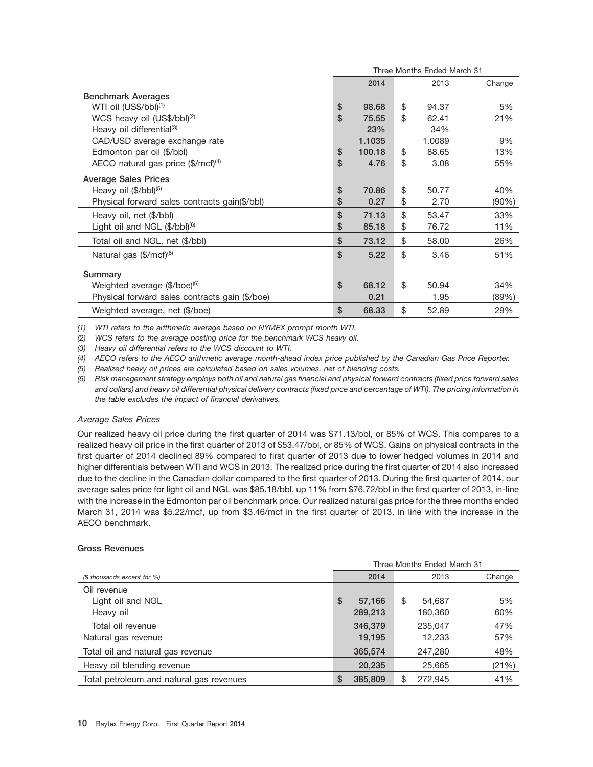| | Three Months Ended March 31 | | |
|---|---|---|---|
| | 2014 | 2013 | Change |
| **Benchmark Averages** | | | |
| WTI oil (US$/bbl)[1] | $ 98.68 | $ 94.37 | 5% |
| WCS heavy oil (US$/bbl)[2] | $ 75.55 | $ 62.41 | 21% |
| Heavy oil differential[3] | 23% | 34% | |
| CAD/USD average exchange rate | 1.1035 | 1.0089 | 9% |
| Edmonton par oil ($/bbl) | $ 100.18 | $ 88.65 | 13% |
| AECO natural gas price ($/mcf)[4] | $ 4.76 | $ 3.08 | 55% |
| **Average Sales Prices** | | | |
| Heavy oil ($/bbl)[5] | $ 70.86 | $ 50.77 | 40% |
| Physical forward sales contracts gain($/bbl) | $ 0.27 | $ 2.70 | (90%) |
| Heavy oil, net ($/bbl) | $ 71.13 | $ 53.47 | 33% |
| Light oil and NGL ($/bbl)[6] | $ 85.18 | $ 76.72 | 11% |
| Total oil and NGL, net ($/bbl) | $ 73.12 | $ 58.00 | 26% |
| Natural gas ($/mcf)[6] | $ 5.22 | $ 3.46 | 51% |
| **Summary** | | | |
| Weighted average ($/boe)[6] | $ 68.12 | $ 50.94 | 34% |
| Physical forward sales contracts gain ($/boe) | 0.21 | 1.95 | (89%) |
| Weighted average, net ($/boe) | $ 68.33 | $ 52.89 | 29% |

*(1) WTI refers to the arithmetic average based on NYMEX prompt month WTI.*

*(2) WCS refers to the average posting price for the benchmark WCS heavy oil.*

*(3) Heavy oil differential refers to the WCS discount to WTI.*

*(4) AECO refers to the AECO arithmetic average month-ahead index price published by the Canadian Gas Price Reporter.*

*(5) Realized heavy oil prices are calculated based on sales volumes, net of blending costs.*

*(6) Risk management strategy employs both oil and natural gas financial and physical forward contracts (fixed price forward sales and collars) and heavy oil differential physical delivery contracts (fixed price and percentage of WTI). The pricing information in the table excludes the impact of financial derivatives.*

*Average Sales Prices*

Our realized heavy oil price during the first quarter of 2014 was $71.13/bbl, or 85% of WCS. This compares to a realized heavy oil price in the first quarter of 2013 of $53.47/bbl, or 85% of WCS. Gains on physical contracts in the first quarter of 2014 declined 89% compared to first quarter of 2013 due to lower hedged volumes in 2014 and higher differentials between WTI and WCS in 2013. The realized price during the first quarter of 2014 also increased due to the decline in the Canadian dollar compared to the first quarter of 2013. During the first quarter of 2014, our average sales price for light oil and NGL was $85.18/bbl, up 11% from $76.72/bbl in the first quarter of 2013, in-line with the increase in the Edmonton par oil benchmark price. Our realized natural gas price for the three months ended March 31, 2014 was $5.22/mcf, up from $3.46/mcf in the first quarter of 2013, in line with the increase in the AECO benchmark.

### Gross Revenues

| | Three Months Ended March 31 | | |
|---|---|---|---|
| *($ thousands except for %)* | 2014 | 2013 | Change |
| Oil revenue | | | |
| Light oil and NGL | $ 57,166 | $ 54,687 | 5% |
| Heavy oil | 289,213 | 180,360 | 60% |
| Total oil revenue | 346,379 | 235,047 | 47% |
| Natural gas revenue | 19,195 | 12,233 | 57% |
| Total oil and natural gas revenue | 365,574 | 247,280 | 48% |
| Heavy oil blending revenue | 20,235 | 25,665 | (21%) |
| Total petroleum and natural gas revenues | $ 385,809 | $ 272,945 | 41% |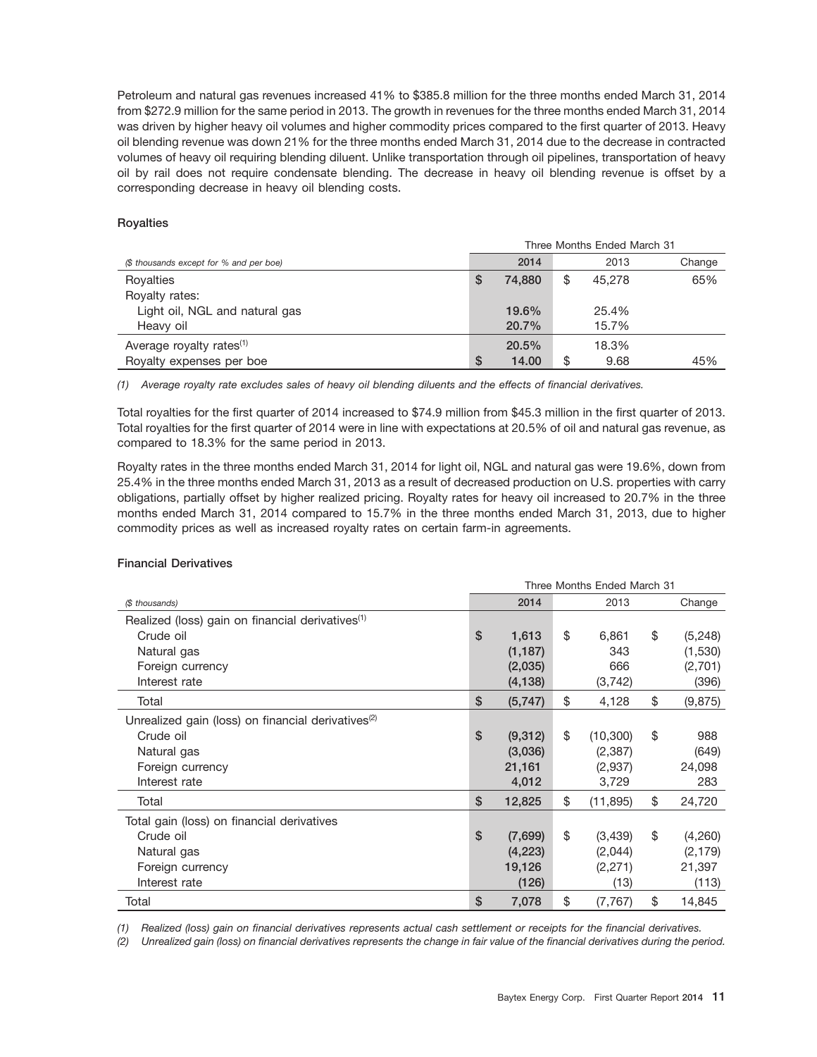Petroleum and natural gas revenues increased 41% to $385.8 million for the three months ended March 31, 2014 from $272.9 million for the same period in 2013. The growth in revenues for the three months ended March 31, 2014 was driven by higher heavy oil volumes and higher commodity prices compared to the first quarter of 2013. Heavy oil blending revenue was down 21% for the three months ended March 31, 2014 due to the decrease in contracted volumes of heavy oil requiring blending diluent. Unlike transportation through oil pipelines, transportation of heavy oil by rail does not require condensate blending. The decrease in heavy oil blending revenue is offset by a corresponding decrease in heavy oil blending costs.

### Royalties

| | Three Months Ended March 31 | | |
|---|---|---|---|
| *($ thousands except for % and per boe)* | 2014 | 2013 | Change |
| Royalties | $ 74,880 | $ 45,278 | 65% |
| Royalty rates: | | | |
| Light oil, NGL and natural gas | 19.6% | 25.4% | |
| Heavy oil | 20.7% | 15.7% | |
| Average royalty rates[1] | 20.5% | 18.3% | |
| Royalty expenses per boe | $ 14.00 | $ 9.68 | 45% |

*(1) Average royalty rate excludes sales of heavy oil blending diluents and the effects of financial derivatives.*

Total royalties for the first quarter of 2014 increased to $74.9 million from $45.3 million in the first quarter of 2013. Total royalties for the first quarter of 2014 were in line with expectations at 20.5% of oil and natural gas revenue, as compared to 18.3% for the same period in 2013.

Royalty rates in the three months ended March 31, 2014 for light oil, NGL and natural gas were 19.6%, down from 25.4% in the three months ended March 31, 2013 as a result of decreased production on U.S. properties with carry obligations, partially offset by higher realized pricing. Royalty rates for heavy oil increased to 20.7% in the three months ended March 31, 2014 compared to 15.7% in the three months ended March 31, 2013, due to higher commodity prices as well as increased royalty rates on certain farm-in agreements.

### Financial Derivatives

| | Three Months Ended March 31 | | |
|---|---|---|---|
| *($ thousands)* | 2014 | 2013 | Change |
| Realized (loss) gain on financial derivatives[1] | | | |
| Crude oil | $ 1,613 | $ 6,861 | $ (5,248) |
| Natural gas | (1,187) | 343 | (1,530) |
| Foreign currency | (2,035) | 666 | (2,701) |
| Interest rate | (4,138) | (3,742) | (396) |
| Total | $ (5,747) | $ 4,128 | $ (9,875) |
| Unrealized gain (loss) on financial derivatives[2] | | | |
| Crude oil | $ (9,312) | $ (10,300) | $ 988 |
| Natural gas | (3,036) | (2,387) | (649) |
| Foreign currency | 21,161 | (2,937) | 24,098 |
| Interest rate | 4,012 | 3,729 | 283 |
| Total | $ 12,825 | $ (11,895) | $ 24,720 |
| Total gain (loss) on financial derivatives | | | |
| Crude oil | $ (7,699) | $ (3,439) | $ (4,260) |
| Natural gas | (4,223) | (2,044) | (2,179) |
| Foreign currency | 19,126 | (2,271) | 21,397 |
| Interest rate | (126) | (13) | (113) |
| Total | $ 7,078 | $ (7,767) | $ 14,845 |

*(1) Realized (loss) gain on financial derivatives represents actual cash settlement or receipts for the financial derivatives.*
*(2) Unrealized gain (loss) on financial derivatives represents the change in fair value of the financial derivatives during the period.*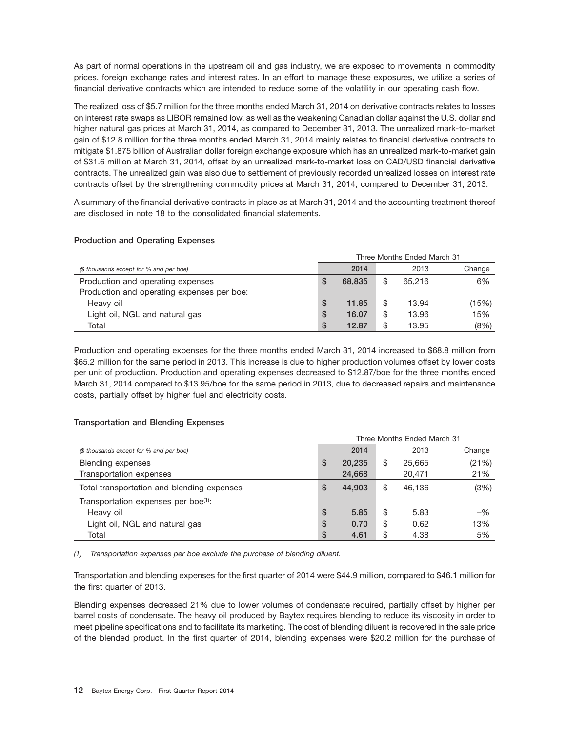As part of normal operations in the upstream oil and gas industry, we are exposed to movements in commodity prices, foreign exchange rates and interest rates. In an effort to manage these exposures, we utilize a series of financial derivative contracts which are intended to reduce some of the volatility in our operating cash flow.

The realized loss of $5.7 million for the three months ended March 31, 2014 on derivative contracts relates to losses on interest rate swaps as LIBOR remained low, as well as the weakening Canadian dollar against the U.S. dollar and higher natural gas prices at March 31, 2014, as compared to December 31, 2013. The unrealized mark-to-market gain of $12.8 million for the three months ended March 31, 2014 mainly relates to financial derivative contracts to mitigate $1.875 billion of Australian dollar foreign exchange exposure which has an unrealized mark-to-market gain of $31.6 million at March 31, 2014, offset by an unrealized mark-to-market loss on CAD/USD financial derivative contracts. The unrealized gain was also due to settlement of previously recorded unrealized losses on interest rate contracts offset by the strengthening commodity prices at March 31, 2014, compared to December 31, 2013.

A summary of the financial derivative contracts in place as at March 31, 2014 and the accounting treatment thereof are disclosed in note 18 to the consolidated financial statements.

### Production and Operating Expenses

| | Three Months Ended March 31 | | |
|---|---|---|---|
| *($ thousands except for % and per boe)* | 2014 | 2013 | Change |
| Production and operating expenses | $ 68,835 | $ 65,216 | 6% |
| Production and operating expenses per boe: | | | |
| Heavy oil | $ 11.85 | $ 13.94 | (15%) |
| Light oil, NGL and natural gas | $ 16.07 | $ 13.96 | 15% |
| Total | $ 12.87 | $ 13.95 | (8%) |

Production and operating expenses for the three months ended March 31, 2014 increased to $68.8 million from $65.2 million for the same period in 2013. This increase is due to higher production volumes offset by lower costs per unit of production. Production and operating expenses decreased to $12.87/boe for the three months ended March 31, 2014 compared to $13.95/boe for the same period in 2013, due to decreased repairs and maintenance costs, partially offset by higher fuel and electricity costs.

### Transportation and Blending Expenses

| | Three Months Ended March 31 | | |
|---|---|---|---|
| *($ thousands except for % and per boe)* | 2014 | 2013 | Change |
| Blending expenses | $ 20,235 | $ 25,665 | (21%) |
| Transportation expenses | 24,668 | 20,471 | 21% |
| Total transportation and blending expenses | $ 44,903 | $ 46,136 | (3%) |
| Transportation expenses per boe[(1)]: | | | |
| Heavy oil | $ 5.85 | $ 5.83 | –% |
| Light oil, NGL and natural gas | $ 0.70 | $ 0.62 | 13% |
| Total | $ 4.61 | $ 4.38 | 5% |

*(1) Transportation expenses per boe exclude the purchase of blending diluent.*

Transportation and blending expenses for the first quarter of 2014 were $44.9 million, compared to $46.1 million for the first quarter of 2013.

Blending expenses decreased 21% due to lower volumes of condensate required, partially offset by higher per barrel costs of condensate. The heavy oil produced by Baytex requires blending to reduce its viscosity in order to meet pipeline specifications and to facilitate its marketing. The cost of blending diluent is recovered in the sale price of the blended product. In the first quarter of 2014, blending expenses were $20.2 million for the purchase of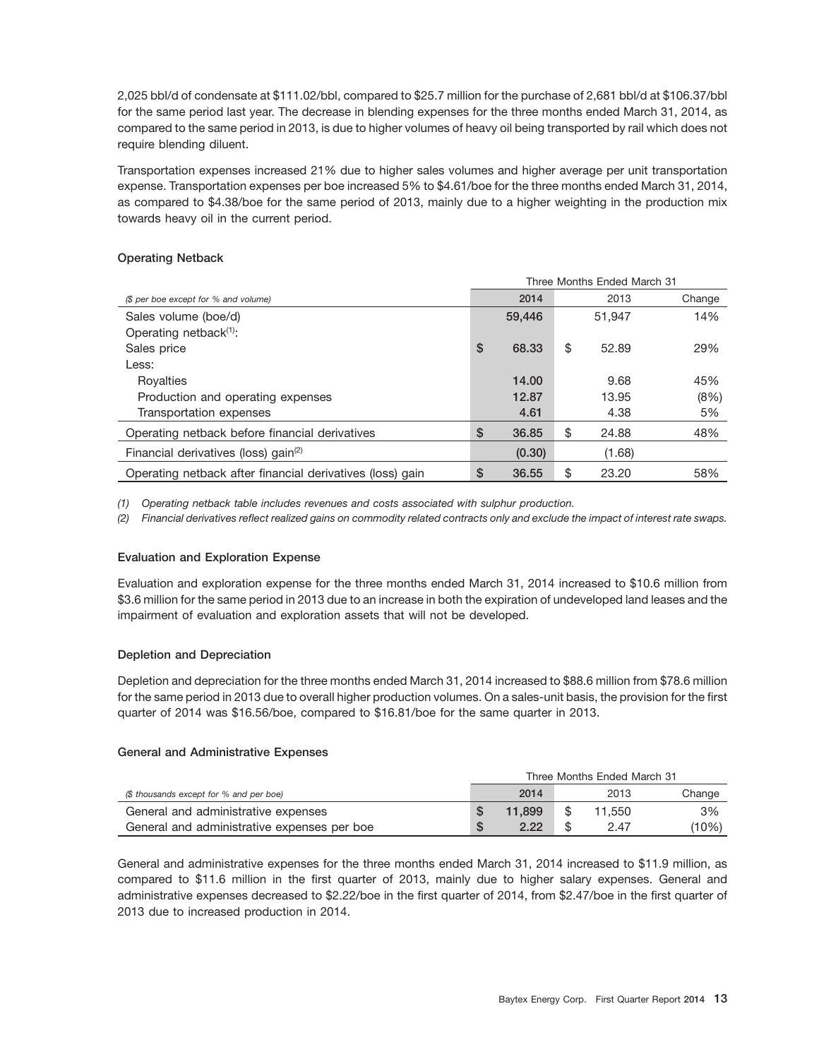2,025 bbl/d of condensate at $111.02/bbl, compared to $25.7 million for the purchase of 2,681 bbl/d at $106.37/bbl for the same period last year. The decrease in blending expenses for the three months ended March 31, 2014, as compared to the same period in 2013, is due to higher volumes of heavy oil being transported by rail which does not require blending diluent.

Transportation expenses increased 21% due to higher sales volumes and higher average per unit transportation expense. Transportation expenses per boe increased 5% to $4.61/boe for the three months ended March 31, 2014, as compared to $4.38/boe for the same period of 2013, mainly due to a higher weighting in the production mix towards heavy oil in the current period.

### Operating Netback

| | Three Months Ended March 31 | | |
|---|---|---|---|
| *($ per boe except for % and volume)* | 2014 | 2013 | Change |
| Sales volume (boe/d) | 59,446 | 51,947 | 14% |
| Operating netback[1]: | | | |
| Sales price | $ 68.33 | $ 52.89 | 29% |
| Less: | | | |
| Royalties | 14.00 | 9.68 | 45% |
| Production and operating expenses | 12.87 | 13.95 | (8%) |
| Transportation expenses | 4.61 | 4.38 | 5% |
| Operating netback before financial derivatives | $ 36.85 | $ 24.88 | 48% |
| Financial derivatives (loss) gain[2] | (0.30) | (1.68) | |
| Operating netback after financial derivatives (loss) gain | $ 36.55 | $ 23.20 | 58% |

*(1) Operating netback table includes revenues and costs associated with sulphur production.*

*(2) Financial derivatives reflect realized gains on commodity related contracts only and exclude the impact of interest rate swaps.*

### Evaluation and Exploration Expense

Evaluation and exploration expense for the three months ended March 31, 2014 increased to $10.6 million from $3.6 million for the same period in 2013 due to an increase in both the expiration of undeveloped land leases and the impairment of evaluation and exploration assets that will not be developed.

### Depletion and Depreciation

Depletion and depreciation for the three months ended March 31, 2014 increased to $88.6 million from $78.6 million for the same period in 2013 due to overall higher production volumes. On a sales-unit basis, the provision for the first quarter of 2014 was $16.56/boe, compared to $16.81/boe for the same quarter in 2013.

### General and Administrative Expenses

| | Three Months Ended March 31 | | |
|---|---|---|---|
| *($ thousands except for % and per boe)* | 2014 | 2013 | Change |
| General and administrative expenses | $ 11,899 | $ 11,550 | 3% |
| General and administrative expenses per boe | $ 2.22 | $ 2.47 | (10%) |

General and administrative expenses for the three months ended March 31, 2014 increased to $11.9 million, as compared to $11.6 million in the first quarter of 2013, mainly due to higher salary expenses. General and administrative expenses decreased to $2.22/boe in the first quarter of 2014, from $2.47/boe in the first quarter of 2013 due to increased production in 2014.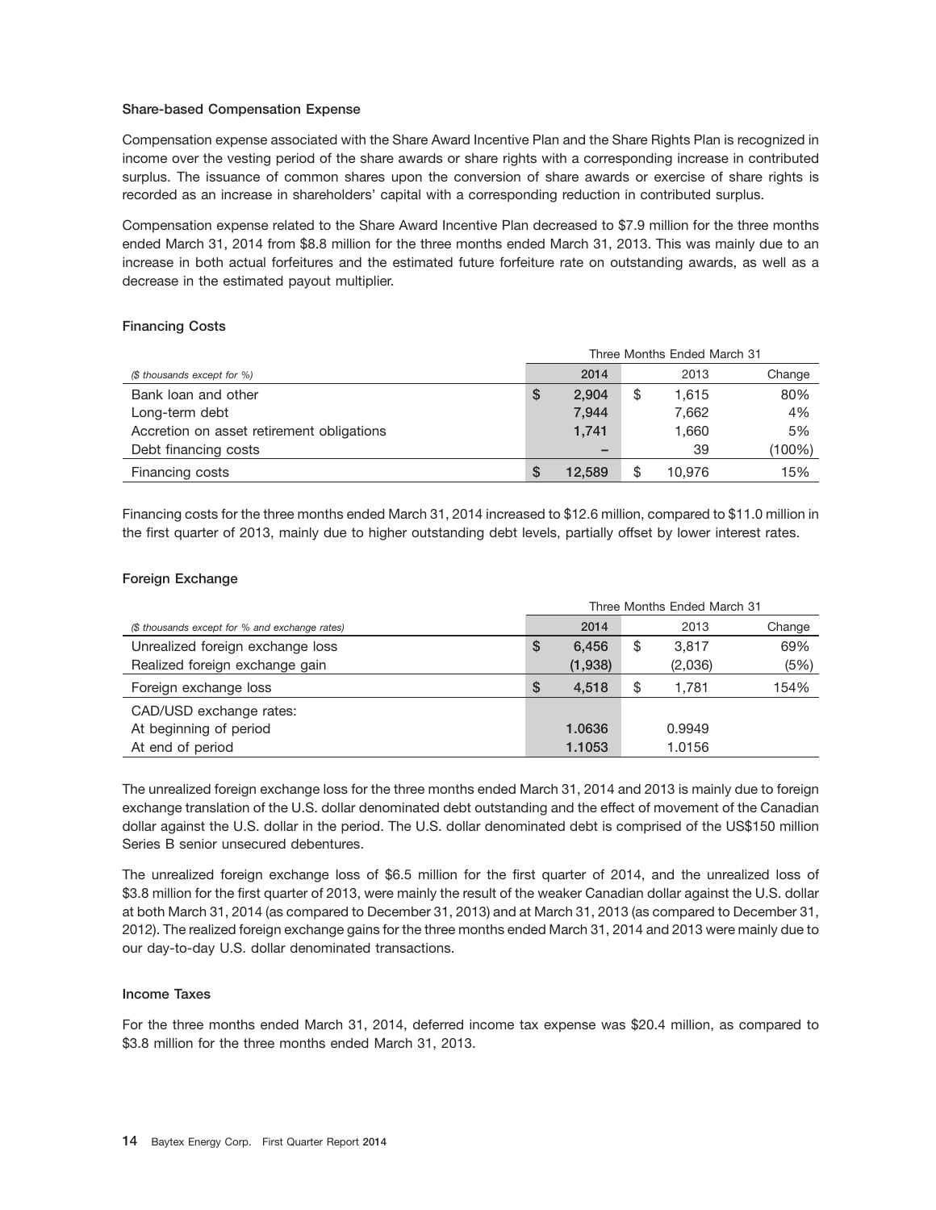### Share-based Compensation Expense

Compensation expense associated with the Share Award Incentive Plan and the Share Rights Plan is recognized in income over the vesting period of the share awards or share rights with a corresponding increase in contributed surplus. The issuance of common shares upon the conversion of share awards or exercise of share rights is recorded as an increase in shareholders' capital with a corresponding reduction in contributed surplus.

Compensation expense related to the Share Award Incentive Plan decreased to $7.9 million for the three months ended March 31, 2014 from $8.8 million for the three months ended March 31, 2013. This was mainly due to an increase in both actual forfeitures and the estimated future forfeiture rate on outstanding awards, as well as a decrease in the estimated payout multiplier.

### Financing Costs

| | Three Months Ended March 31 | | |
|---|---|---|---|
| *($ thousands except for %)* | 2014 | 2013 | Change |
| Bank loan and other | $ 2,904 | $ 1,615 | 80% |
| Long-term debt | 7,944 | 7,662 | 4% |
| Accretion on asset retirement obligations | 1,741 | 1,660 | 5% |
| Debt financing costs | – | 39 | (100%) |
| Financing costs | $ 12,589 | $ 10,976 | 15% |

Financing costs for the three months ended March 31, 2014 increased to $12.6 million, compared to $11.0 million in the first quarter of 2013, mainly due to higher outstanding debt levels, partially offset by lower interest rates.

### Foreign Exchange

| | Three Months Ended March 31 | | |
|---|---|---|---|
| *($ thousands except for % and exchange rates)* | 2014 | 2013 | Change |
| Unrealized foreign exchange loss | $ 6,456 | $ 3,817 | 69% |
| Realized foreign exchange gain | (1,938) | (2,036) | (5%) |
| Foreign exchange loss | $ 4,518 | $ 1,781 | 154% |
| CAD/USD exchange rates: | | | |
| At beginning of period | 1.0636 | 0.9949 | |
| At end of period | 1.1053 | 1.0156 | |

The unrealized foreign exchange loss for the three months ended March 31, 2014 and 2013 is mainly due to foreign exchange translation of the U.S. dollar denominated debt outstanding and the effect of movement of the Canadian dollar against the U.S. dollar in the period. The U.S. dollar denominated debt is comprised of the US$150 million Series B senior unsecured debentures.

The unrealized foreign exchange loss of $6.5 million for the first quarter of 2014, and the unrealized loss of $3.8 million for the first quarter of 2013, were mainly the result of the weaker Canadian dollar against the U.S. dollar at both March 31, 2014 (as compared to December 31, 2013) and at March 31, 2013 (as compared to December 31, 2012). The realized foreign exchange gains for the three months ended March 31, 2014 and 2013 were mainly due to our day-to-day U.S. dollar denominated transactions.

### Income Taxes

For the three months ended March 31, 2014, deferred income tax expense was $20.4 million, as compared to $3.8 million for the three months ended March 31, 2013.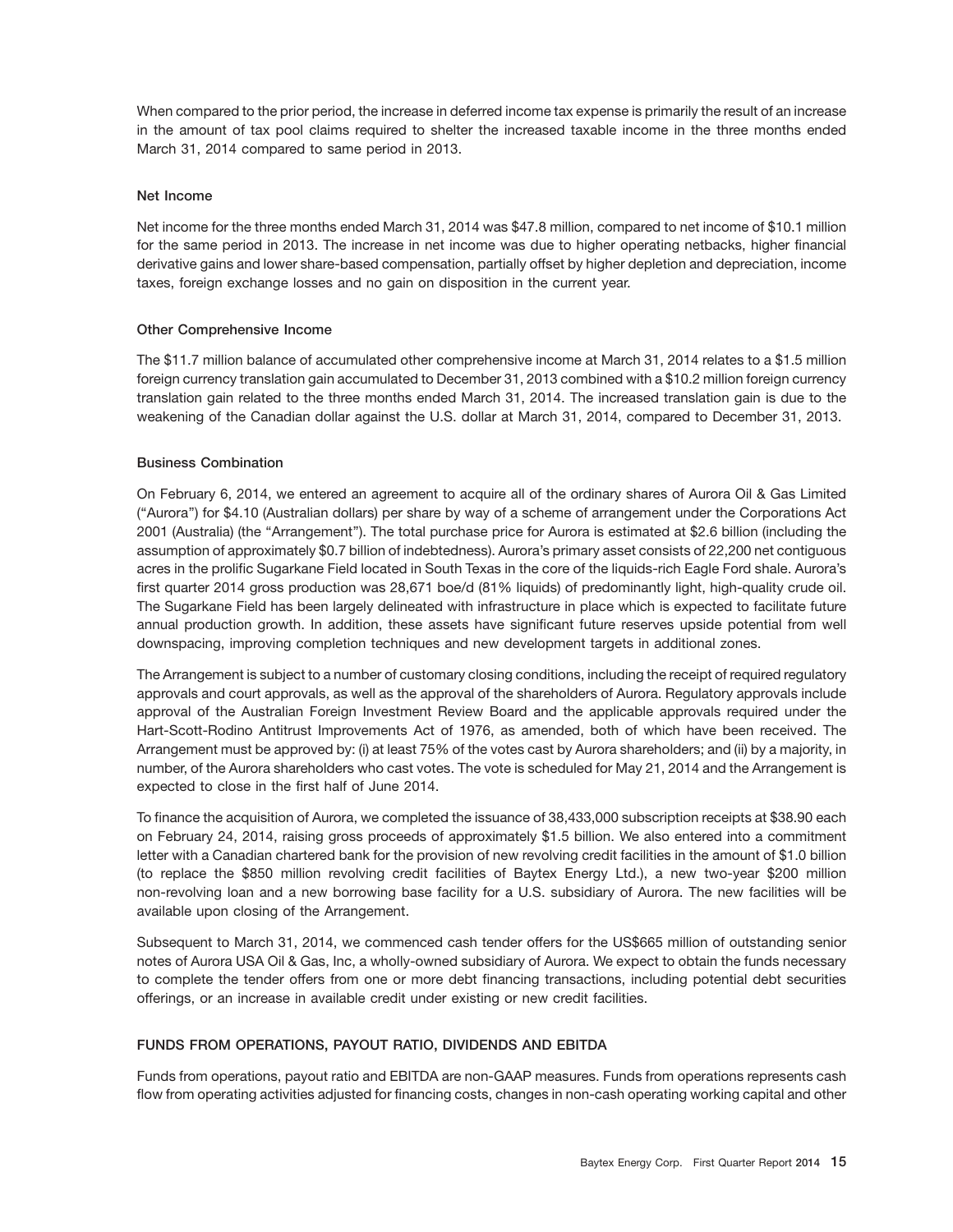When compared to the prior period, the increase in deferred income tax expense is primarily the result of an increase in the amount of tax pool claims required to shelter the increased taxable income in the three months ended March 31, 2014 compared to same period in 2013.

### Net Income

Net income for the three months ended March 31, 2014 was $47.8 million, compared to net income of $10.1 million for the same period in 2013. The increase in net income was due to higher operating netbacks, higher financial derivative gains and lower share-based compensation, partially offset by higher depletion and depreciation, income taxes, foreign exchange losses and no gain on disposition in the current year.

### Other Comprehensive Income

The $11.7 million balance of accumulated other comprehensive income at March 31, 2014 relates to a $1.5 million foreign currency translation gain accumulated to December 31, 2013 combined with a $10.2 million foreign currency translation gain related to the three months ended March 31, 2014. The increased translation gain is due to the weakening of the Canadian dollar against the U.S. dollar at March 31, 2014, compared to December 31, 2013.

### Business Combination

On February 6, 2014, we entered an agreement to acquire all of the ordinary shares of Aurora Oil & Gas Limited ("Aurora") for $4.10 (Australian dollars) per share by way of a scheme of arrangement under the Corporations Act 2001 (Australia) (the "Arrangement"). The total purchase price for Aurora is estimated at $2.6 billion (including the assumption of approximately $0.7 billion of indebtedness). Aurora's primary asset consists of 22,200 net contiguous acres in the prolific Sugarkane Field located in South Texas in the core of the liquids-rich Eagle Ford shale. Aurora's first quarter 2014 gross production was 28,671 boe/d (81% liquids) of predominantly light, high-quality crude oil. The Sugarkane Field has been largely delineated with infrastructure in place which is expected to facilitate future annual production growth. In addition, these assets have significant future reserves upside potential from well downspacing, improving completion techniques and new development targets in additional zones.

The Arrangement is subject to a number of customary closing conditions, including the receipt of required regulatory approvals and court approvals, as well as the approval of the shareholders of Aurora. Regulatory approvals include approval of the Australian Foreign Investment Review Board and the applicable approvals required under the Hart-Scott-Rodino Antitrust Improvements Act of 1976, as amended, both of which have been received. The Arrangement must be approved by: (i) at least 75% of the votes cast by Aurora shareholders; and (ii) by a majority, in number, of the Aurora shareholders who cast votes. The vote is scheduled for May 21, 2014 and the Arrangement is expected to close in the first half of June 2014.

To finance the acquisition of Aurora, we completed the issuance of 38,433,000 subscription receipts at $38.90 each on February 24, 2014, raising gross proceeds of approximately $1.5 billion. We also entered into a commitment letter with a Canadian chartered bank for the provision of new revolving credit facilities in the amount of $1.0 billion (to replace the $850 million revolving credit facilities of Baytex Energy Ltd.), a new two-year $200 million non-revolving loan and a new borrowing base facility for a U.S. subsidiary of Aurora. The new facilities will be available upon closing of the Arrangement.

Subsequent to March 31, 2014, we commenced cash tender offers for the US$665 million of outstanding senior notes of Aurora USA Oil & Gas, Inc, a wholly-owned subsidiary of Aurora. We expect to obtain the funds necessary to complete the tender offers from one or more debt financing transactions, including potential debt securities offerings, or an increase in available credit under existing or new credit facilities.

## FUNDS FROM OPERATIONS, PAYOUT RATIO, DIVIDENDS AND EBITDA

Funds from operations, payout ratio and EBITDA are non-GAAP measures. Funds from operations represents cash flow from operating activities adjusted for financing costs, changes in non-cash operating working capital and other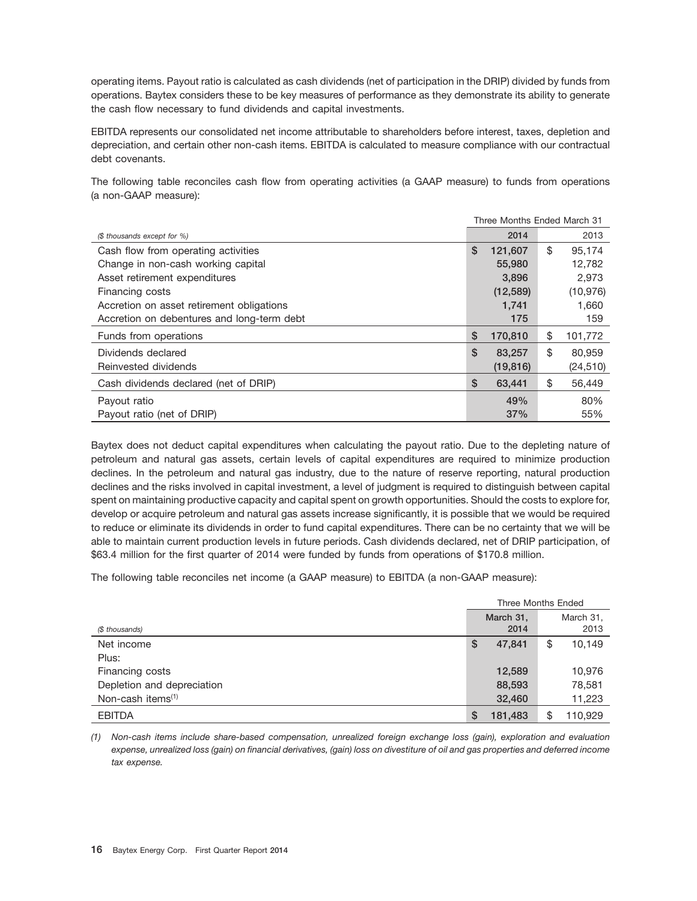operating items. Payout ratio is calculated as cash dividends (net of participation in the DRIP) divided by funds from operations. Baytex considers these to be key measures of performance as they demonstrate its ability to generate the cash flow necessary to fund dividends and capital investments.

EBITDA represents our consolidated net income attributable to shareholders before interest, taxes, depletion and depreciation, and certain other non-cash items. EBITDA is calculated to measure compliance with our contractual debt covenants.

The following table reconciles cash flow from operating activities (a GAAP measure) to funds from operations (a non-GAAP measure):

| *($ thousands except for %)* | Three Months Ended March 31 2014 | 2013 |
|---|---|---|
| Cash flow from operating activities | $ 121,607 | $ 95,174 |
| Change in non-cash working capital | 55,980 | 12,782 |
| Asset retirement expenditures | 3,896 | 2,973 |
| Financing costs | (12,589) | (10,976) |
| Accretion on asset retirement obligations | 1,741 | 1,660 |
| Accretion on debentures and long-term debt | 175 | 159 |
| Funds from operations | $ 170,810 | $ 101,772 |
| Dividends declared | $ 83,257 | $ 80,959 |
| Reinvested dividends | (19,816) | (24,510) |
| Cash dividends declared (net of DRIP) | $ 63,441 | $ 56,449 |
| Payout ratio | 49% | 80% |
| Payout ratio (net of DRIP) | 37% | 55% |

Baytex does not deduct capital expenditures when calculating the payout ratio. Due to the depleting nature of petroleum and natural gas assets, certain levels of capital expenditures are required to minimize production declines. In the petroleum and natural gas industry, due to the nature of reserve reporting, natural production declines and the risks involved in capital investment, a level of judgment is required to distinguish between capital spent on maintaining productive capacity and capital spent on growth opportunities. Should the costs to explore for, develop or acquire petroleum and natural gas assets increase significantly, it is possible that we would be required to reduce or eliminate its dividends in order to fund capital expenditures. There can be no certainty that we will be able to maintain current production levels in future periods. Cash dividends declared, net of DRIP participation, of $63.4 million for the first quarter of 2014 were funded by funds from operations of $170.8 million.

The following table reconciles net income (a GAAP measure) to EBITDA (a non-GAAP measure):

| *($ thousands)* | Three Months Ended March 31, 2014 | March 31, 2013 |
|---|---|---|
| Net income | $ 47,841 | $ 10,149 |
| Plus: | | |
| Financing costs | 12,589 | 10,976 |
| Depletion and depreciation | 88,593 | 78,581 |
| Non-cash items[1] | 32,460 | 11,223 |
| EBITDA | $ 181,483 | $ 110,929 |

*(1) Non-cash items include share-based compensation, unrealized foreign exchange loss (gain), exploration and evaluation expense, unrealized loss (gain) on financial derivatives, (gain) loss on divestiture of oil and gas properties and deferred income tax expense.*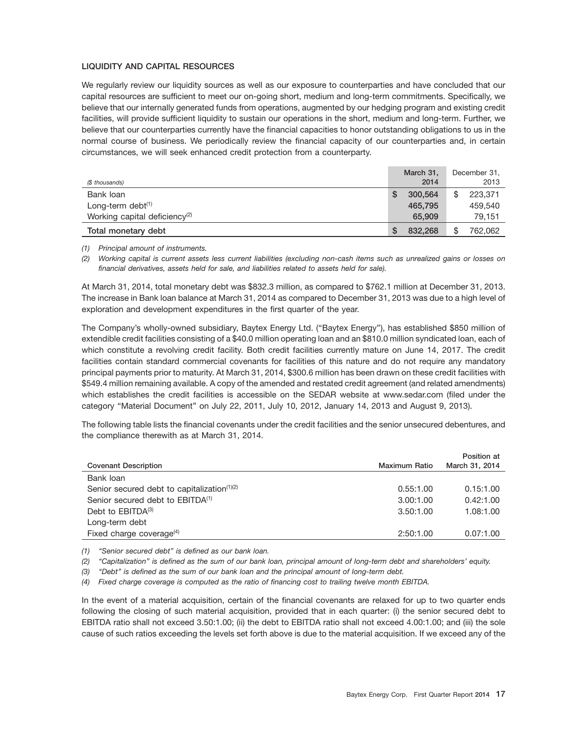## LIQUIDITY AND CAPITAL RESOURCES

We regularly review our liquidity sources as well as our exposure to counterparties and have concluded that our capital resources are sufficient to meet our on-going short, medium and long-term commitments. Specifically, we believe that our internally generated funds from operations, augmented by our hedging program and existing credit facilities, will provide sufficient liquidity to sustain our operations in the short, medium and long-term. Further, we believe that our counterparties currently have the financial capacities to honor outstanding obligations to us in the normal course of business. We periodically review the financial capacity of our counterparties and, in certain circumstances, we will seek enhanced credit protection from a counterparty.

| *($ thousands)* | March 31, 2014 | December 31, 2013 |
|---|---|---|
| Bank loan | $ 300,564 | $ 223,371 |
| Long-term debt[(1)] | 465,795 | 459,540 |
| Working capital deficiency[(2)] | 65,909 | 79,151 |
| **Total monetary debt** | $ 832,268 | $ 762,062 |

*(1) Principal amount of instruments.*

*(2) Working capital is current assets less current liabilities (excluding non-cash items such as unrealized gains or losses on financial derivatives, assets held for sale, and liabilities related to assets held for sale).*

At March 31, 2014, total monetary debt was $832.3 million, as compared to $762.1 million at December 31, 2013. The increase in Bank loan balance at March 31, 2014 as compared to December 31, 2013 was due to a high level of exploration and development expenditures in the first quarter of the year.

The Company's wholly-owned subsidiary, Baytex Energy Ltd. ("Baytex Energy"), has established $850 million of extendible credit facilities consisting of a $40.0 million operating loan and an $810.0 million syndicated loan, each of which constitute a revolving credit facility. Both credit facilities currently mature on June 14, 2017. The credit facilities contain standard commercial covenants for facilities of this nature and do not require any mandatory principal payments prior to maturity. At March 31, 2014, $300.6 million has been drawn on these credit facilities with $549.4 million remaining available. A copy of the amended and restated credit agreement (and related amendments) which establishes the credit facilities is accessible on the SEDAR website at www.sedar.com (filed under the category "Material Document" on July 22, 2011, July 10, 2012, January 14, 2013 and August 9, 2013).

The following table lists the financial covenants under the credit facilities and the senior unsecured debentures, and the compliance therewith as at March 31, 2014.

| Covenant Description | Maximum Ratio | Position at March 31, 2014 |
|---|---|---|
| Bank loan | | |
| Senior secured debt to capitalization[(1)(2)] | 0.55:1.00 | 0.15:1.00 |
| Senior secured debt to EBITDA[(1)] | 3.00:1.00 | 0.42:1.00 |
| Debt to EBITDA[(3)] | 3.50:1.00 | 1.08:1.00 |
| Long-term debt | | |
| Fixed charge coverage[(4)] | 2:50:1.00 | 0.07:1.00 |

*(1) "Senior secured debt" is defined as our bank loan.*

*(2) "Capitalization" is defined as the sum of our bank loan, principal amount of long-term debt and shareholders' equity.*

*(3) "Debt" is defined as the sum of our bank loan and the principal amount of long-term debt.*

*(4) Fixed charge coverage is computed as the ratio of financing cost to trailing twelve month EBITDA.*

In the event of a material acquisition, certain of the financial covenants are relaxed for up to two quarter ends following the closing of such material acquisition, provided that in each quarter: (i) the senior secured debt to EBITDA ratio shall not exceed 3.50:1.00; (ii) the debt to EBITDA ratio shall not exceed 4.00:1.00; and (iii) the sole cause of such ratios exceeding the levels set forth above is due to the material acquisition. If we exceed any of the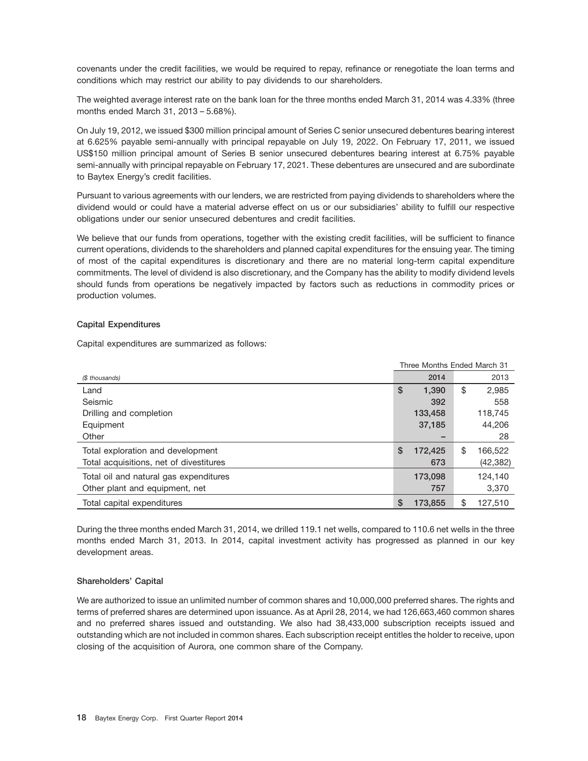covenants under the credit facilities, we would be required to repay, refinance or renegotiate the loan terms and conditions which may restrict our ability to pay dividends to our shareholders.

The weighted average interest rate on the bank loan for the three months ended March 31, 2014 was 4.33% (three months ended March 31, 2013 – 5.68%).

On July 19, 2012, we issued $300 million principal amount of Series C senior unsecured debentures bearing interest at 6.625% payable semi-annually with principal repayable on July 19, 2022. On February 17, 2011, we issued US$150 million principal amount of Series B senior unsecured debentures bearing interest at 6.75% payable semi-annually with principal repayable on February 17, 2021. These debentures are unsecured and are subordinate to Baytex Energy's credit facilities.

Pursuant to various agreements with our lenders, we are restricted from paying dividends to shareholders where the dividend would or could have a material adverse effect on us or our subsidiaries' ability to fulfill our respective obligations under our senior unsecured debentures and credit facilities.

We believe that our funds from operations, together with the existing credit facilities, will be sufficient to finance current operations, dividends to the shareholders and planned capital expenditures for the ensuing year. The timing of most of the capital expenditures is discretionary and there are no material long-term capital expenditure commitments. The level of dividend is also discretionary, and the Company has the ability to modify dividend levels should funds from operations be negatively impacted by factors such as reductions in commodity prices or production volumes.

**Capital Expenditures**

Capital expenditures are summarized as follows:

| | Three Months Ended March 31 | |
|---|---|---|
| *($ thousands)* | 2014 | 2013 |
| Land | $ 1,390 | $ 2,985 |
| Seismic | 392 | 558 |
| Drilling and completion | 133,458 | 118,745 |
| Equipment | 37,185 | 44,206 |
| Other | – | 28 |
| Total exploration and development | $ 172,425 | $ 166,522 |
| Total acquisitions, net of divestitures | 673 | (42,382) |
| Total oil and natural gas expenditures | 173,098 | 124,140 |
| Other plant and equipment, net | 757 | 3,370 |
| Total capital expenditures | $ 173,855 | $ 127,510 |

During the three months ended March 31, 2014, we drilled 119.1 net wells, compared to 110.6 net wells in the three months ended March 31, 2013. In 2014, capital investment activity has progressed as planned in our key development areas.

**Shareholders' Capital**

We are authorized to issue an unlimited number of common shares and 10,000,000 preferred shares. The rights and terms of preferred shares are determined upon issuance. As at April 28, 2014, we had 126,663,460 common shares and no preferred shares issued and outstanding. We also had 38,433,000 subscription receipts issued and outstanding which are not included in common shares. Each subscription receipt entitles the holder to receive, upon closing of the acquisition of Aurora, one common share of the Company.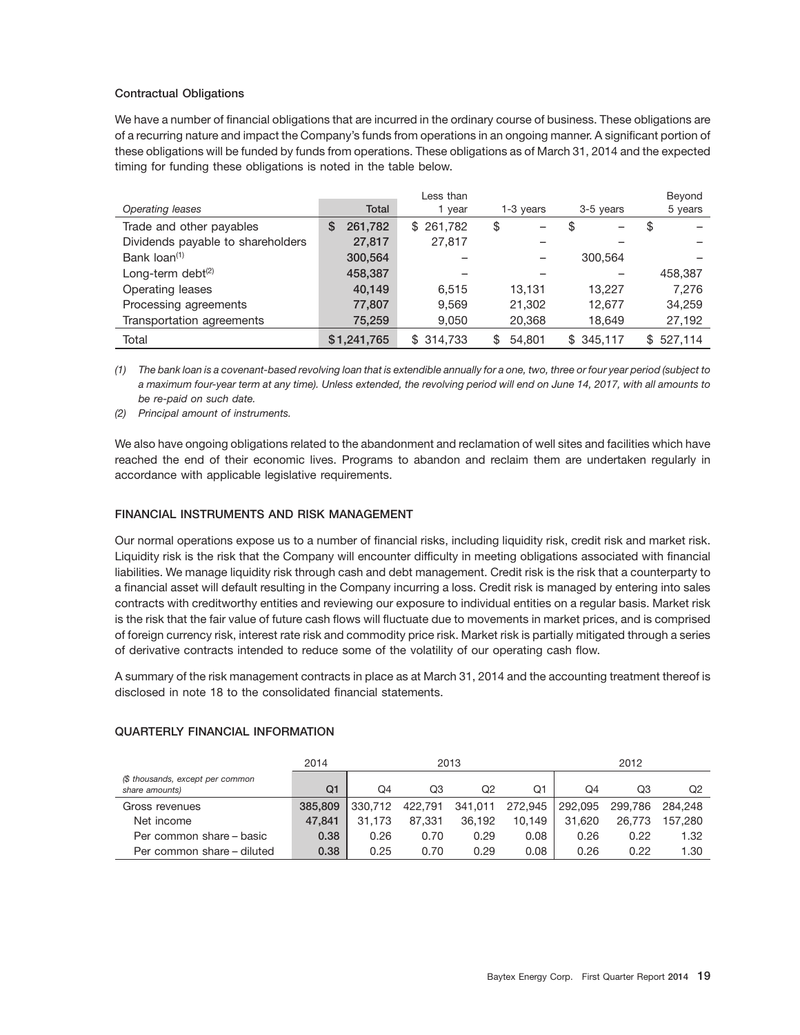### Contractual Obligations

We have a number of financial obligations that are incurred in the ordinary course of business. These obligations are of a recurring nature and impact the Company's funds from operations in an ongoing manner. A significant portion of these obligations will be funded by funds from operations. These obligations as of March 31, 2014 and the expected timing for funding these obligations is noted in the table below.

| *Operating leases* | Total | Less than 1 year | 1-3 years | 3-5 years | Beyond 5 years |
|---|---|---|---|---|---|
| Trade and other payables | $ 261,782 | $ 261,782 | $ – | $ – | $ – |
| Dividends payable to shareholders | 27,817 | 27,817 | – | – | – |
| Bank loan[(1)] | 300,564 | – | – | 300,564 | – |
| Long-term debt[(2)] | 458,387 | – | – | – | 458,387 |
| Operating leases | 40,149 | 6,515 | 13,131 | 13,227 | 7,276 |
| Processing agreements | 77,807 | 9,569 | 21,302 | 12,677 | 34,259 |
| Transportation agreements | 75,259 | 9,050 | 20,368 | 18,649 | 27,192 |
| Total | $1,241,765 | $ 314,733 | $ 54,801 | $ 345,117 | $ 527,114 |

*(1) The bank loan is a covenant-based revolving loan that is extendible annually for a one, two, three or four year period (subject to a maximum four-year term at any time). Unless extended, the revolving period will end on June 14, 2017, with all amounts to be re-paid on such date.*

*(2) Principal amount of instruments.*

We also have ongoing obligations related to the abandonment and reclamation of well sites and facilities which have reached the end of their economic lives. Programs to abandon and reclaim them are undertaken regularly in accordance with applicable legislative requirements.

## FINANCIAL INSTRUMENTS AND RISK MANAGEMENT

Our normal operations expose us to a number of financial risks, including liquidity risk, credit risk and market risk. Liquidity risk is the risk that the Company will encounter difficulty in meeting obligations associated with financial liabilities. We manage liquidity risk through cash and debt management. Credit risk is the risk that a counterparty to a financial asset will default resulting in the Company incurring a loss. Credit risk is managed by entering into sales contracts with creditworthy entities and reviewing our exposure to individual entities on a regular basis. Market risk is the risk that the fair value of future cash flows will fluctuate due to movements in market prices, and is comprised of foreign currency risk, interest rate risk and commodity price risk. Market risk is partially mitigated through a series of derivative contracts intended to reduce some of the volatility of our operating cash flow.

A summary of the risk management contracts in place as at March 31, 2014 and the accounting treatment thereof is disclosed in note 18 to the consolidated financial statements.

## QUARTERLY FINANCIAL INFORMATION

| | 2014 | 2013 | | | | 2012 | | |
|---|---|---|---|---|---|---|---|---|
| *($ thousands, except per common share amounts)* | Q1 | Q4 | Q3 | Q2 | Q1 | Q4 | Q3 | Q2 |
| Gross revenues | 385,809 | 330,712 | 422,791 | 341,011 | 272,945 | 292,095 | 299,786 | 284,248 |
| Net income | 47,841 | 31,173 | 87,331 | 36,192 | 10,149 | 31,620 | 26,773 | 157,280 |
| Per common share – basic | 0.38 | 0.26 | 0.70 | 0.29 | 0.08 | 0.26 | 0.22 | 1.32 |
| Per common share – diluted | 0.38 | 0.25 | 0.70 | 0.29 | 0.08 | 0.26 | 0.22 | 1.30 |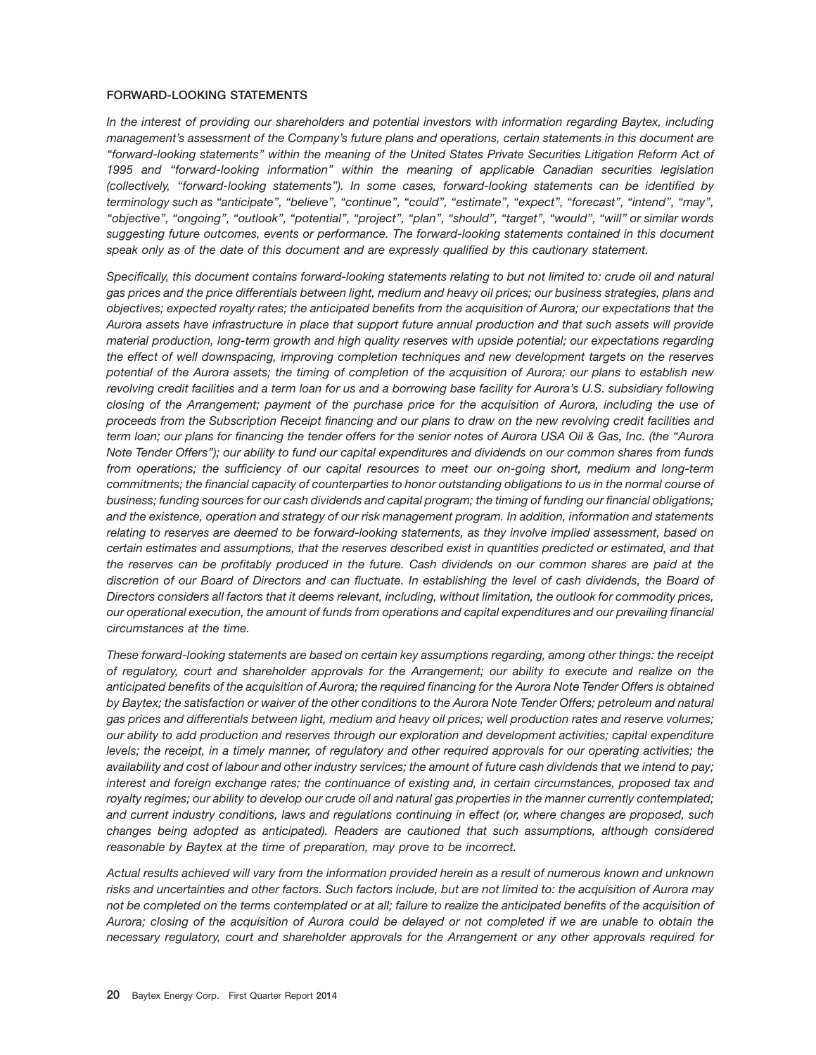**FORWARD-LOOKING STATEMENTS**

*In the interest of providing our shareholders and potential investors with information regarding Baytex, including management's assessment of the Company's future plans and operations, certain statements in this document are "forward-looking statements" within the meaning of the United States Private Securities Litigation Reform Act of 1995 and "forward-looking information" within the meaning of applicable Canadian securities legislation (collectively, "forward-looking statements"). In some cases, forward-looking statements can be identified by terminology such as "anticipate", "believe", "continue", "could", "estimate", "expect", "forecast", "intend", "may", "objective", "ongoing", "outlook", "potential", "project", "plan", "should", "target", "would", "will" or similar words suggesting future outcomes, events or performance. The forward-looking statements contained in this document speak only as of the date of this document and are expressly qualified by this cautionary statement.*

*Specifically, this document contains forward-looking statements relating to but not limited to: crude oil and natural gas prices and the price differentials between light, medium and heavy oil prices; our business strategies, plans and objectives; expected royalty rates; the anticipated benefits from the acquisition of Aurora; our expectations that the Aurora assets have infrastructure in place that support future annual production and that such assets will provide material production, long-term growth and high quality reserves with upside potential; our expectations regarding the effect of well downspacing, improving completion techniques and new development targets on the reserves potential of the Aurora assets; the timing of completion of the acquisition of Aurora; our plans to establish new revolving credit facilities and a term loan for us and a borrowing base facility for Aurora's U.S. subsidiary following closing of the Arrangement; payment of the purchase price for the acquisition of Aurora, including the use of proceeds from the Subscription Receipt financing and our plans to draw on the new revolving credit facilities and term loan; our plans for financing the tender offers for the senior notes of Aurora USA Oil & Gas, Inc. (the "Aurora Note Tender Offers"); our ability to fund our capital expenditures and dividends on our common shares from funds from operations; the sufficiency of our capital resources to meet our on-going short, medium and long-term commitments; the financial capacity of counterparties to honor outstanding obligations to us in the normal course of business; funding sources for our cash dividends and capital program; the timing of funding our financial obligations; and the existence, operation and strategy of our risk management program. In addition, information and statements relating to reserves are deemed to be forward-looking statements, as they involve implied assessment, based on certain estimates and assumptions, that the reserves described exist in quantities predicted or estimated, and that the reserves can be profitably produced in the future. Cash dividends on our common shares are paid at the discretion of our Board of Directors and can fluctuate. In establishing the level of cash dividends, the Board of Directors considers all factors that it deems relevant, including, without limitation, the outlook for commodity prices, our operational execution, the amount of funds from operations and capital expenditures and our prevailing financial circumstances at the time.*

*These forward-looking statements are based on certain key assumptions regarding, among other things: the receipt of regulatory, court and shareholder approvals for the Arrangement; our ability to execute and realize on the anticipated benefits of the acquisition of Aurora; the required financing for the Aurora Note Tender Offers is obtained by Baytex; the satisfaction or waiver of the other conditions to the Aurora Note Tender Offers; petroleum and natural gas prices and differentials between light, medium and heavy oil prices; well production rates and reserve volumes; our ability to add production and reserves through our exploration and development activities; capital expenditure levels; the receipt, in a timely manner, of regulatory and other required approvals for our operating activities; the availability and cost of labour and other industry services; the amount of future cash dividends that we intend to pay; interest and foreign exchange rates; the continuance of existing and, in certain circumstances, proposed tax and royalty regimes; our ability to develop our crude oil and natural gas properties in the manner currently contemplated; and current industry conditions, laws and regulations continuing in effect (or, where changes are proposed, such changes being adopted as anticipated). Readers are cautioned that such assumptions, although considered reasonable by Baytex at the time of preparation, may prove to be incorrect.*

*Actual results achieved will vary from the information provided herein as a result of numerous known and unknown risks and uncertainties and other factors. Such factors include, but are not limited to: the acquisition of Aurora may not be completed on the terms contemplated or at all; failure to realize the anticipated benefits of the acquisition of Aurora; closing of the acquisition of Aurora could be delayed or not completed if we are unable to obtain the necessary regulatory, court and shareholder approvals for the Arrangement or any other approvals required for*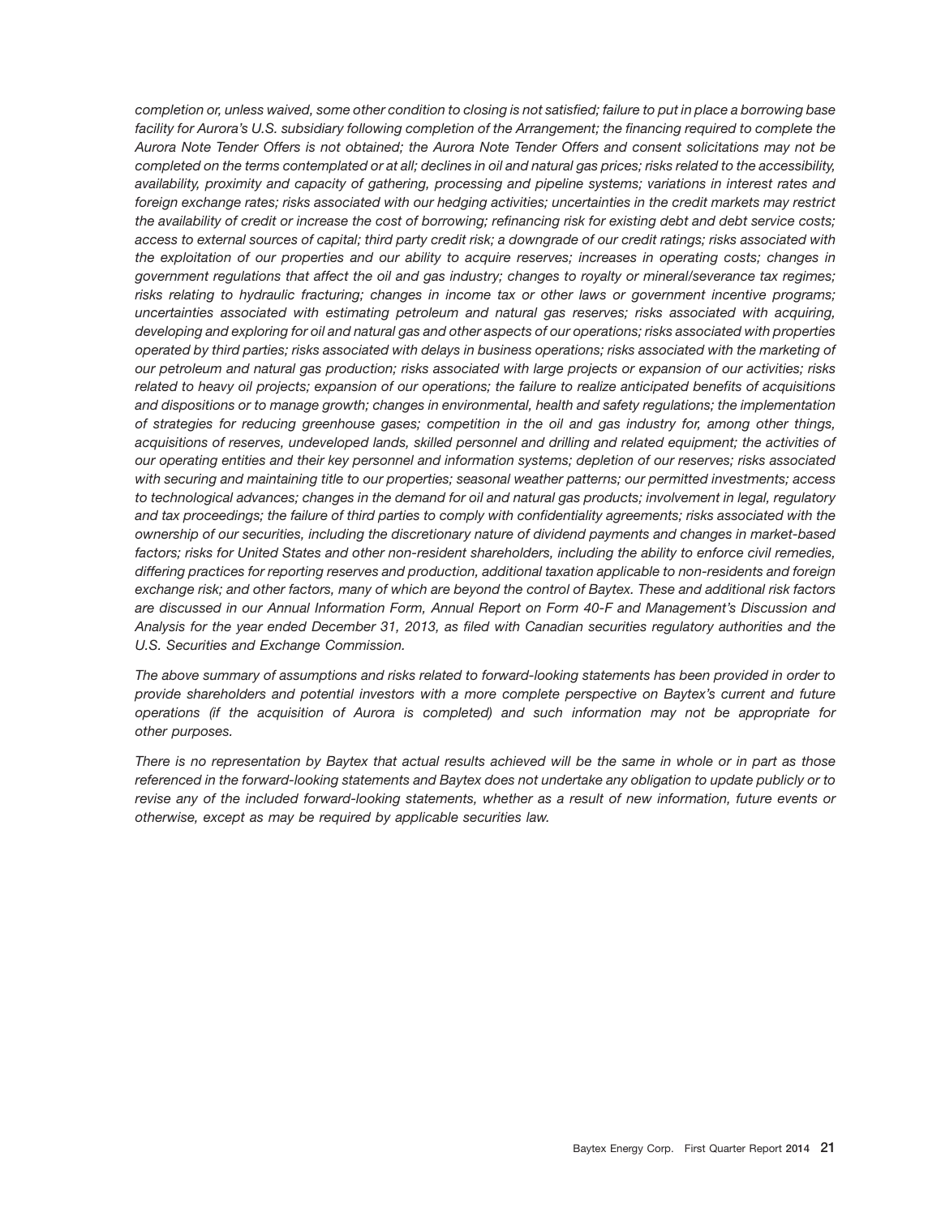*completion or, unless waived, some other condition to closing is not satisfied; failure to put in place a borrowing base facility for Aurora's U.S. subsidiary following completion of the Arrangement; the financing required to complete the Aurora Note Tender Offers is not obtained; the Aurora Note Tender Offers and consent solicitations may not be completed on the terms contemplated or at all; declines in oil and natural gas prices; risks related to the accessibility, availability, proximity and capacity of gathering, processing and pipeline systems; variations in interest rates and foreign exchange rates; risks associated with our hedging activities; uncertainties in the credit markets may restrict the availability of credit or increase the cost of borrowing; refinancing risk for existing debt and debt service costs; access to external sources of capital; third party credit risk; a downgrade of our credit ratings; risks associated with the exploitation of our properties and our ability to acquire reserves; increases in operating costs; changes in government regulations that affect the oil and gas industry; changes to royalty or mineral/severance tax regimes; risks relating to hydraulic fracturing; changes in income tax or other laws or government incentive programs; uncertainties associated with estimating petroleum and natural gas reserves; risks associated with acquiring, developing and exploring for oil and natural gas and other aspects of our operations; risks associated with properties operated by third parties; risks associated with delays in business operations; risks associated with the marketing of our petroleum and natural gas production; risks associated with large projects or expansion of our activities; risks related to heavy oil projects; expansion of our operations; the failure to realize anticipated benefits of acquisitions and dispositions or to manage growth; changes in environmental, health and safety regulations; the implementation of strategies for reducing greenhouse gases; competition in the oil and gas industry for, among other things, acquisitions of reserves, undeveloped lands, skilled personnel and drilling and related equipment; the activities of our operating entities and their key personnel and information systems; depletion of our reserves; risks associated with securing and maintaining title to our properties; seasonal weather patterns; our permitted investments; access to technological advances; changes in the demand for oil and natural gas products; involvement in legal, regulatory and tax proceedings; the failure of third parties to comply with confidentiality agreements; risks associated with the ownership of our securities, including the discretionary nature of dividend payments and changes in market-based factors; risks for United States and other non-resident shareholders, including the ability to enforce civil remedies, differing practices for reporting reserves and production, additional taxation applicable to non-residents and foreign exchange risk; and other factors, many of which are beyond the control of Baytex. These and additional risk factors are discussed in our Annual Information Form, Annual Report on Form 40-F and Management's Discussion and Analysis for the year ended December 31, 2013, as filed with Canadian securities regulatory authorities and the U.S. Securities and Exchange Commission.*

*The above summary of assumptions and risks related to forward-looking statements has been provided in order to provide shareholders and potential investors with a more complete perspective on Baytex's current and future operations (if the acquisition of Aurora is completed) and such information may not be appropriate for other purposes.*

*There is no representation by Baytex that actual results achieved will be the same in whole or in part as those referenced in the forward-looking statements and Baytex does not undertake any obligation to update publicly or to revise any of the included forward-looking statements, whether as a result of new information, future events or otherwise, except as may be required by applicable securities law.*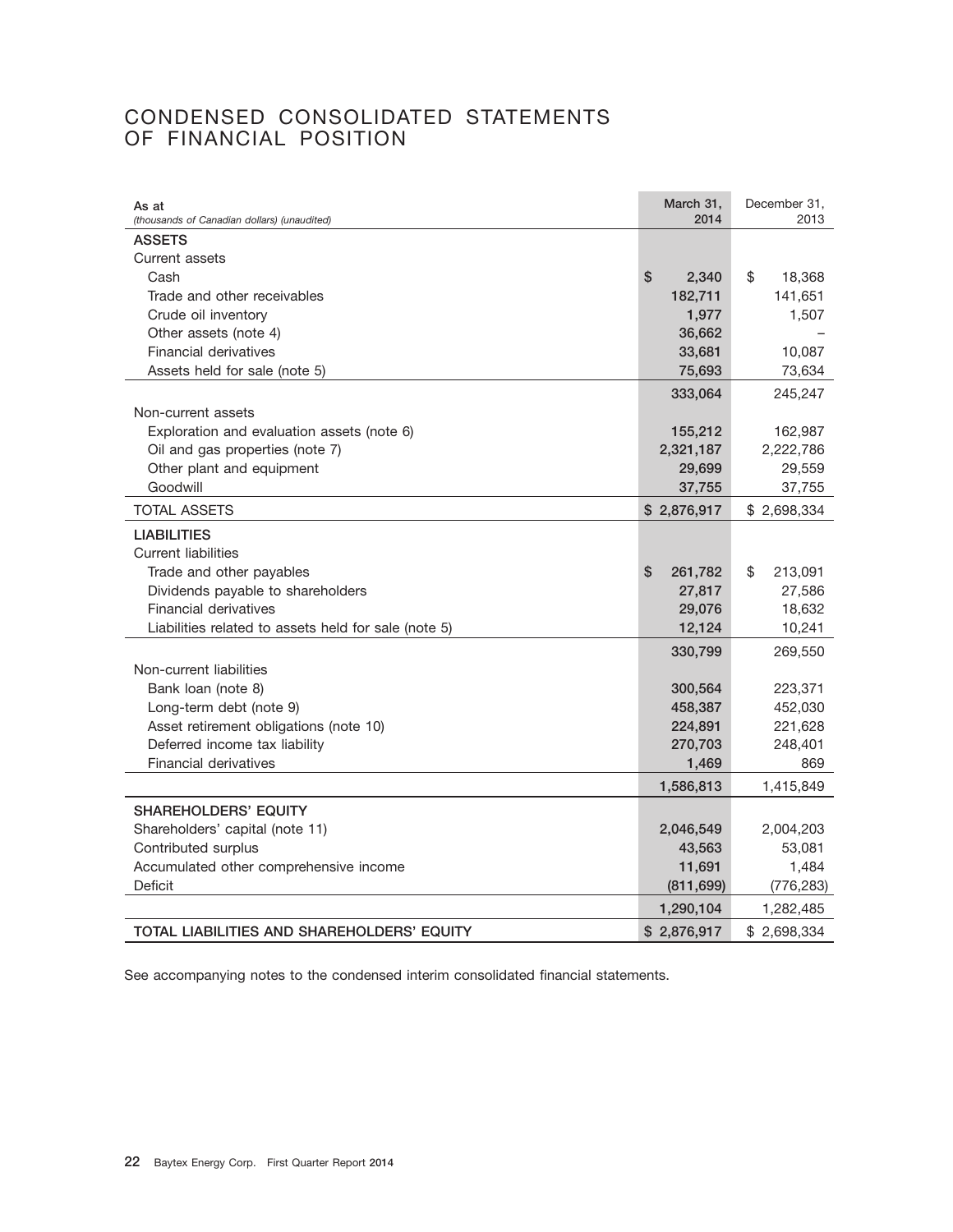# CONDENSED CONSOLIDATED STATEMENTS OF FINANCIAL POSITION

| As at *(thousands of Canadian dollars) (unaudited)* | March 31, 2014 | December 31, 2013 |
|---|---|---|
| **ASSETS** | | |
| Current assets | | |
| Cash | $ 2,340 | $ 18,368 |
| Trade and other receivables | 182,711 | 141,651 |
| Crude oil inventory | 1,977 | 1,507 |
| Other assets (note 4) | 36,662 | – |
| Financial derivatives | 33,681 | 10,087 |
| Assets held for sale (note 5) | 75,693 | 73,634 |
| | 333,064 | 245,247 |
| Non-current assets | | |
| Exploration and evaluation assets (note 6) | 155,212 | 162,987 |
| Oil and gas properties (note 7) | 2,321,187 | 2,222,786 |
| Other plant and equipment | 29,699 | 29,559 |
| Goodwill | 37,755 | 37,755 |
| TOTAL ASSETS | $ 2,876,917 | $ 2,698,334 |
| **LIABILITIES** | | |
| Current liabilities | | |
| Trade and other payables | $ 261,782 | $ 213,091 |
| Dividends payable to shareholders | 27,817 | 27,586 |
| Financial derivatives | 29,076 | 18,632 |
| Liabilities related to assets held for sale (note 5) | 12,124 | 10,241 |
| | 330,799 | 269,550 |
| Non-current liabilities | | |
| Bank loan (note 8) | 300,564 | 223,371 |
| Long-term debt (note 9) | 458,387 | 452,030 |
| Asset retirement obligations (note 10) | 224,891 | 221,628 |
| Deferred income tax liability | 270,703 | 248,401 |
| Financial derivatives | 1,469 | 869 |
| | 1,586,813 | 1,415,849 |
| **SHAREHOLDERS' EQUITY** | | |
| Shareholders' capital (note 11) | 2,046,549 | 2,004,203 |
| Contributed surplus | 43,563 | 53,081 |
| Accumulated other comprehensive income | 11,691 | 1,484 |
| Deficit | (811,699) | (776,283) |
| | 1,290,104 | 1,282,485 |
| **TOTAL LIABILITIES AND SHAREHOLDERS' EQUITY** | $ 2,876,917 | $ 2,698,334 |

See accompanying notes to the condensed interim consolidated financial statements.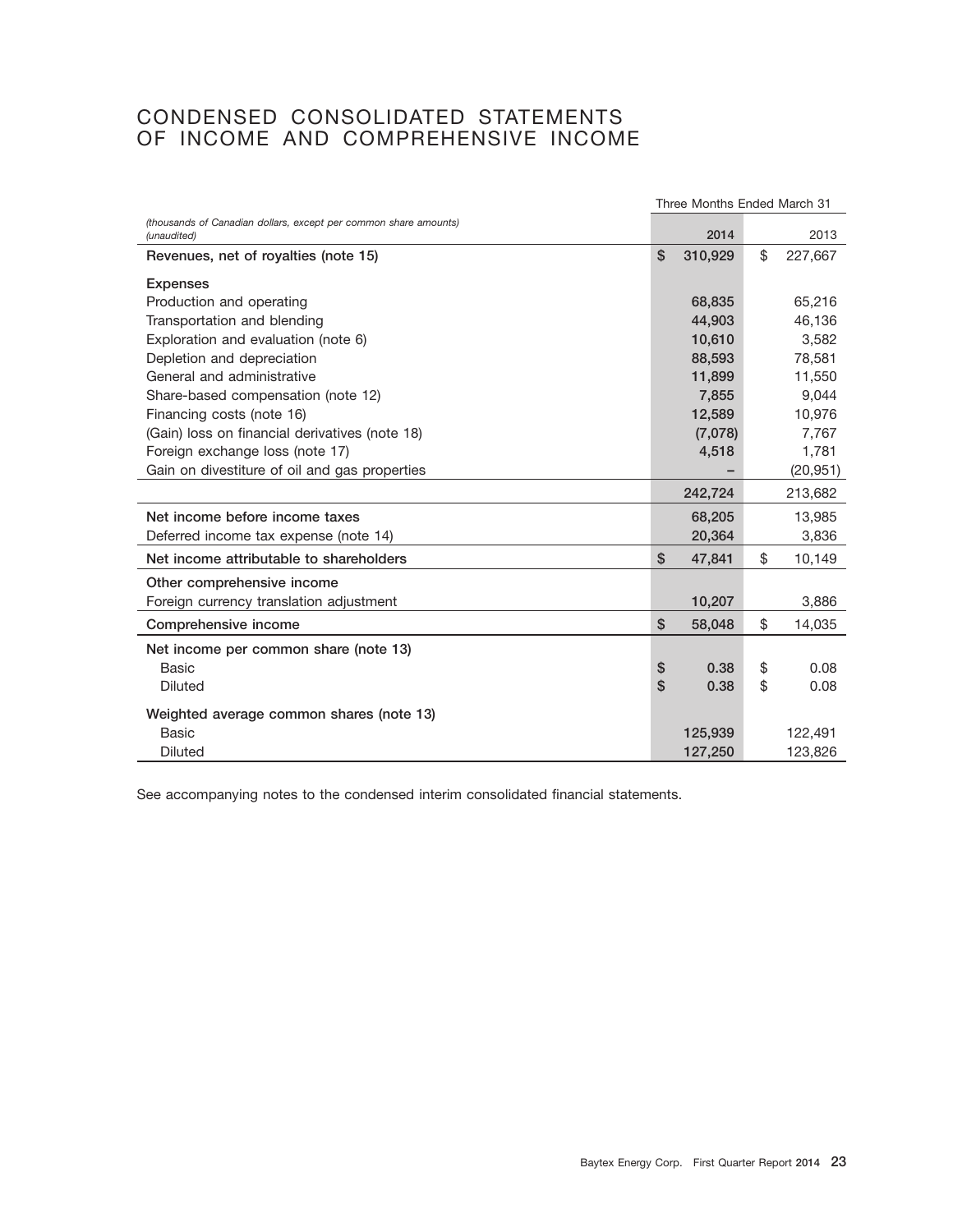# CONDENSED CONSOLIDATED STATEMENTS OF INCOME AND COMPREHENSIVE INCOME

| *(thousands of Canadian dollars, except per common share amounts) (unaudited)* | Three Months Ended March 31 2014 | 2013 |
|---|---|---|
| **Revenues, net of royalties (note 15)** | $ 310,929 | $ 227,667 |
| **Expenses** | | |
| Production and operating | 68,835 | 65,216 |
| Transportation and blending | 44,903 | 46,136 |
| Exploration and evaluation (note 6) | 10,610 | 3,582 |
| Depletion and depreciation | 88,593 | 78,581 |
| General and administrative | 11,899 | 11,550 |
| Share-based compensation (note 12) | 7,855 | 9,044 |
| Financing costs (note 16) | 12,589 | 10,976 |
| (Gain) loss on financial derivatives (note 18) | (7,078) | 7,767 |
| Foreign exchange loss (note 17) | 4,518 | 1,781 |
| Gain on divestiture of oil and gas properties | – | (20,951) |
| | 242,724 | 213,682 |
| **Net income before income taxes** | 68,205 | 13,985 |
| Deferred income tax expense (note 14) | 20,364 | 3,836 |
| **Net income attributable to shareholders** | $ 47,841 | $ 10,149 |
| **Other comprehensive income** | | |
| Foreign currency translation adjustment | 10,207 | 3,886 |
| **Comprehensive income** | $ 58,048 | $ 14,035 |
| **Net income per common share (note 13)** | | |
| Basic | $ 0.38 | $ 0.08 |
| Diluted | $ 0.38 | $ 0.08 |
| **Weighted average common shares (note 13)** | | |
| Basic | 125,939 | 122,491 |
| Diluted | 127,250 | 123,826 |

See accompanying notes to the condensed interim consolidated financial statements.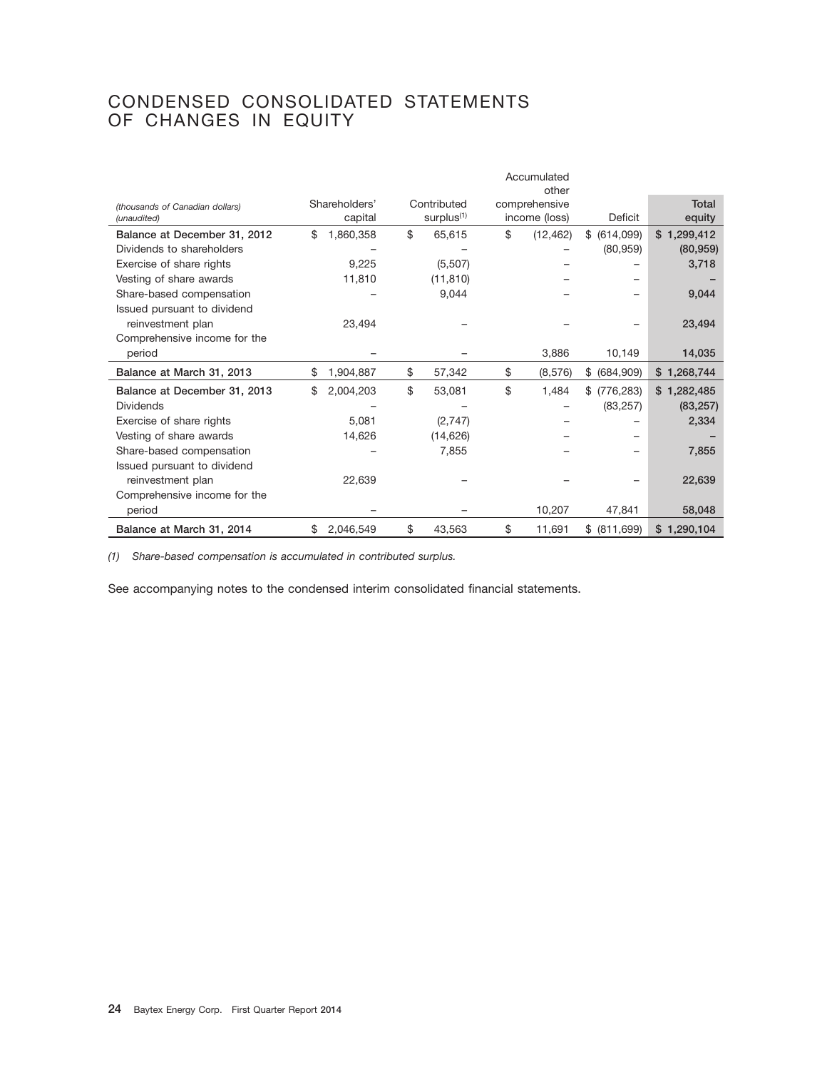# CONDENSED CONSOLIDATED STATEMENTS OF CHANGES IN EQUITY

| *(thousands of Canadian dollars)* *(unaudited)* | Shareholders' capital | Contributed surplus[(1)] | Accumulated other comprehensive income (loss) | Deficit | Total equity |
|---|---|---|---|---|---|
| **Balance at December 31, 2012** | $ 1,860,358 | $ 65,615 | $ (12,462) | $ (614,099) | **$ 1,299,412** |
| Dividends to shareholders | – | – | – | (80,959) | **(80,959)** |
| Exercise of share rights | 9,225 | (5,507) | – | – | **3,718** |
| Vesting of share awards | 11,810 | (11,810) | – | – | **–** |
| Share-based compensation | – | 9,044 | – | – | **9,044** |
| Issued pursuant to dividend reinvestment plan | 23,494 | – | – | – | **23,494** |
| Comprehensive income for the period | – | – | 3,886 | 10,149 | **14,035** |
| **Balance at March 31, 2013** | $ 1,904,887 | $ 57,342 | $ (8,576) | $ (684,909) | **$ 1,268,744** |
| **Balance at December 31, 2013** | $ 2,004,203 | $ 53,081 | $ 1,484 | $ (776,283) | **$ 1,282,485** |
| Dividends | – | – | – | (83,257) | **(83,257)** |
| Exercise of share rights | 5,081 | (2,747) | – | – | **2,334** |
| Vesting of share awards | 14,626 | (14,626) | – | – | **–** |
| Share-based compensation | – | 7,855 | – | – | **7,855** |
| Issued pursuant to dividend reinvestment plan | 22,639 | – | – | – | **22,639** |
| Comprehensive income for the period | – | – | 10,207 | 47,841 | **58,048** |
| **Balance at March 31, 2014** | $ 2,046,549 | $ 43,563 | $ 11,691 | $ (811,699) | **$ 1,290,104** |

*(1) Share-based compensation is accumulated in contributed surplus.*

See accompanying notes to the condensed interim consolidated financial statements.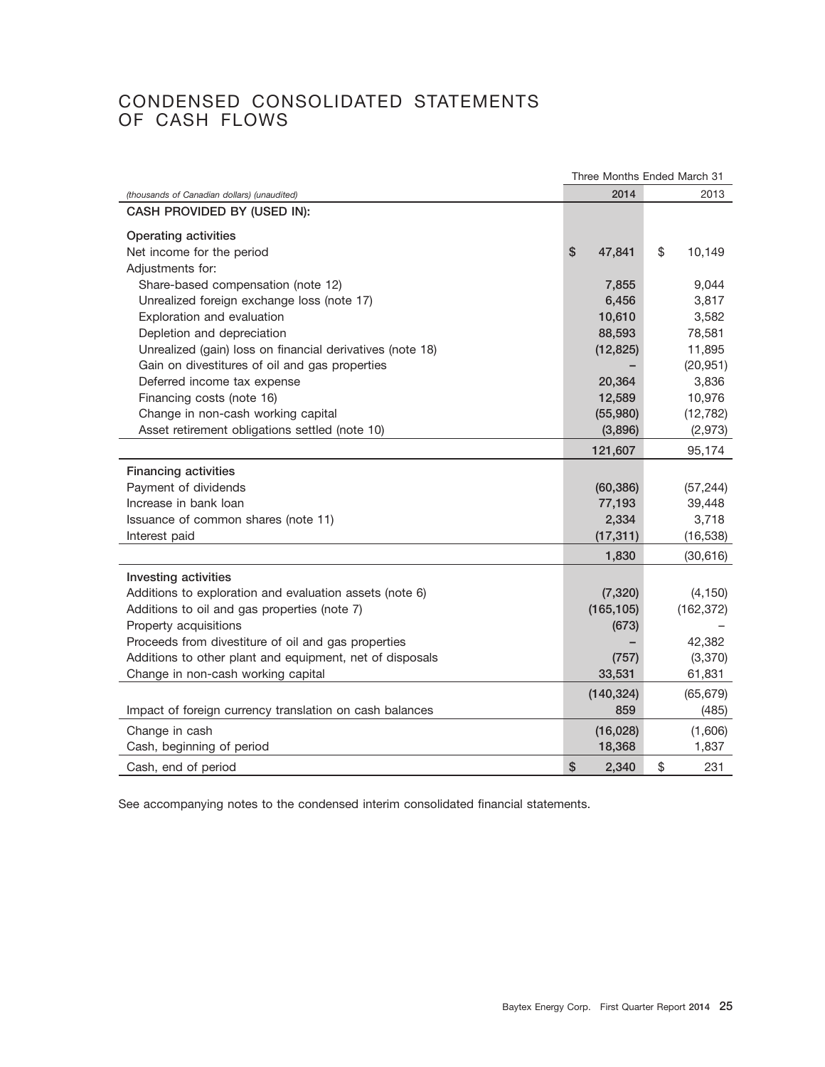# CONDENSED CONSOLIDATED STATEMENTS OF CASH FLOWS

| *(thousands of Canadian dollars) (unaudited)* | Three Months Ended March 31 2014 | 2013 |
|---|---|---|
| **CASH PROVIDED BY (USED IN):** | | |
| **Operating activities** | | |
| Net income for the period | $ 47,841 | $ 10,149 |
| Adjustments for: | | |
| Share-based compensation (note 12) | 7,855 | 9,044 |
| Unrealized foreign exchange loss (note 17) | 6,456 | 3,817 |
| Exploration and evaluation | 10,610 | 3,582 |
| Depletion and depreciation | 88,593 | 78,581 |
| Unrealized (gain) loss on financial derivatives (note 18) | (12,825) | 11,895 |
| Gain on divestitures of oil and gas properties | – | (20,951) |
| Deferred income tax expense | 20,364 | 3,836 |
| Financing costs (note 16) | 12,589 | 10,976 |
| Change in non-cash working capital | (55,980) | (12,782) |
| Asset retirement obligations settled (note 10) | (3,896) | (2,973) |
| | 121,607 | 95,174 |
| **Financing activities** | | |
| Payment of dividends | (60,386) | (57,244) |
| Increase in bank loan | 77,193 | 39,448 |
| Issuance of common shares (note 11) | 2,334 | 3,718 |
| Interest paid | (17,311) | (16,538) |
| | 1,830 | (30,616) |
| **Investing activities** | | |
| Additions to exploration and evaluation assets (note 6) | (7,320) | (4,150) |
| Additions to oil and gas properties (note 7) | (165,105) | (162,372) |
| Property acquisitions | (673) | – |
| Proceeds from divestiture of oil and gas properties | – | 42,382 |
| Additions to other plant and equipment, net of disposals | (757) | (3,370) |
| Change in non-cash working capital | 33,531 | 61,831 |
| | (140,324) | (65,679) |
| Impact of foreign currency translation on cash balances | 859 | (485) |
| Change in cash | (16,028) | (1,606) |
| Cash, beginning of period | 18,368 | 1,837 |
| Cash, end of period | $ 2,340 | $ 231 |

See accompanying notes to the condensed interim consolidated financial statements.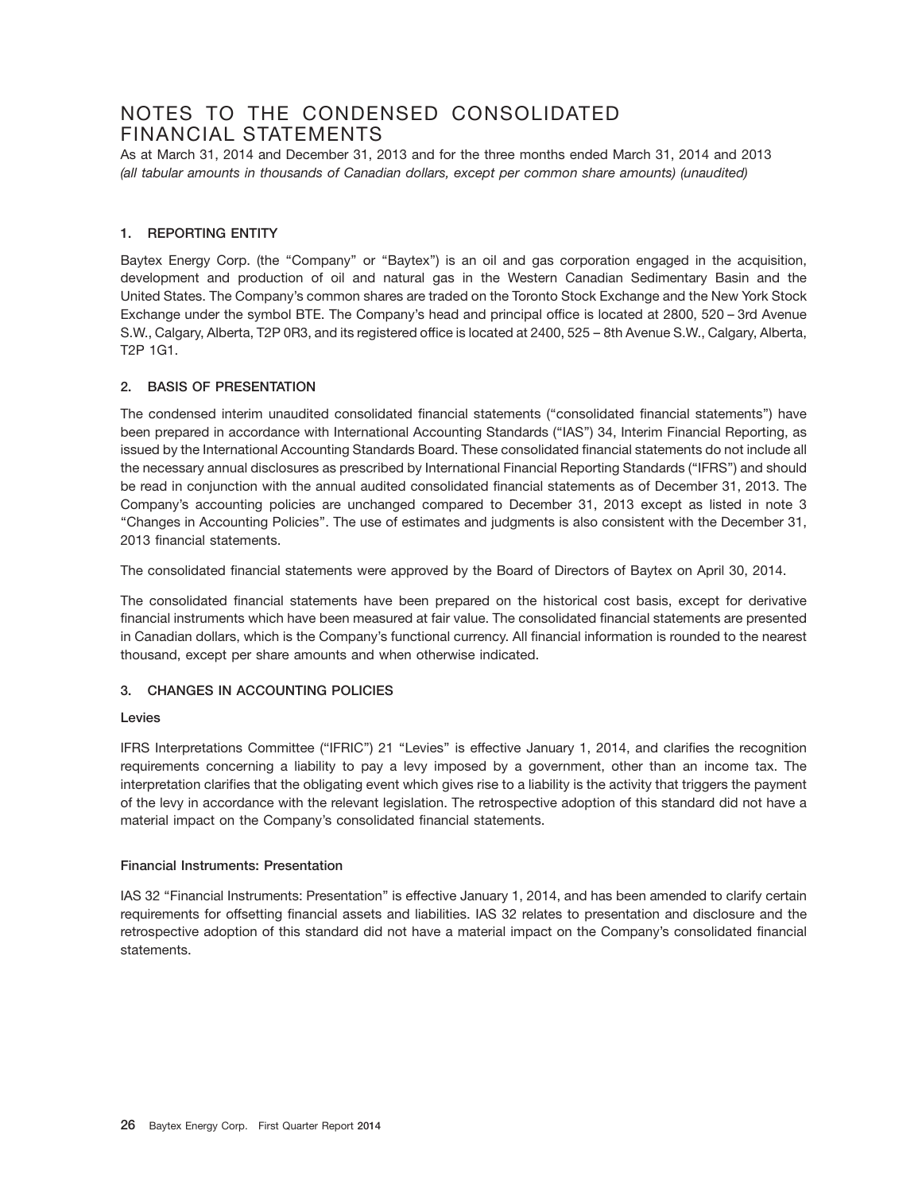# NOTES TO THE CONDENSED CONSOLIDATED FINANCIAL STATEMENTS

As at March 31, 2014 and December 31, 2013 and for the three months ended March 31, 2014 and 2013
*(all tabular amounts in thousands of Canadian dollars, except per common share amounts) (unaudited)*

## 1. REPORTING ENTITY

Baytex Energy Corp. (the "Company" or "Baytex") is an oil and gas corporation engaged in the acquisition, development and production of oil and natural gas in the Western Canadian Sedimentary Basin and the United States. The Company's common shares are traded on the Toronto Stock Exchange and the New York Stock Exchange under the symbol BTE. The Company's head and principal office is located at 2800, 520 – 3rd Avenue S.W., Calgary, Alberta, T2P 0R3, and its registered office is located at 2400, 525 – 8th Avenue S.W., Calgary, Alberta, T2P 1G1.

## 2. BASIS OF PRESENTATION

The condensed interim unaudited consolidated financial statements ("consolidated financial statements") have been prepared in accordance with International Accounting Standards ("IAS") 34, Interim Financial Reporting, as issued by the International Accounting Standards Board. These consolidated financial statements do not include all the necessary annual disclosures as prescribed by International Financial Reporting Standards ("IFRS") and should be read in conjunction with the annual audited consolidated financial statements as of December 31, 2013. The Company's accounting policies are unchanged compared to December 31, 2013 except as listed in note 3 "Changes in Accounting Policies". The use of estimates and judgments is also consistent with the December 31, 2013 financial statements.

The consolidated financial statements were approved by the Board of Directors of Baytex on April 30, 2014.

The consolidated financial statements have been prepared on the historical cost basis, except for derivative financial instruments which have been measured at fair value. The consolidated financial statements are presented in Canadian dollars, which is the Company's functional currency. All financial information is rounded to the nearest thousand, except per share amounts and when otherwise indicated.

## 3. CHANGES IN ACCOUNTING POLICIES

### Levies

IFRS Interpretations Committee ("IFRIC") 21 "Levies" is effective January 1, 2014, and clarifies the recognition requirements concerning a liability to pay a levy imposed by a government, other than an income tax. The interpretation clarifies that the obligating event which gives rise to a liability is the activity that triggers the payment of the levy in accordance with the relevant legislation. The retrospective adoption of this standard did not have a material impact on the Company's consolidated financial statements.

### Financial Instruments: Presentation

IAS 32 "Financial Instruments: Presentation" is effective January 1, 2014, and has been amended to clarify certain requirements for offsetting financial assets and liabilities. IAS 32 relates to presentation and disclosure and the retrospective adoption of this standard did not have a material impact on the Company's consolidated financial statements.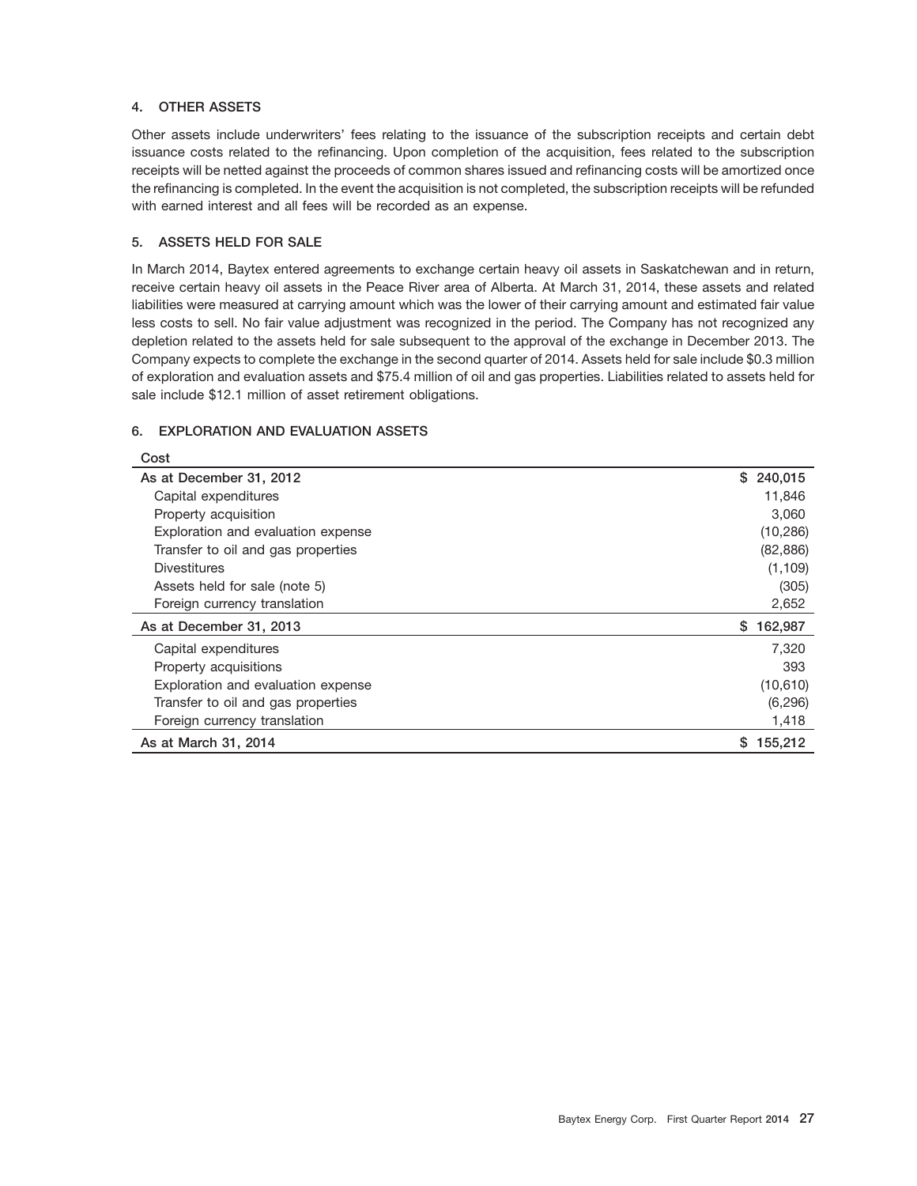## 4. OTHER ASSETS

Other assets include underwriters' fees relating to the issuance of the subscription receipts and certain debt issuance costs related to the refinancing. Upon completion of the acquisition, fees related to the subscription receipts will be netted against the proceeds of common shares issued and refinancing costs will be amortized once the refinancing is completed. In the event the acquisition is not completed, the subscription receipts will be refunded with earned interest and all fees will be recorded as an expense.

## 5. ASSETS HELD FOR SALE

In March 2014, Baytex entered agreements to exchange certain heavy oil assets in Saskatchewan and in return, receive certain heavy oil assets in the Peace River area of Alberta. At March 31, 2014, these assets and related liabilities were measured at carrying amount which was the lower of their carrying amount and estimated fair value less costs to sell. No fair value adjustment was recognized in the period. The Company has not recognized any depletion related to the assets held for sale subsequent to the approval of the exchange in December 2013. The Company expects to complete the exchange in the second quarter of 2014. Assets held for sale include $0.3 million of exploration and evaluation assets and $75.4 million of oil and gas properties. Liabilities related to assets held for sale include $12.1 million of asset retirement obligations.

## 6. EXPLORATION AND EVALUATION ASSETS

| Cost | |
|---|---|
| As at December 31, 2012 | $ 240,015 |
| Capital expenditures | 11,846 |
| Property acquisition | 3,060 |
| Exploration and evaluation expense | (10,286) |
| Transfer to oil and gas properties | (82,886) |
| Divestitures | (1,109) |
| Assets held for sale (note 5) | (305) |
| Foreign currency translation | 2,652 |
| As at December 31, 2013 | $ 162,987 |
| Capital expenditures | 7,320 |
| Property acquisitions | 393 |
| Exploration and evaluation expense | (10,610) |
| Transfer to oil and gas properties | (6,296) |
| Foreign currency translation | 1,418 |
| As at March 31, 2014 | $ 155,212 |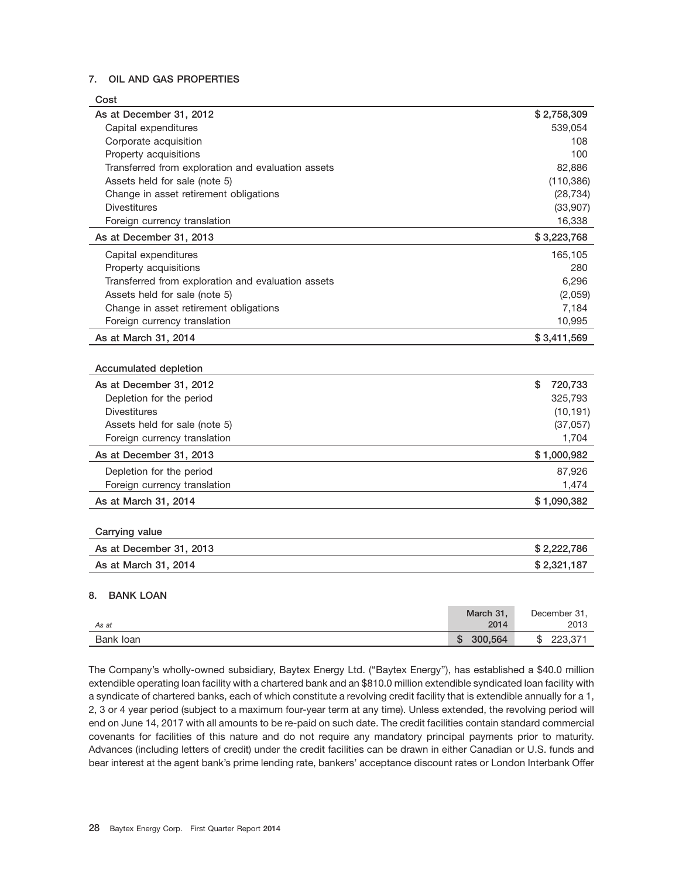## 7. OIL AND GAS PROPERTIES

| Cost | |
|---|---|
| As at December 31, 2012 | $ 2,758,309 |
| Capital expenditures | 539,054 |
| Corporate acquisition | 108 |
| Property acquisitions | 100 |
| Transferred from exploration and evaluation assets | 82,886 |
| Assets held for sale (note 5) | (110,386) |
| Change in asset retirement obligations | (28,734) |
| Divestitures | (33,907) |
| Foreign currency translation | 16,338 |
| As at December 31, 2013 | $ 3,223,768 |
| Capital expenditures | 165,105 |
| Property acquisitions | 280 |
| Transferred from exploration and evaluation assets | 6,296 |
| Assets held for sale (note 5) | (2,059) |
| Change in asset retirement obligations | 7,184 |
| Foreign currency translation | 10,995 |
| As at March 31, 2014 | $ 3,411,569 |

| Accumulated depletion | |
|---|---|
| As at December 31, 2012 | $ 720,733 |
| Depletion for the period | 325,793 |
| Divestitures | (10,191) |
| Assets held for sale (note 5) | (37,057) |
| Foreign currency translation | 1,704 |
| As at December 31, 2013 | $ 1,000,982 |
| Depletion for the period | 87,926 |
| Foreign currency translation | 1,474 |
| As at March 31, 2014 | $ 1,090,382 |

| Carrying value | |
|---|---|
| As at December 31, 2013 | $ 2,222,786 |
| As at March 31, 2014 | $ 2,321,187 |

## 8. BANK LOAN

| *As at* | March 31, 2014 | December 31, 2013 |
|---|---|---|
| Bank loan | $ 300,564 | $ 223,371 |

The Company's wholly-owned subsidiary, Baytex Energy Ltd. ("Baytex Energy"), has established a $40.0 million extendible operating loan facility with a chartered bank and an $810.0 million extendible syndicated loan facility with a syndicate of chartered banks, each of which constitute a revolving credit facility that is extendible annually for a 1, 2, 3 or 4 year period (subject to a maximum four-year term at any time). Unless extended, the revolving period will end on June 14, 2017 with all amounts to be re-paid on such date. The credit facilities contain standard commercial covenants for facilities of this nature and do not require any mandatory principal payments prior to maturity. Advances (including letters of credit) under the credit facilities can be drawn in either Canadian or U.S. funds and bear interest at the agent bank's prime lending rate, bankers' acceptance discount rates or London Interbank Offer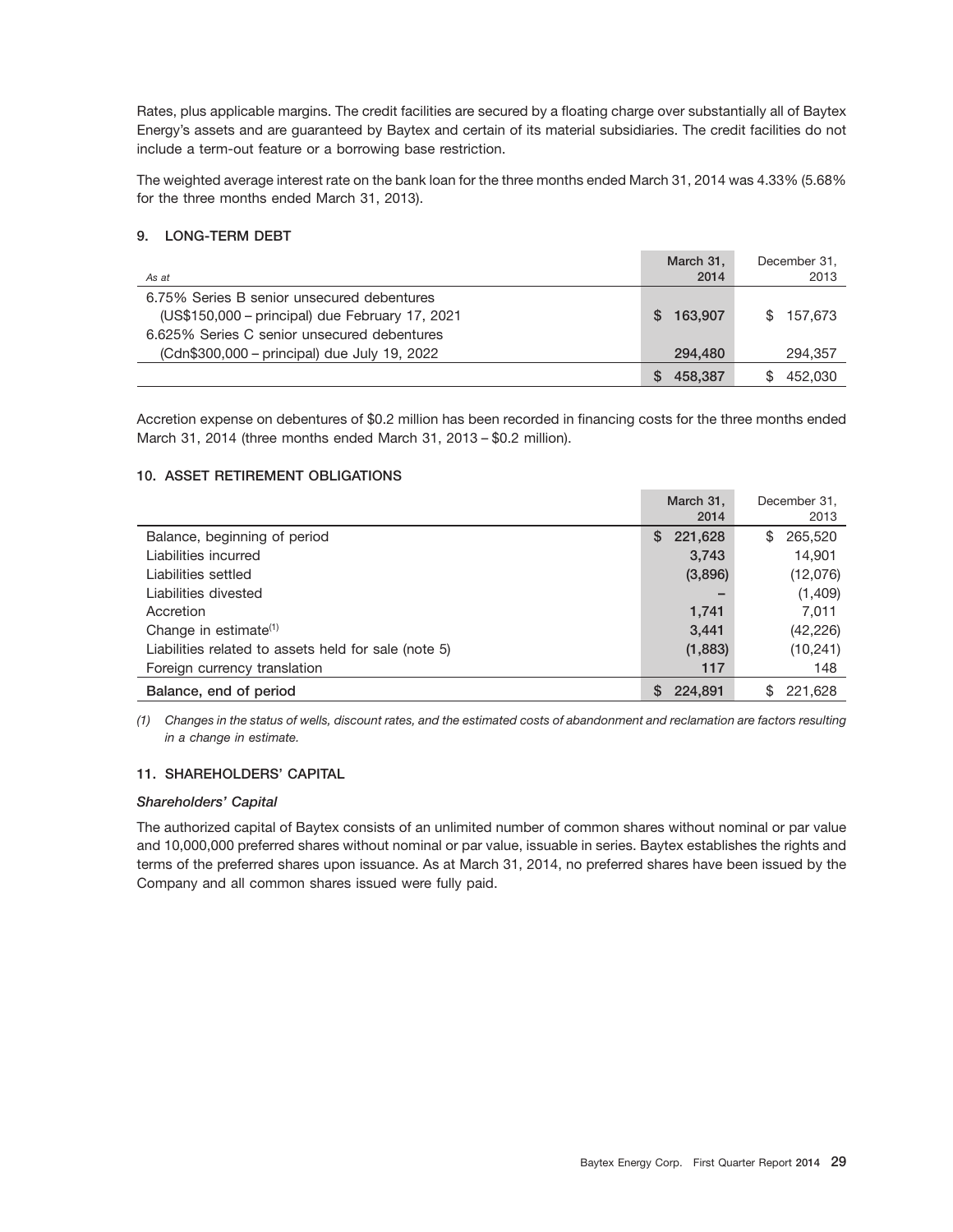Rates, plus applicable margins. The credit facilities are secured by a floating charge over substantially all of Baytex Energy's assets and are guaranteed by Baytex and certain of its material subsidiaries. The credit facilities do not include a term-out feature or a borrowing base restriction.

The weighted average interest rate on the bank loan for the three months ended March 31, 2014 was 4.33% (5.68% for the three months ended March 31, 2013).

### 9. LONG-TERM DEBT

| *As at* | March 31, 2014 | December 31, 2013 |
|---|---|---|
| 6.75% Series B senior unsecured debentures (US$150,000 – principal) due February 17, 2021 | $ 163,907 | $ 157,673 |
| 6.625% Series C senior unsecured debentures (Cdn$300,000 – principal) due July 19, 2022 | 294,480 | 294,357 |
| | $ 458,387 | $ 452,030 |

Accretion expense on debentures of $0.2 million has been recorded in financing costs for the three months ended March 31, 2014 (three months ended March 31, 2013 – $0.2 million).

### 10. ASSET RETIREMENT OBLIGATIONS

| | March 31, 2014 | December 31, 2013 |
|---|---|---|
| Balance, beginning of period | $ 221,628 | $ 265,520 |
| Liabilities incurred | 3,743 | 14,901 |
| Liabilities settled | (3,896) | (12,076) |
| Liabilities divested | – | (1,409) |
| Accretion | 1,741 | 7,011 |
| Change in estimate[1] | 3,441 | (42,226) |
| Liabilities related to assets held for sale (note 5) | (1,883) | (10,241) |
| Foreign currency translation | 117 | 148 |
| **Balance, end of period** | $ 224,891 | $ 221,628 |

*(1) Changes in the status of wells, discount rates, and the estimated costs of abandonment and reclamation are factors resulting in a change in estimate.*

### 11. SHAREHOLDERS' CAPITAL

***Shareholders' Capital***

The authorized capital of Baytex consists of an unlimited number of common shares without nominal or par value and 10,000,000 preferred shares without nominal or par value, issuable in series. Baytex establishes the rights and terms of the preferred shares upon issuance. As at March 31, 2014, no preferred shares have been issued by the Company and all common shares issued were fully paid.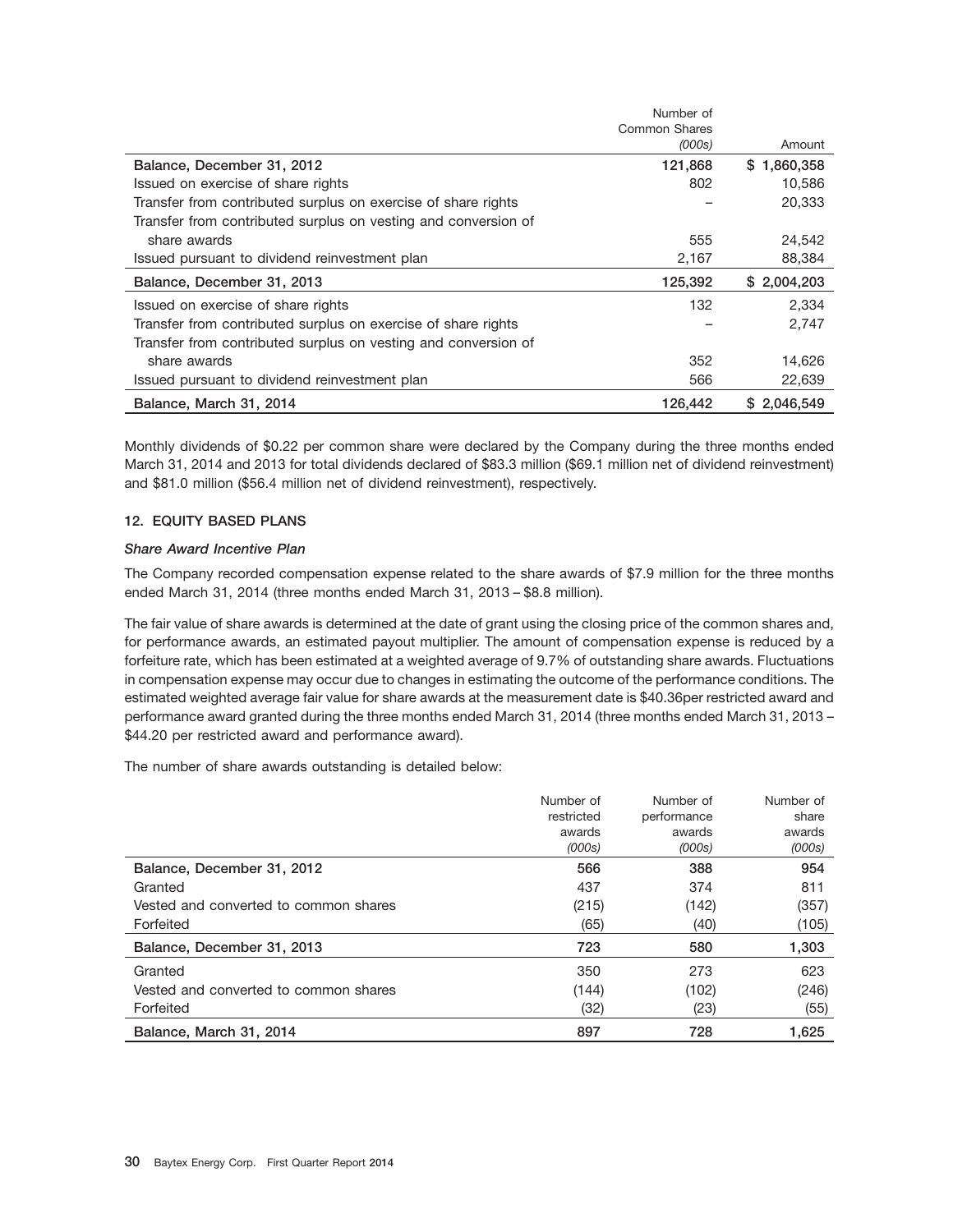| | Number of Common Shares *(000s)* | Amount |
|---|---|---|
| **Balance, December 31, 2012** | **121,868** | **$ 1,860,358** |
| Issued on exercise of share rights | 802 | 10,586 |
| Transfer from contributed surplus on exercise of share rights | – | 20,333 |
| Transfer from contributed surplus on vesting and conversion of share awards | 555 | 24,542 |
| Issued pursuant to dividend reinvestment plan | 2,167 | 88,384 |
| **Balance, December 31, 2013** | **125,392** | **$ 2,004,203** |
| Issued on exercise of share rights | 132 | 2,334 |
| Transfer from contributed surplus on exercise of share rights | – | 2,747 |
| Transfer from contributed surplus on vesting and conversion of share awards | 352 | 14,626 |
| Issued pursuant to dividend reinvestment plan | 566 | 22,639 |
| **Balance, March 31, 2014** | **126,442** | **$ 2,046,549** |

Monthly dividends of $0.22 per common share were declared by the Company during the three months ended March 31, 2014 and 2013 for total dividends declared of $83.3 million ($69.1 million net of dividend reinvestment) and $81.0 million ($56.4 million net of dividend reinvestment), respectively.

## 12. EQUITY BASED PLANS

### *Share Award Incentive Plan*

The Company recorded compensation expense related to the share awards of $7.9 million for the three months ended March 31, 2014 (three months ended March 31, 2013 – $8.8 million).

The fair value of share awards is determined at the date of grant using the closing price of the common shares and, for performance awards, an estimated payout multiplier. The amount of compensation expense is reduced by a forfeiture rate, which has been estimated at a weighted average of 9.7% of outstanding share awards. Fluctuations in compensation expense may occur due to changes in estimating the outcome of the performance conditions. The estimated weighted average fair value for share awards at the measurement date is $40.36per restricted award and performance award granted during the three months ended March 31, 2014 (three months ended March 31, 2013 – $44.20 per restricted award and performance award).

The number of share awards outstanding is detailed below:

| | Number of restricted awards *(000s)* | Number of performance awards *(000s)* | Number of share awards *(000s)* |
|---|---|---|---|
| **Balance, December 31, 2012** | **566** | **388** | **954** |
| Granted | 437 | 374 | 811 |
| Vested and converted to common shares | (215) | (142) | (357) |
| Forfeited | (65) | (40) | (105) |
| **Balance, December 31, 2013** | **723** | **580** | **1,303** |
| Granted | 350 | 273 | 623 |
| Vested and converted to common shares | (144) | (102) | (246) |
| Forfeited | (32) | (23) | (55) |
| **Balance, March 31, 2014** | **897** | **728** | **1,625** |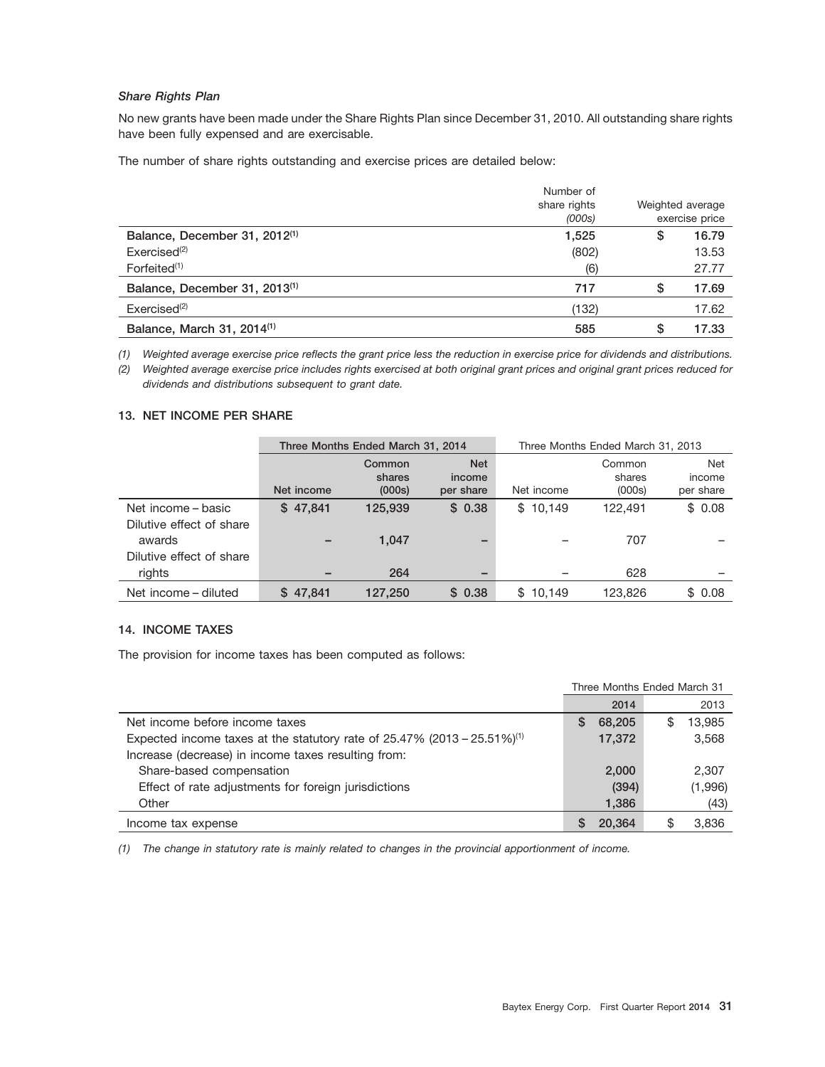*Share Rights Plan*

No new grants have been made under the Share Rights Plan since December 31, 2010. All outstanding share rights have been fully expensed and are exercisable.

The number of share rights outstanding and exercise prices are detailed below:

| | Number of share rights *(000s)* | Weighted average exercise price |
|---|---|---|
| **Balance, December 31, 2012[(1)]** | **1,525** | **$ 16.79** |
| Exercised[(2)] | (802) | 13.53 |
| Forfeited[(1)] | (6) | 27.77 |
| **Balance, December 31, 2013[(1)]** | **717** | **$ 17.69** |
| Exercised[(2)] | (132) | 17.62 |
| **Balance, March 31, 2014[(1)]** | **585** | **$ 17.33** |

*(1) Weighted average exercise price reflects the grant price less the reduction in exercise price for dividends and distributions.*

*(2) Weighted average exercise price includes rights exercised at both original grant prices and original grant prices reduced for dividends and distributions subsequent to grant date.*

### 13. NET INCOME PER SHARE

| | Three Months Ended March 31, 2014 | | | Three Months Ended March 31, 2013 | | |
|---|---|---|---|---|---|---|
| | Net income | Common shares (000s) | Net income per share | Net income | Common shares (000s) | Net income per share |
| Net income – basic | $ 47,841 | 125,939 | $ 0.38 | $ 10,149 | 122,491 | $ 0.08 |
| Dilutive effect of share awards | – | 1,047 | – | – | 707 | – |
| Dilutive effect of share rights | – | 264 | – | – | 628 | – |
| Net income – diluted | $ 47,841 | 127,250 | $ 0.38 | $ 10,149 | 123,826 | $ 0.08 |

### 14. INCOME TAXES

The provision for income taxes has been computed as follows:

| | Three Months Ended March 31 | |
|---|---|---|
| | 2014 | 2013 |
| Net income before income taxes | $ 68,205 | $ 13,985 |
| Expected income taxes at the statutory rate of 25.47% (2013 – 25.51%)[(1)] | 17,372 | 3,568 |
| Increase (decrease) in income taxes resulting from: | | |
| Share-based compensation | 2,000 | 2,307 |
| Effect of rate adjustments for foreign jurisdictions | (394) | (1,996) |
| Other | 1,386 | (43) |
| Income tax expense | $ 20,364 | $ 3,836 |

*(1) The change in statutory rate is mainly related to changes in the provincial apportionment of income.*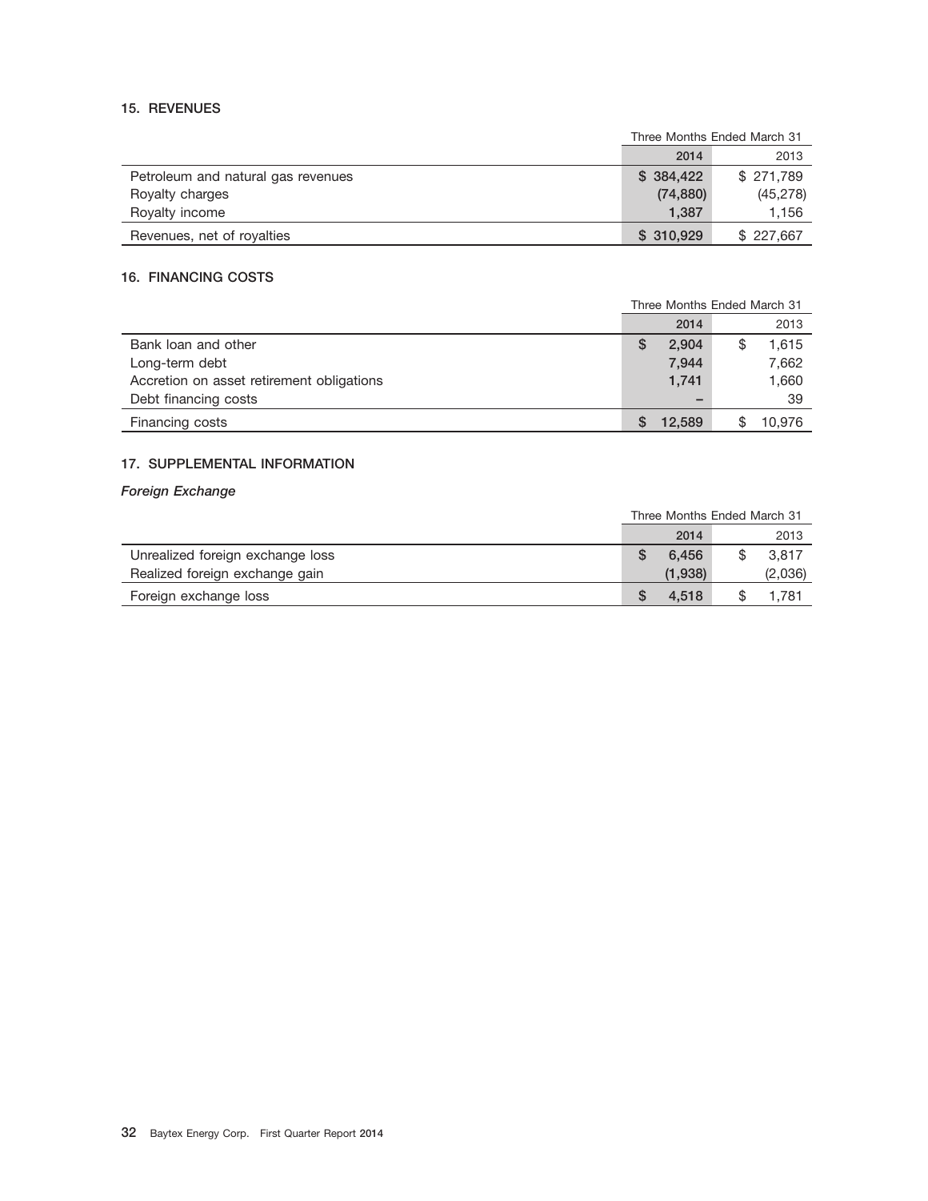### 15. REVENUES

| | Three Months Ended March 31 | |
|---|---|---|
| | **2014** | 2013 |
| Petroleum and natural gas revenues | **$ 384,422** | $ 271,789 |
| Royalty charges | **(74,880)** | (45,278) |
| Royalty income | **1,387** | 1,156 |
| Revenues, net of royalties | **$ 310,929** | $ 227,667 |

### 16. FINANCING COSTS

| | Three Months Ended March 31 | |
|---|---|---|
| | **2014** | 2013 |
| Bank loan and other | **$ 2,904** | $ 1,615 |
| Long-term debt | **7,944** | 7,662 |
| Accretion on asset retirement obligations | **1,741** | 1,660 |
| Debt financing costs | **–** | 39 |
| Financing costs | **$ 12,589** | $ 10,976 |

### 17. SUPPLEMENTAL INFORMATION

*Foreign Exchange*

| | Three Months Ended March 31 | |
|---|---|---|
| | **2014** | 2013 |
| Unrealized foreign exchange loss | **$ 6,456** | $ 3,817 |
| Realized foreign exchange gain | **(1,938)** | (2,036) |
| Foreign exchange loss | **$ 4,518** | $ 1,781 |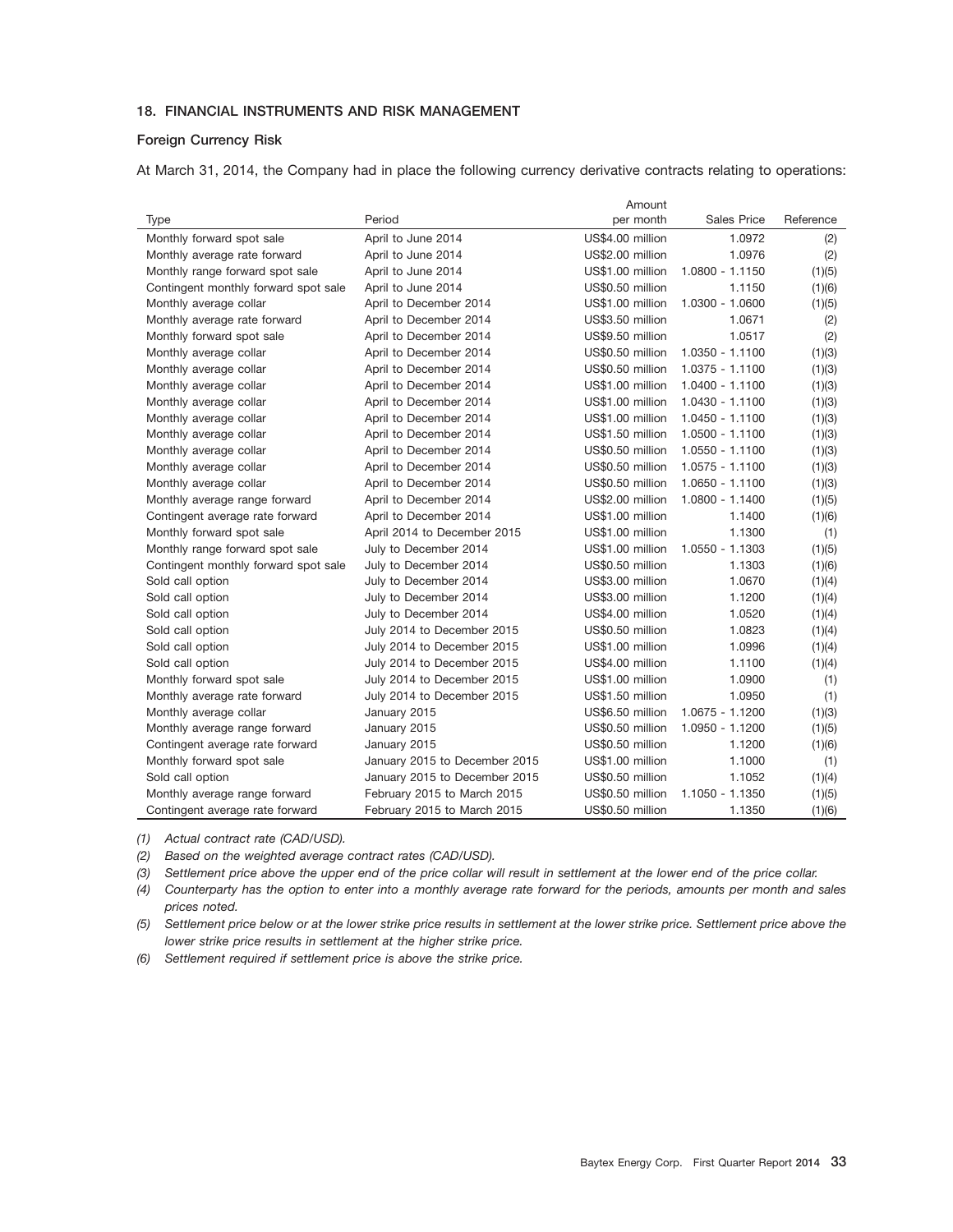### 18. FINANCIAL INSTRUMENTS AND RISK MANAGEMENT

#### Foreign Currency Risk

At March 31, 2014, the Company had in place the following currency derivative contracts relating to operations:

| Type | Period | Amount per month | Sales Price | Reference |
|---|---|---|---|---|
| Monthly forward spot sale | April to June 2014 | US$4.00 million | 1.0972 | (2) |
| Monthly average rate forward | April to June 2014 | US$2.00 million | 1.0976 | (2) |
| Monthly range forward spot sale | April to June 2014 | US$1.00 million | 1.0800 - 1.1150 | (1)(5) |
| Contingent monthly forward spot sale | April to June 2014 | US$0.50 million | 1.1150 | (1)(6) |
| Monthly average collar | April to December 2014 | US$1.00 million | 1.0300 - 1.0600 | (1)(5) |
| Monthly average rate forward | April to December 2014 | US$3.50 million | 1.0671 | (2) |
| Monthly forward spot sale | April to December 2014 | US$9.50 million | 1.0517 | (2) |
| Monthly average collar | April to December 2014 | US$0.50 million | 1.0350 - 1.1100 | (1)(3) |
| Monthly average collar | April to December 2014 | US$0.50 million | 1.0375 - 1.1100 | (1)(3) |
| Monthly average collar | April to December 2014 | US$1.00 million | 1.0400 - 1.1100 | (1)(3) |
| Monthly average collar | April to December 2014 | US$1.00 million | 1.0430 - 1.1100 | (1)(3) |
| Monthly average collar | April to December 2014 | US$1.00 million | 1.0450 - 1.1100 | (1)(3) |
| Monthly average collar | April to December 2014 | US$1.50 million | 1.0500 - 1.1100 | (1)(3) |
| Monthly average collar | April to December 2014 | US$0.50 million | 1.0550 - 1.1100 | (1)(3) |
| Monthly average collar | April to December 2014 | US$0.50 million | 1.0575 - 1.1100 | (1)(3) |
| Monthly average collar | April to December 2014 | US$0.50 million | 1.0650 - 1.1100 | (1)(3) |
| Monthly average range forward | April to December 2014 | US$2.00 million | 1.0800 - 1.1400 | (1)(5) |
| Contingent average rate forward | April to December 2014 | US$1.00 million | 1.1400 | (1)(6) |
| Monthly forward spot sale | April 2014 to December 2015 | US$1.00 million | 1.1300 | (1) |
| Monthly range forward spot sale | July to December 2014 | US$1.00 million | 1.0550 - 1.1303 | (1)(5) |
| Contingent monthly forward spot sale | July to December 2014 | US$0.50 million | 1.1303 | (1)(6) |
| Sold call option | July to December 2014 | US$3.00 million | 1.0670 | (1)(4) |
| Sold call option | July to December 2014 | US$3.00 million | 1.1200 | (1)(4) |
| Sold call option | July to December 2014 | US$4.00 million | 1.0520 | (1)(4) |
| Sold call option | July 2014 to December 2015 | US$0.50 million | 1.0823 | (1)(4) |
| Sold call option | July 2014 to December 2015 | US$1.00 million | 1.0996 | (1)(4) |
| Sold call option | July 2014 to December 2015 | US$4.00 million | 1.1100 | (1)(4) |
| Monthly forward spot sale | July 2014 to December 2015 | US$1.00 million | 1.0900 | (1) |
| Monthly average rate forward | July 2014 to December 2015 | US$1.50 million | 1.0950 | (1) |
| Monthly average collar | January 2015 | US$6.50 million | 1.0675 - 1.1200 | (1)(3) |
| Monthly average range forward | January 2015 | US$0.50 million | 1.0950 - 1.1200 | (1)(5) |
| Contingent average rate forward | January 2015 | US$0.50 million | 1.1200 | (1)(6) |
| Monthly forward spot sale | January 2015 to December 2015 | US$1.00 million | 1.1000 | (1) |
| Sold call option | January 2015 to December 2015 | US$0.50 million | 1.1052 | (1)(4) |
| Monthly average range forward | February 2015 to March 2015 | US$0.50 million | 1.1050 - 1.1350 | (1)(5) |
| Contingent average rate forward | February 2015 to March 2015 | US$0.50 million | 1.1350 | (1)(6) |

*(1) Actual contract rate (CAD/USD).*

*(2) Based on the weighted average contract rates (CAD/USD).*

*(3) Settlement price above the upper end of the price collar will result in settlement at the lower end of the price collar.*

*(4) Counterparty has the option to enter into a monthly average rate forward for the periods, amounts per month and sales prices noted.*

*(5) Settlement price below or at the lower strike price results in settlement at the lower strike price. Settlement price above the lower strike price results in settlement at the higher strike price.*

*(6) Settlement required if settlement price is above the strike price.*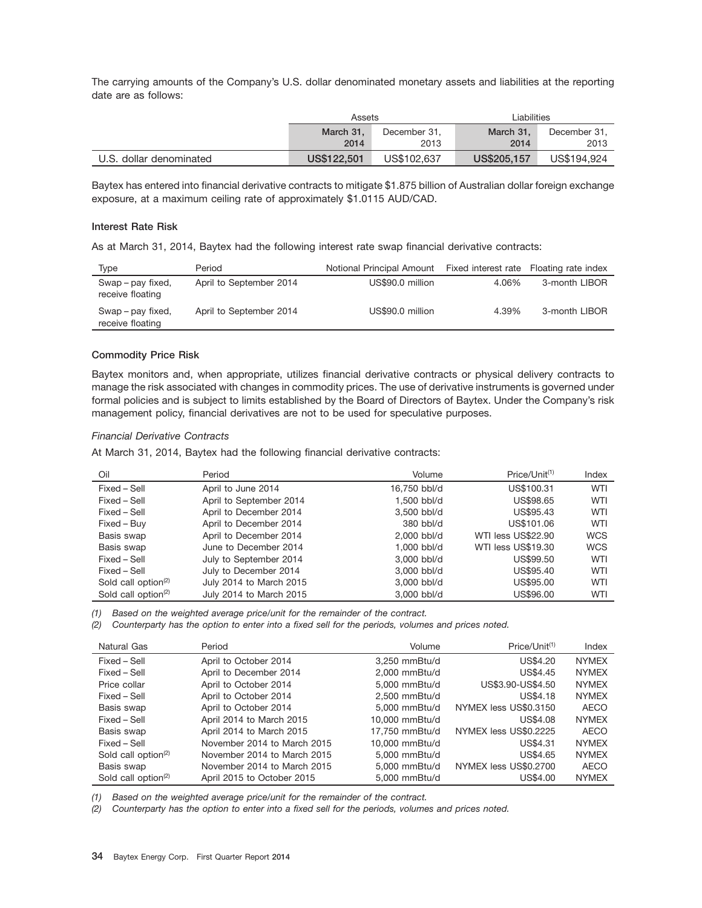The carrying amounts of the Company's U.S. dollar denominated monetary assets and liabilities at the reporting date are as follows:

| | Assets | | Liabilities | |
|---|---|---|---|---|
| | **March 31, 2014** | December 31, 2013 | **March 31, 2014** | December 31, 2013 |
| U.S. dollar denominated | **US$122,501** | US$102,637 | **US$205,157** | US$194,924 |

Baytex has entered into financial derivative contracts to mitigate $1.875 billion of Australian dollar foreign exchange exposure, at a maximum ceiling rate of approximately $1.0115 AUD/CAD.

### Interest Rate Risk

As at March 31, 2014, Baytex had the following interest rate swap financial derivative contracts:

| Type | Period | Notional Principal Amount | Fixed interest rate | Floating rate index |
|---|---|---|---|---|
| Swap – pay fixed, receive floating | April to September 2014 | US$90.0 million | 4.06% | 3-month LIBOR |
| Swap – pay fixed, receive floating | April to September 2014 | US$90.0 million | 4.39% | 3-month LIBOR |

### Commodity Price Risk

Baytex monitors and, when appropriate, utilizes financial derivative contracts or physical delivery contracts to manage the risk associated with changes in commodity prices. The use of derivative instruments is governed under formal policies and is subject to limits established by the Board of Directors of Baytex. Under the Company's risk management policy, financial derivatives are not to be used for speculative purposes.

*Financial Derivative Contracts*

At March 31, 2014, Baytex had the following financial derivative contracts:

| Oil | Period | Volume | Price/Unit[1] | Index |
|---|---|---|---|---|
| Fixed – Sell | April to June 2014 | 16,750 bbl/d | US$100.31 | WTI |
| Fixed – Sell | April to September 2014 | 1,500 bbl/d | US$98.65 | WTI |
| Fixed – Sell | April to December 2014 | 3,500 bbl/d | US$95.43 | WTI |
| Fixed – Buy | April to December 2014 | 380 bbl/d | US$101.06 | WTI |
| Basis swap | April to December 2014 | 2,000 bbl/d | WTI less US$22.90 | WCS |
| Basis swap | June to December 2014 | 1,000 bbl/d | WTI less US$19.30 | WCS |
| Fixed – Sell | July to September 2014 | 3,000 bbl/d | US$99.50 | WTI |
| Fixed – Sell | July to December 2014 | 3,000 bbl/d | US$95.40 | WTI |
| Sold call option[2] | July 2014 to March 2015 | 3,000 bbl/d | US$95.00 | WTI |
| Sold call option[2] | July 2014 to March 2015 | 3,000 bbl/d | US$96.00 | WTI |

*(1) Based on the weighted average price/unit for the remainder of the contract.*

*(2) Counterparty has the option to enter into a fixed sell for the periods, volumes and prices noted.*

| Natural Gas | Period | Volume | Price/Unit[1] | Index |
|---|---|---|---|---|
| Fixed – Sell | April to October 2014 | 3,250 mmBtu/d | US$4.20 | NYMEX |
| Fixed – Sell | April to December 2014 | 2,000 mmBtu/d | US$4.45 | NYMEX |
| Price collar | April to October 2014 | 5,000 mmBtu/d | US$3.90-US$4.50 | NYMEX |
| Fixed – Sell | April to October 2014 | 2,500 mmBtu/d | US$4.18 | NYMEX |
| Basis swap | April to October 2014 | 5,000 mmBtu/d | NYMEX less US$0.3150 | AECO |
| Fixed – Sell | April 2014 to March 2015 | 10,000 mmBtu/d | US$4.08 | NYMEX |
| Basis swap | April 2014 to March 2015 | 17,750 mmBtu/d | NYMEX less US$0.2225 | AECO |
| Fixed – Sell | November 2014 to March 2015 | 10,000 mmBtu/d | US$4.31 | NYMEX |
| Sold call option[2] | November 2014 to March 2015 | 5,000 mmBtu/d | US$4.65 | NYMEX |
| Basis swap | November 2014 to March 2015 | 5,000 mmBtu/d | NYMEX less US$0.2700 | AECO |
| Sold call option[2] | April 2015 to October 2015 | 5,000 mmBtu/d | US$4.00 | NYMEX |

*(1) Based on the weighted average price/unit for the remainder of the contract.*

*(2) Counterparty has the option to enter into a fixed sell for the periods, volumes and prices noted.*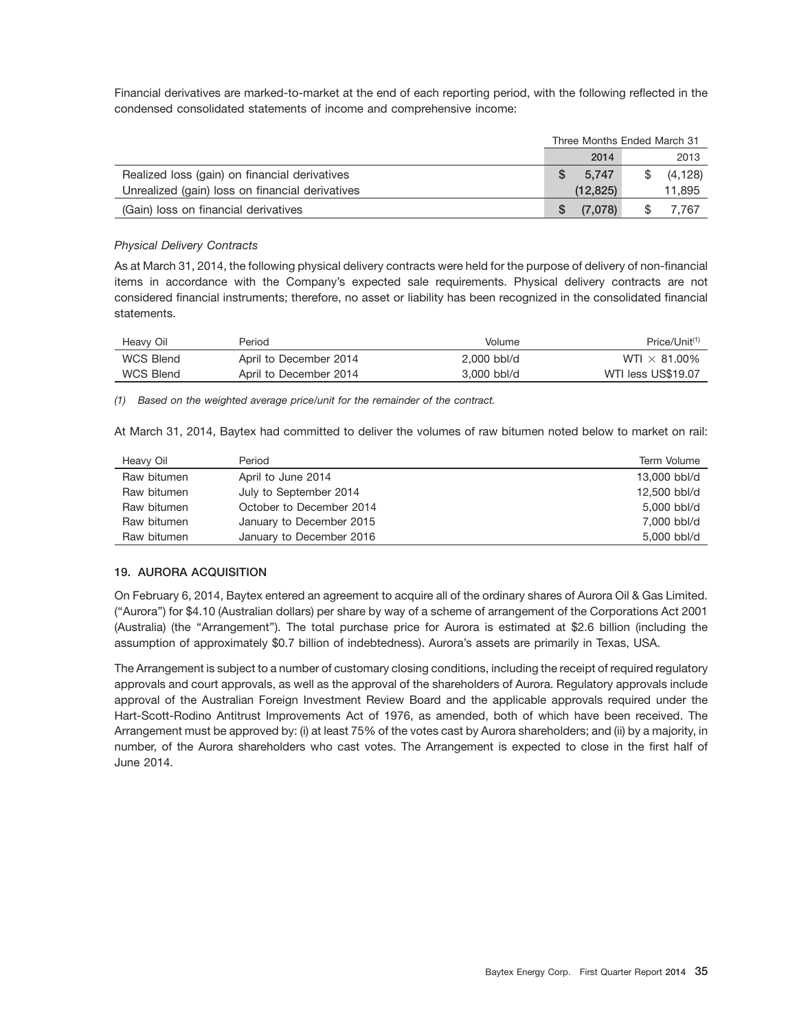Financial derivatives are marked-to-market at the end of each reporting period, with the following reflected in the condensed consolidated statements of income and comprehensive income:

| | Three Months Ended March 31 | |
|---|---|---|
| | 2014 | 2013 |
| Realized loss (gain) on financial derivatives | $ 5,747 | $ (4,128) |
| Unrealized (gain) loss on financial derivatives | (12,825) | 11,895 |
| (Gain) loss on financial derivatives | $ (7,078) | $ 7,767 |

*Physical Delivery Contracts*

As at March 31, 2014, the following physical delivery contracts were held for the purpose of delivery of non-financial items in accordance with the Company's expected sale requirements. Physical delivery contracts are not considered financial instruments; therefore, no asset or liability has been recognized in the consolidated financial statements.

| Heavy Oil | Period | Volume | Price/Unit[(1)] |
|---|---|---|---|
| WCS Blend | April to December 2014 | 2,000 bbl/d | WTI × 81.00% |
| WCS Blend | April to December 2014 | 3,000 bbl/d | WTI less US$19.07 |

*(1) Based on the weighted average price/unit for the remainder of the contract.*

At March 31, 2014, Baytex had committed to deliver the volumes of raw bitumen noted below to market on rail:

| Heavy Oil | Period | Term Volume |
|---|---|---|
| Raw bitumen | April to June 2014 | 13,000 bbl/d |
| Raw bitumen | July to September 2014 | 12,500 bbl/d |
| Raw bitumen | October to December 2014 | 5,000 bbl/d |
| Raw bitumen | January to December 2015 | 7,000 bbl/d |
| Raw bitumen | January to December 2016 | 5,000 bbl/d |

## 19. AURORA ACQUISITION

On February 6, 2014, Baytex entered an agreement to acquire all of the ordinary shares of Aurora Oil & Gas Limited. ("Aurora") for $4.10 (Australian dollars) per share by way of a scheme of arrangement of the Corporations Act 2001 (Australia) (the "Arrangement"). The total purchase price for Aurora is estimated at $2.6 billion (including the assumption of approximately $0.7 billion of indebtedness). Aurora's assets are primarily in Texas, USA.

The Arrangement is subject to a number of customary closing conditions, including the receipt of required regulatory approvals and court approvals, as well as the approval of the shareholders of Aurora. Regulatory approvals include approval of the Australian Foreign Investment Review Board and the applicable approvals required under the Hart-Scott-Rodino Antitrust Improvements Act of 1976, as amended, both of which have been received. The Arrangement must be approved by: (i) at least 75% of the votes cast by Aurora shareholders; and (ii) by a majority, in number, of the Aurora shareholders who cast votes. The Arrangement is expected to close in the first half of June 2014.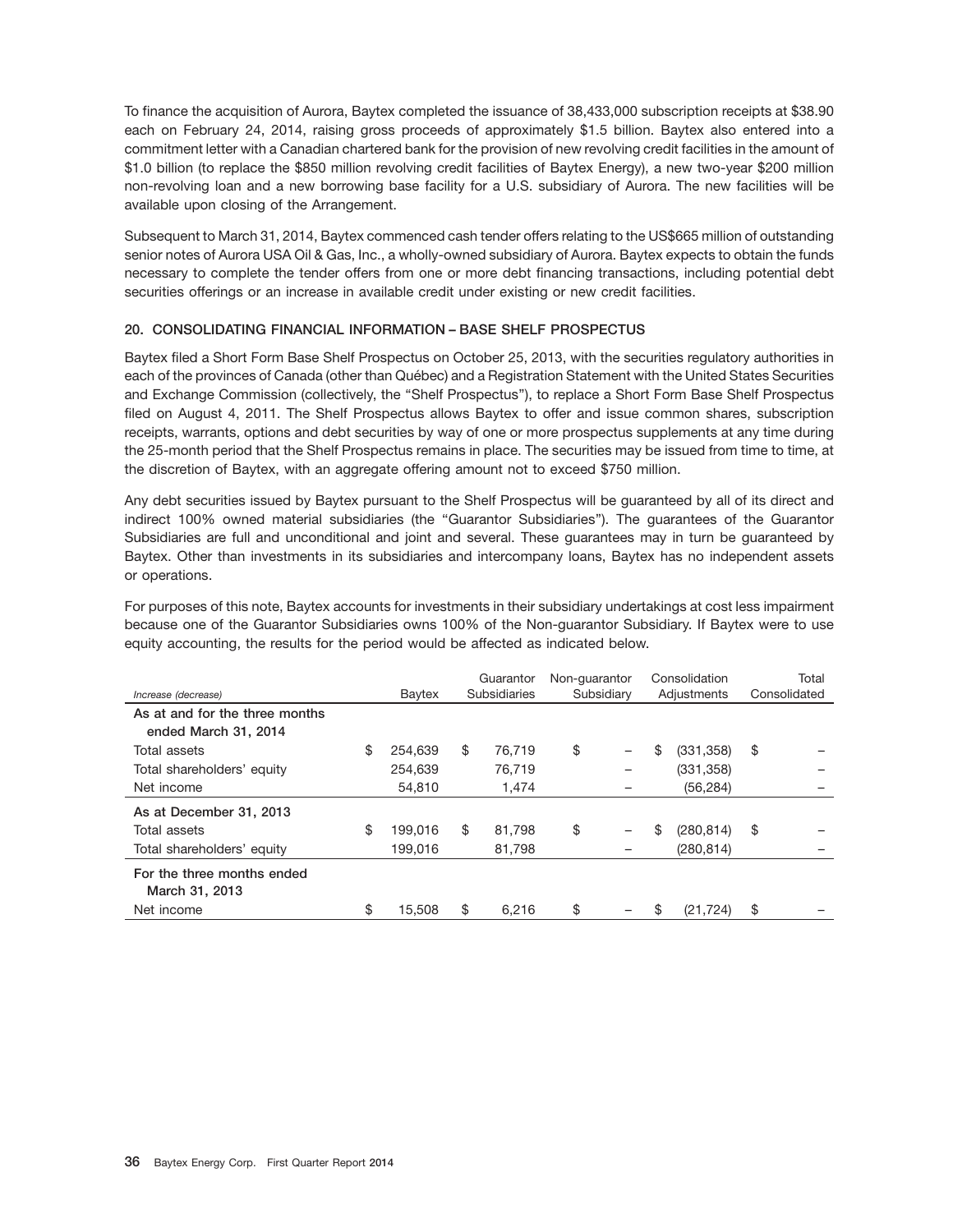To finance the acquisition of Aurora, Baytex completed the issuance of 38,433,000 subscription receipts at $38.90 each on February 24, 2014, raising gross proceeds of approximately $1.5 billion. Baytex also entered into a commitment letter with a Canadian chartered bank for the provision of new revolving credit facilities in the amount of $1.0 billion (to replace the $850 million revolving credit facilities of Baytex Energy), a new two-year $200 million non-revolving loan and a new borrowing base facility for a U.S. subsidiary of Aurora. The new facilities will be available upon closing of the Arrangement.

Subsequent to March 31, 2014, Baytex commenced cash tender offers relating to the US$665 million of outstanding senior notes of Aurora USA Oil & Gas, Inc., a wholly-owned subsidiary of Aurora. Baytex expects to obtain the funds necessary to complete the tender offers from one or more debt financing transactions, including potential debt securities offerings or an increase in available credit under existing or new credit facilities.

### 20. CONSOLIDATING FINANCIAL INFORMATION – BASE SHELF PROSPECTUS

Baytex filed a Short Form Base Shelf Prospectus on October 25, 2013, with the securities regulatory authorities in each of the provinces of Canada (other than Québec) and a Registration Statement with the United States Securities and Exchange Commission (collectively, the "Shelf Prospectus"), to replace a Short Form Base Shelf Prospectus filed on August 4, 2011. The Shelf Prospectus allows Baytex to offer and issue common shares, subscription receipts, warrants, options and debt securities by way of one or more prospectus supplements at any time during the 25-month period that the Shelf Prospectus remains in place. The securities may be issued from time to time, at the discretion of Baytex, with an aggregate offering amount not to exceed $750 million.

Any debt securities issued by Baytex pursuant to the Shelf Prospectus will be guaranteed by all of its direct and indirect 100% owned material subsidiaries (the "Guarantor Subsidiaries"). The guarantees of the Guarantor Subsidiaries are full and unconditional and joint and several. These guarantees may in turn be guaranteed by Baytex. Other than investments in its subsidiaries and intercompany loans, Baytex has no independent assets or operations.

For purposes of this note, Baytex accounts for investments in their subsidiary undertakings at cost less impairment because one of the Guarantor Subsidiaries owns 100% of the Non-guarantor Subsidiary. If Baytex were to use equity accounting, the results for the period would be affected as indicated below.

| *Increase (decrease)* | Baytex | Guarantor Subsidiaries | Non-guarantor Subsidiary | Consolidation Adjustments | Total Consolidated |
|---|---|---|---|---|---|
| **As at and for the three months ended March 31, 2014** | | | | | |
| Total assets | $ 254,639 | $ 76,719 | $ – | $ (331,358) | $ – |
| Total shareholders' equity | 254,639 | 76,719 | – | (331,358) | – |
| Net income | 54,810 | 1,474 | – | (56,284) | – |
| **As at December 31, 2013** | | | | | |
| Total assets | $ 199,016 | $ 81,798 | $ – | $ (280,814) | $ – |
| Total shareholders' equity | 199,016 | 81,798 | – | (280,814) | – |
| **For the three months ended March 31, 2013** | | | | | |
| Net income | $ 15,508 | $ 6,216 | $ – | $ (21,724) | $ – |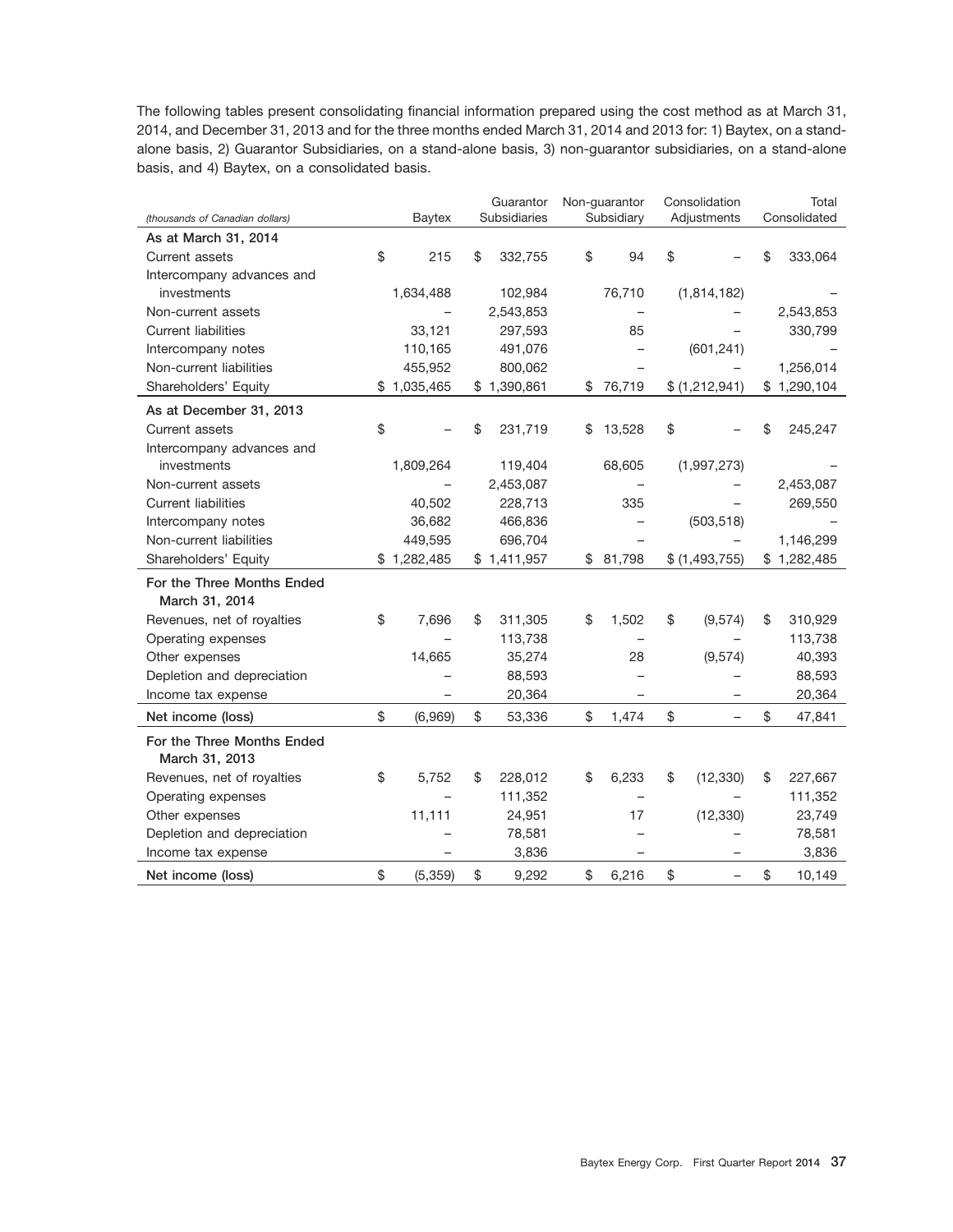The following tables present consolidating financial information prepared using the cost method as at March 31, 2014, and December 31, 2013 and for the three months ended March 31, 2014 and 2013 for: 1) Baytex, on a stand-alone basis, 2) Guarantor Subsidiaries, on a stand-alone basis, 3) non-guarantor subsidiaries, on a stand-alone basis, and 4) Baytex, on a consolidated basis.

| *(thousands of Canadian dollars)* | Baytex | Guarantor Subsidiaries | Non-guarantor Subsidiary | Consolidation Adjustments | Total Consolidated |
|---|---|---|---|---|---|
| **As at March 31, 2014** | | | | | |
| Current assets | $ 215 | $ 332,755 | $ 94 | $ – | $ 333,064 |
| Intercompany advances and investments | 1,634,488 | 102,984 | 76,710 | (1,814,182) | – |
| Non-current assets | – | 2,543,853 | – | – | 2,543,853 |
| Current liabilities | 33,121 | 297,593 | 85 | – | 330,799 |
| Intercompany notes | 110,165 | 491,076 | – | (601,241) | – |
| Non-current liabilities | 455,952 | 800,062 | – | – | 1,256,014 |
| Shareholders' Equity | $ 1,035,465 | $ 1,390,861 | $ 76,719 | $ (1,212,941) | $ 1,290,104 |
| **As at December 31, 2013** | | | | | |
| Current assets | $ – | $ 231,719 | $ 13,528 | $ – | $ 245,247 |
| Intercompany advances and investments | 1,809,264 | 119,404 | 68,605 | (1,997,273) | – |
| Non-current assets | – | 2,453,087 | – | – | 2,453,087 |
| Current liabilities | 40,502 | 228,713 | 335 | – | 269,550 |
| Intercompany notes | 36,682 | 466,836 | – | (503,518) | – |
| Non-current liabilities | 449,595 | 696,704 | – | – | 1,146,299 |
| Shareholders' Equity | $ 1,282,485 | $ 1,411,957 | $ 81,798 | $ (1,493,755) | $ 1,282,485 |
| **For the Three Months Ended March 31, 2014** | | | | | |
| Revenues, net of royalties | $ 7,696 | $ 311,305 | $ 1,502 | $ (9,574) | $ 310,929 |
| Operating expenses | – | 113,738 | – | – | 113,738 |
| Other expenses | 14,665 | 35,274 | 28 | (9,574) | 40,393 |
| Depletion and depreciation | – | 88,593 | – | – | 88,593 |
| Income tax expense | – | 20,364 | – | – | 20,364 |
| **Net income (loss)** | $ (6,969) | $ 53,336 | $ 1,474 | $ – | $ 47,841 |
| **For the Three Months Ended March 31, 2013** | | | | | |
| Revenues, net of royalties | $ 5,752 | $ 228,012 | $ 6,233 | $ (12,330) | $ 227,667 |
| Operating expenses | – | 111,352 | – | – | 111,352 |
| Other expenses | 11,111 | 24,951 | 17 | (12,330) | 23,749 |
| Depletion and depreciation | – | 78,581 | – | – | 78,581 |
| Income tax expense | – | 3,836 | – | – | 3,836 |
| **Net income (loss)** | $ (5,359) | $ 9,292 | $ 6,216 | $ – | $ 10,149 |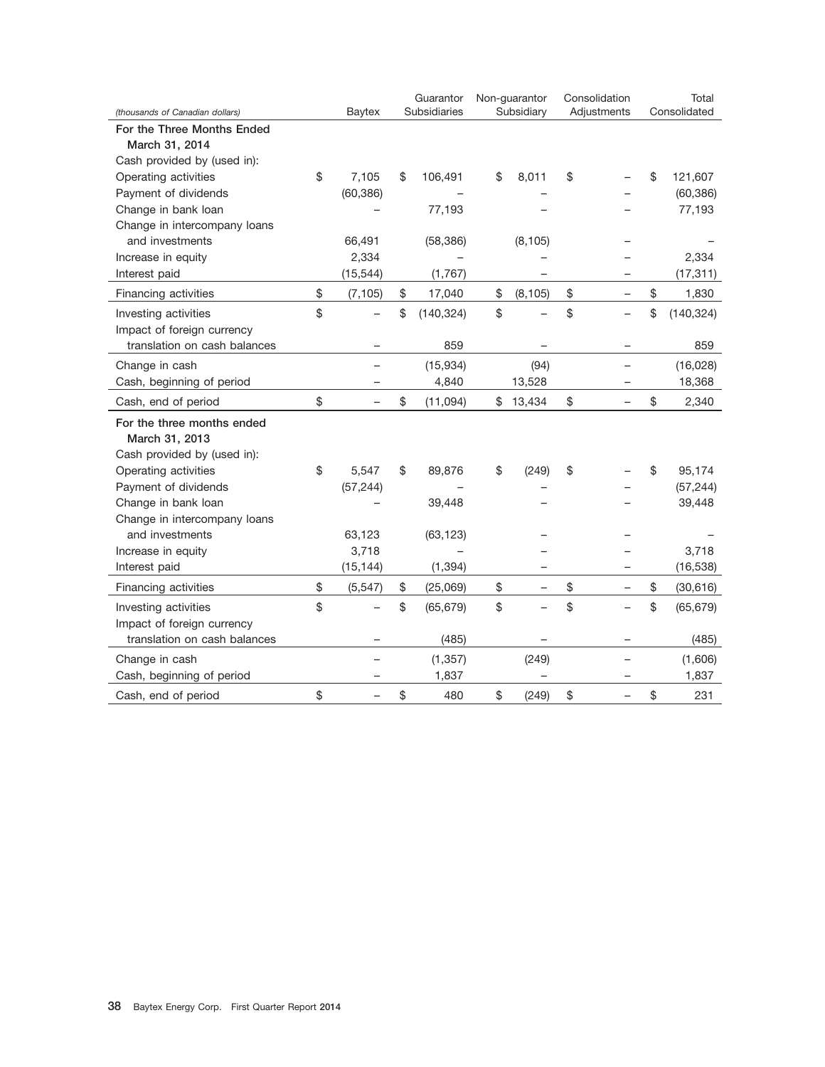| (thousands of Canadian dollars) | Baytex | Guarantor Subsidiaries | Non-guarantor Subsidiary | Consolidation Adjustments | Total Consolidated |
|---|---|---|---|---|---|
| **For the Three Months Ended March 31, 2014** | | | | | |
| Cash provided by (used in): | | | | | |
| Operating activities | $ 7,105 | $ 106,491 | $ 8,011 | $ – | $ 121,607 |
| Payment of dividends | (60,386) | – | – | – | (60,386) |
| Change in bank loan | – | 77,193 | – | – | 77,193 |
| Change in intercompany loans and investments | 66,491 | (58,386) | (8,105) | – | – |
| Increase in equity | 2,334 | – | – | – | 2,334 |
| Interest paid | (15,544) | (1,767) | – | – | (17,311) |
| Financing activities | $ (7,105) | $ 17,040 | $ (8,105) | $ – | $ 1,830 |
| Investing activities | $ – | $ (140,324) | $ – | $ – | $ (140,324) |
| Impact of foreign currency translation on cash balances | – | 859 | – | – | 859 |
| Change in cash | – | (15,934) | (94) | – | (16,028) |
| Cash, beginning of period | – | 4,840 | 13,528 | – | 18,368 |
| Cash, end of period | $ – | $ (11,094) | $ 13,434 | $ – | $ 2,340 |
| **For the three months ended March 31, 2013** | | | | | |
| Cash provided by (used in): | | | | | |
| Operating activities | $ 5,547 | $ 89,876 | $ (249) | $ – | $ 95,174 |
| Payment of dividends | (57,244) | – | – | – | (57,244) |
| Change in bank loan | – | 39,448 | – | – | 39,448 |
| Change in intercompany loans and investments | 63,123 | (63,123) | – | – | – |
| Increase in equity | 3,718 | – | – | – | 3,718 |
| Interest paid | (15,144) | (1,394) | – | – | (16,538) |
| Financing activities | $ (5,547) | $ (25,069) | $ – | $ – | $ (30,616) |
| Investing activities | $ – | $ (65,679) | $ – | $ – | $ (65,679) |
| Impact of foreign currency translation on cash balances | – | (485) | – | – | (485) |
| Change in cash | – | (1,357) | (249) | – | (1,606) |
| Cash, beginning of period | – | 1,837 | – | – | 1,837 |
| Cash, end of period | $ – | $ 480 | $ (249) | $ – | $ 231 |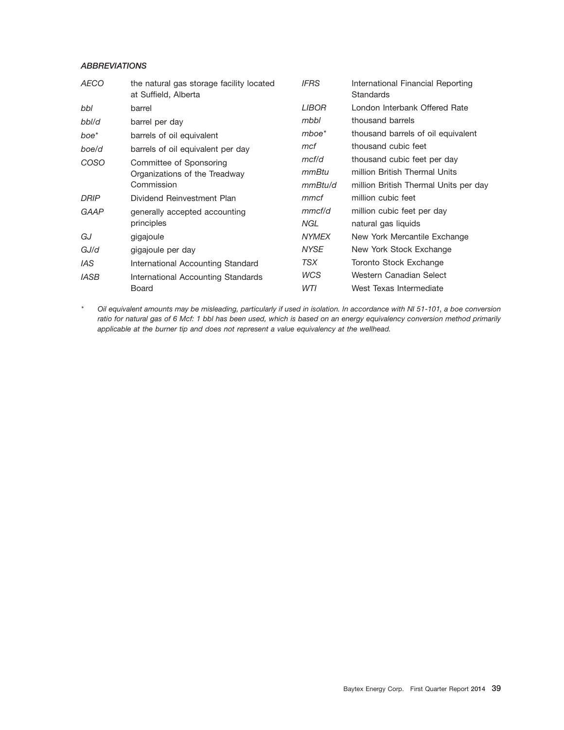### *ABBREVIATIONS*

| | |
|---|---|
| *AECO* | the natural gas storage facility located at Suffield, Alberta |
| *bbl* | barrel |
| *bbl/d* | barrel per day |
| *boe** | barrels of oil equivalent |
| *boe/d* | barrels of oil equivalent per day |
| *COSO* | Committee of Sponsoring Organizations of the Treadway Commission |
| *DRIP* | Dividend Reinvestment Plan |
| *GAAP* | generally accepted accounting principles |
| *GJ* | gigajoule |
| *GJ/d* | gigajoule per day |
| *IAS* | International Accounting Standard |
| *IASB* | International Accounting Standards Board |
| *IFRS* | International Financial Reporting Standards |
| *LIBOR* | London Interbank Offered Rate |
| *mbbl* | thousand barrels |
| *mboe** | thousand barrels of oil equivalent |
| *mcf* | thousand cubic feet |
| *mcf/d* | thousand cubic feet per day |
| *mmBtu* | million British Thermal Units |
| *mmBtu/d* | million British Thermal Units per day |
| *mmcf* | million cubic feet |
| *mmcf/d* | million cubic feet per day |
| *NGL* | natural gas liquids |
| *NYMEX* | New York Mercantile Exchange |
| *NYSE* | New York Stock Exchange |
| *TSX* | Toronto Stock Exchange |
| *WCS* | Western Canadian Select |
| *WTI* | West Texas Intermediate |

\* *Oil equivalent amounts may be misleading, particularly if used in isolation. In accordance with NI 51-101, a boe conversion ratio for natural gas of 6 Mcf: 1 bbl has been used, which is based on an energy equivalency conversion method primarily applicable at the burner tip and does not represent a value equivalency at the wellhead.*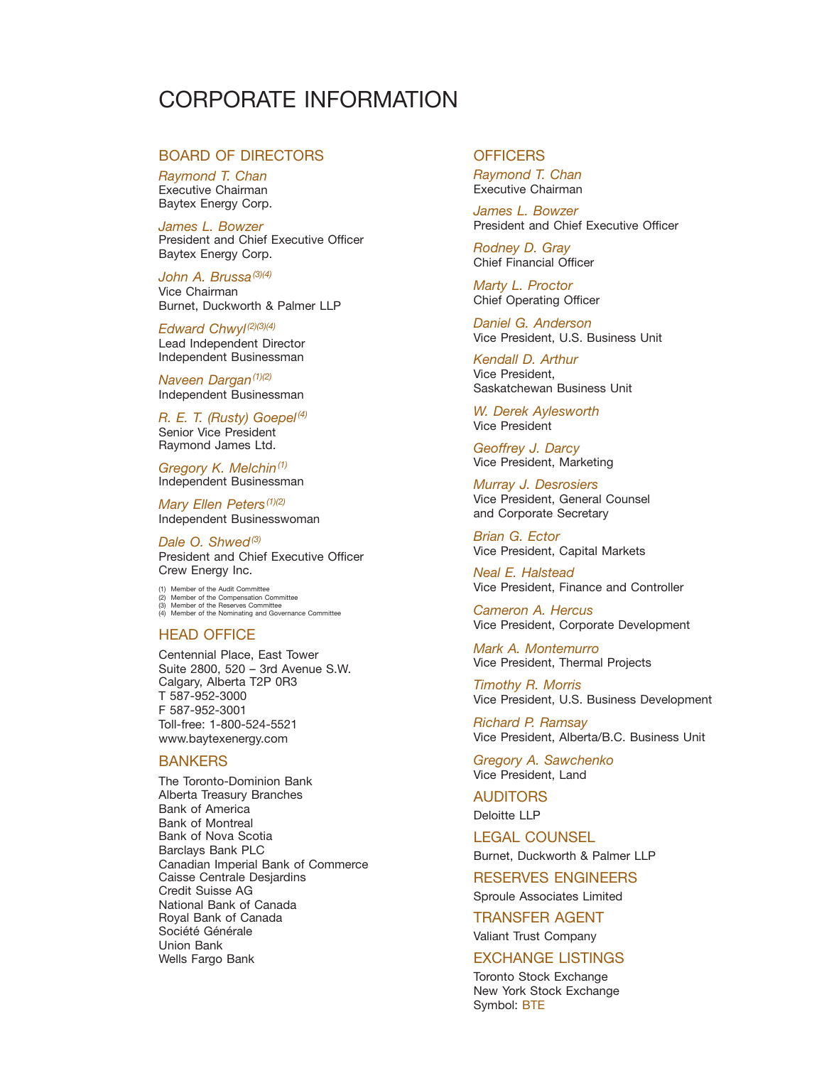# CORPORATE INFORMATION

## BOARD OF DIRECTORS

*Raymond T. Chan*
Executive Chairman
Baytex Energy Corp.

*James L. Bowzer*
President and Chief Executive Officer
Baytex Energy Corp.

*John A. Brussa*[3][4]
Vice Chairman
Burnet, Duckworth & Palmer LLP

*Edward Chwyl*[2][3][4]
Lead Independent Director
Independent Businessman

*Naveen Dargan*[1][2]
Independent Businessman

*R. E. T. (Rusty) Goepel*[4]
Senior Vice President
Raymond James Ltd.

*Gregory K. Melchin*[1]
Independent Businessman

*Mary Ellen Peters*[1][2]
Independent Businesswoman

*Dale O. Shwed*[3]
President and Chief Executive Officer
Crew Energy Inc.

(1) Member of the Audit Committee
(2) Member of the Compensation Committee
(3) Member of the Reserves Committee
(4) Member of the Nominating and Governance Committee

## HEAD OFFICE

Centennial Place, East Tower
Suite 2800, 520 – 3rd Avenue S.W.
Calgary, Alberta T2P 0R3
T 587-952-3000
F 587-952-3001
Toll-free: 1-800-524-5521
www.baytexenergy.com

## BANKERS

The Toronto-Dominion Bank
Alberta Treasury Branches
Bank of America
Bank of Montreal
Bank of Nova Scotia
Barclays Bank PLC
Canadian Imperial Bank of Commerce
Caisse Centrale Desjardins
Credit Suisse AG
National Bank of Canada
Royal Bank of Canada
Société Générale
Union Bank
Wells Fargo Bank

## OFFICERS

*Raymond T. Chan*
Executive Chairman

*James L. Bowzer*
President and Chief Executive Officer

*Rodney D. Gray*
Chief Financial Officer

*Marty L. Proctor*
Chief Operating Officer

*Daniel G. Anderson*
Vice President, U.S. Business Unit

*Kendall D. Arthur*
Vice President,
Saskatchewan Business Unit

*W. Derek Aylesworth*
Vice President

*Geoffrey J. Darcy*
Vice President, Marketing

*Murray J. Desrosiers*
Vice President, General Counsel
and Corporate Secretary

*Brian G. Ector*
Vice President, Capital Markets

*Neal E. Halstead*
Vice President, Finance and Controller

*Cameron A. Hercus*
Vice President, Corporate Development

*Mark A. Montemurro*
Vice President, Thermal Projects

*Timothy R. Morris*
Vice President, U.S. Business Development

*Richard P. Ramsay*
Vice President, Alberta/B.C. Business Unit

*Gregory A. Sawchenko*
Vice President, Land

## AUDITORS

Deloitte LLP

## LEGAL COUNSEL

Burnet, Duckworth & Palmer LLP

## RESERVES ENGINEERS

Sproule Associates Limited

## TRANSFER AGENT

Valiant Trust Company

## EXCHANGE LISTINGS

Toronto Stock Exchange
New York Stock Exchange
Symbol: BTE